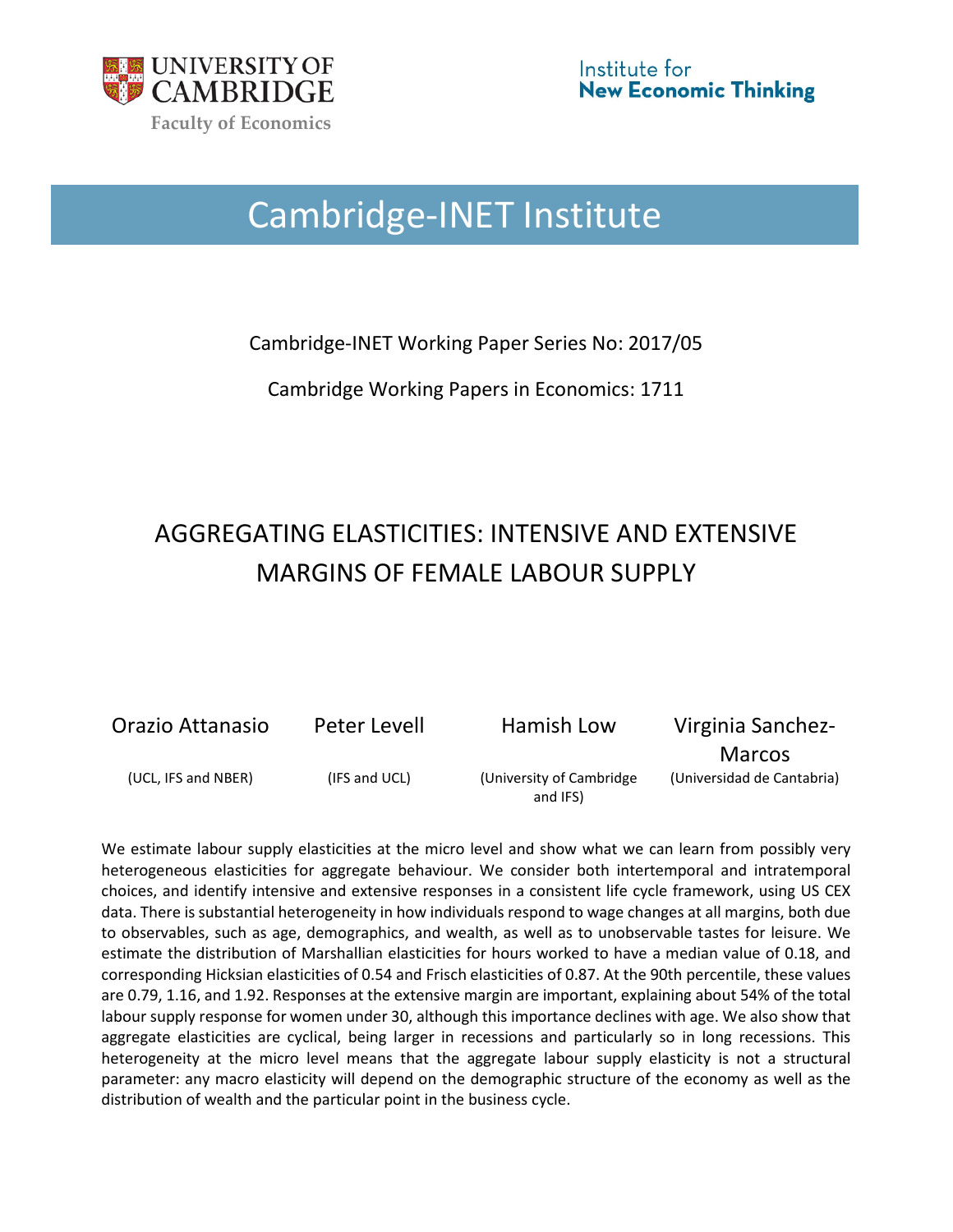UNIVERSITY OF CAMBRIDGE

Faculty of Economics

Institute for **New Economic Thinking**

# Cambridge-INET Institute

Cambridge-INET Working Paper Series No: 2017/05

Cambridge Working Papers in Economics: 1711

# AGGREGATING ELASTICITIES: INTENSIVE AND EXTENSIVE MARGINS OF FEMALE LABOUR SUPPLY

| Orazio Attanasio | Peter Levell | Hamish Low | Virginia Sanchez-Marcos |
| --- | --- | --- | --- |
| (UCL, IFS and NBER) | (IFS and UCL) | (University of Cambridge and IFS) | (Universidad de Cantabria) |

We estimate labour supply elasticities at the micro level and show what we can learn from possibly very heterogeneous elasticities for aggregate behaviour. We consider both intertemporal and intratemporal choices, and identify intensive and extensive responses in a consistent life cycle framework, using US CEX data. There is substantial heterogeneity in how individuals respond to wage changes at all margins, both due to observables, such as age, demographics, and wealth, as well as to unobservable tastes for leisure. We estimate the distribution of Marshallian elasticities for hours worked to have a median value of 0.18, and corresponding Hicksian elasticities of 0.54 and Frisch elasticities of 0.87. At the 90th percentile, these values are 0.79, 1.16, and 1.92. Responses at the extensive margin are important, explaining about 54% of the total labour supply response for women under 30, although this importance declines with age. We also show that aggregate elasticities are cyclical, being larger in recessions and particularly so in long recessions. This heterogeneity at the micro level means that the aggregate labour supply elasticity is not a structural parameter: any macro elasticity will depend on the demographic structure of the economy as well as the distribution of wealth and the particular point in the business cycle.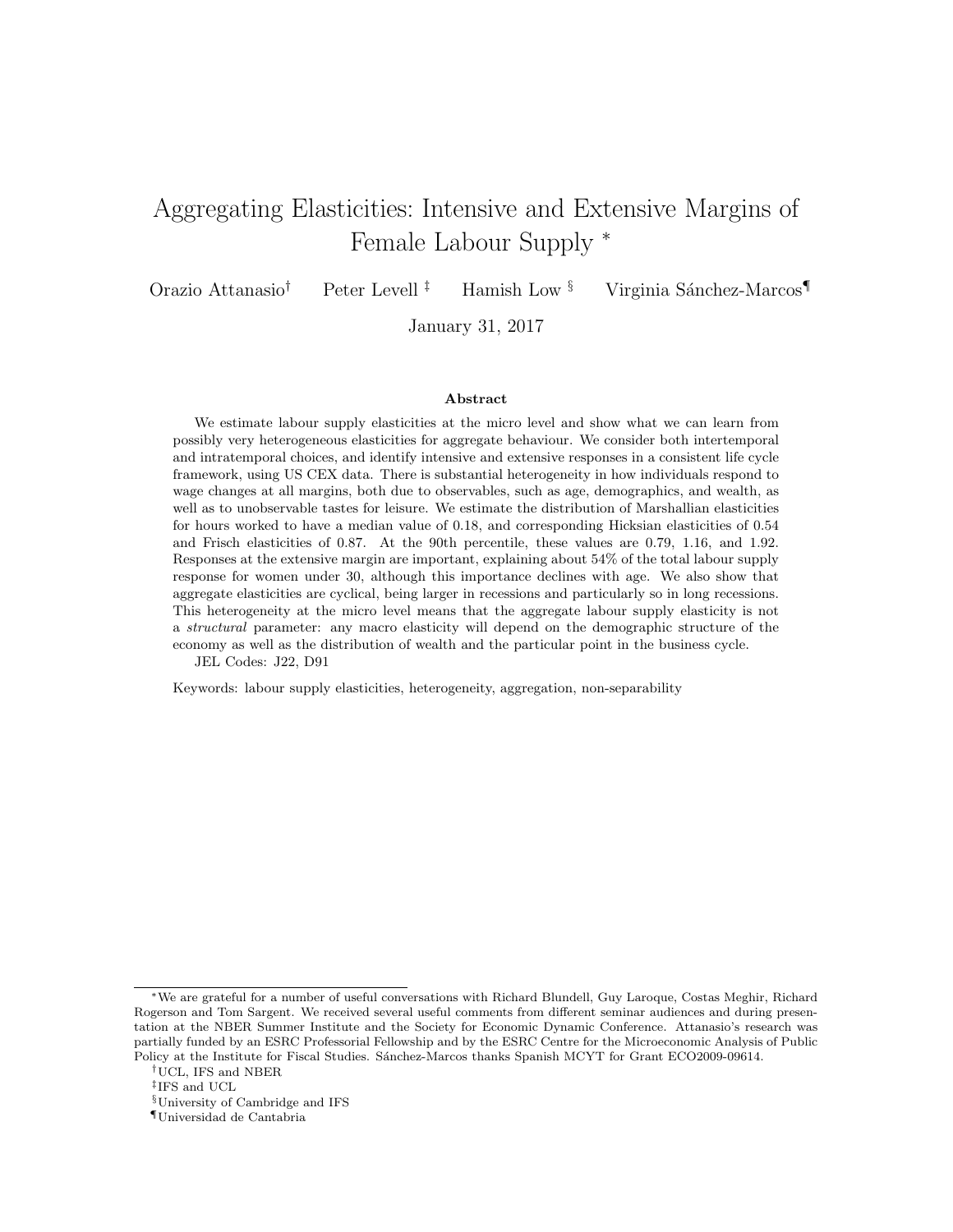# Aggregating Elasticities: Intensive and Extensive Margins of Female Labour Supply *

Orazio Attanasio[†] Peter Levell [‡] Hamish Low [§] Virginia Sánchez-Marcos[¶]

January 31, 2017

## Abstract

We estimate labour supply elasticities at the micro level and show what we can learn from possibly very heterogeneous elasticities for aggregate behaviour. We consider both intertemporal and intratemporal choices, and identify intensive and extensive responses in a consistent life cycle framework, using US CEX data. There is substantial heterogeneity in how individuals respond to wage changes at all margins, both due to observables, such as age, demographics, and wealth, as well as to unobservable tastes for leisure. We estimate the distribution of Marshallian elasticities for hours worked to have a median value of 0.18, and corresponding Hicksian elasticities of 0.54 and Frisch elasticities of 0.87. At the 90th percentile, these values are 0.79, 1.16, and 1.92. Responses at the extensive margin are important, explaining about 54% of the total labour supply response for women under 30, although this importance declines with age. We also show that aggregate elasticities are cyclical, being larger in recessions and particularly so in long recessions. This heterogeneity at the micro level means that the aggregate labour supply elasticity is not a *structural* parameter: any macro elasticity will depend on the demographic structure of the economy as well as the distribution of wealth and the particular point in the business cycle.

JEL Codes: J22, D91

Keywords: labour supply elasticities, heterogeneity, aggregation, non-separability

---

*We are grateful for a number of useful conversations with Richard Blundell, Guy Laroque, Costas Meghir, Richard Rogerson and Tom Sargent. We received several useful comments from different seminar audiences and during presentation at the NBER Summer Institute and the Society for Economic Dynamic Conference. Attanasio's research was partially funded by an ESRC Professorial Fellowship and by the ESRC Centre for the Microeconomic Analysis of Public Policy at the Institute for Fiscal Studies. Sánchez-Marcos thanks Spanish MCYT for Grant ECO2009-09614.

[†]UCL, IFS and NBER

[‡]IFS and UCL

[§]University of Cambridge and IFS

[¶]Universidad de Cantabria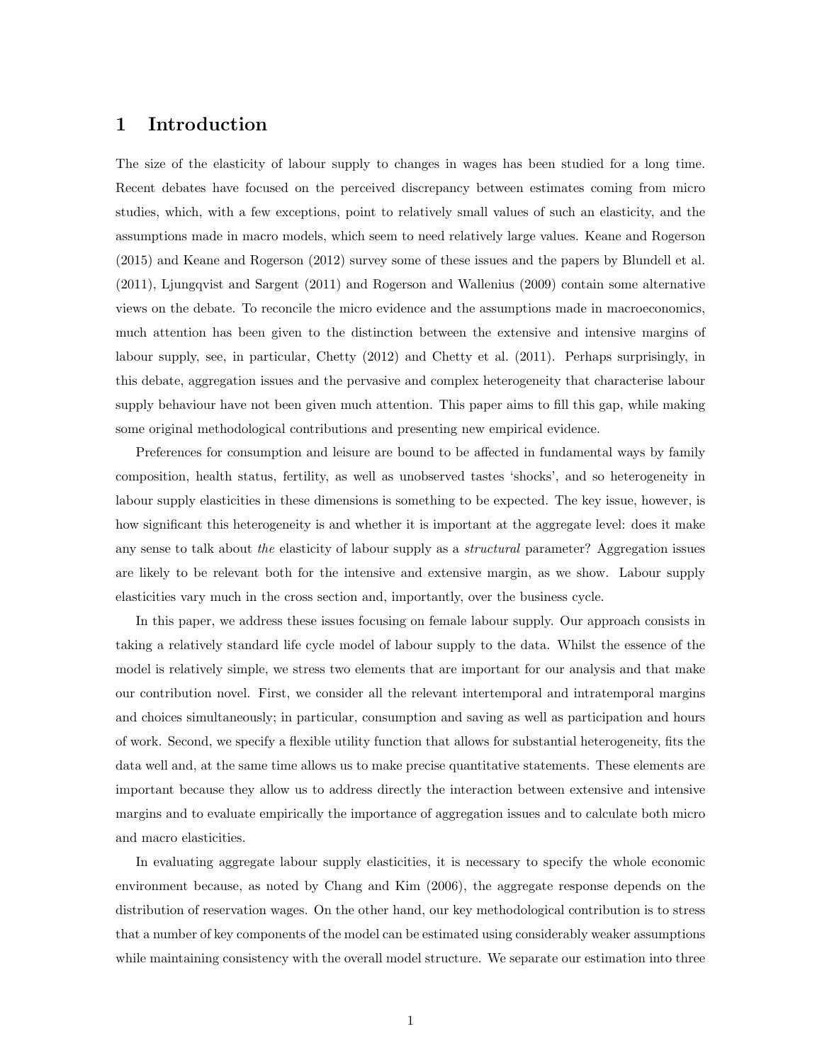# 1 Introduction

The size of the elasticity of labour supply to changes in wages has been studied for a long time. Recent debates have focused on the perceived discrepancy between estimates coming from micro studies, which, with a few exceptions, point to relatively small values of such an elasticity, and the assumptions made in macro models, which seem to need relatively large values. Keane and Rogerson (2015) and Keane and Rogerson (2012) survey some of these issues and the papers by Blundell et al. (2011), Ljungqvist and Sargent (2011) and Rogerson and Wallenius (2009) contain some alternative views on the debate. To reconcile the micro evidence and the assumptions made in macroeconomics, much attention has been given to the distinction between the extensive and intensive margins of labour supply, see, in particular, Chetty (2012) and Chetty et al. (2011). Perhaps surprisingly, in this debate, aggregation issues and the pervasive and complex heterogeneity that characterise labour supply behaviour have not been given much attention. This paper aims to fill this gap, while making some original methodological contributions and presenting new empirical evidence.

Preferences for consumption and leisure are bound to be affected in fundamental ways by family composition, health status, fertility, as well as unobserved tastes 'shocks', and so heterogeneity in labour supply elasticities in these dimensions is something to be expected. The key issue, however, is how significant this heterogeneity is and whether it is important at the aggregate level: does it make any sense to talk about *the* elasticity of labour supply as a *structural* parameter? Aggregation issues are likely to be relevant both for the intensive and extensive margin, as we show. Labour supply elasticities vary much in the cross section and, importantly, over the business cycle.

In this paper, we address these issues focusing on female labour supply. Our approach consists in taking a relatively standard life cycle model of labour supply to the data. Whilst the essence of the model is relatively simple, we stress two elements that are important for our analysis and that make our contribution novel. First, we consider all the relevant intertemporal and intratemporal margins and choices simultaneously; in particular, consumption and saving as well as participation and hours of work. Second, we specify a flexible utility function that allows for substantial heterogeneity, fits the data well and, at the same time allows us to make precise quantitative statements. These elements are important because they allow us to address directly the interaction between extensive and intensive margins and to evaluate empirically the importance of aggregation issues and to calculate both micro and macro elasticities.

In evaluating aggregate labour supply elasticities, it is necessary to specify the whole economic environment because, as noted by Chang and Kim (2006), the aggregate response depends on the distribution of reservation wages. On the other hand, our key methodological contribution is to stress that a number of key components of the model can be estimated using considerably weaker assumptions while maintaining consistency with the overall model structure. We separate our estimation into three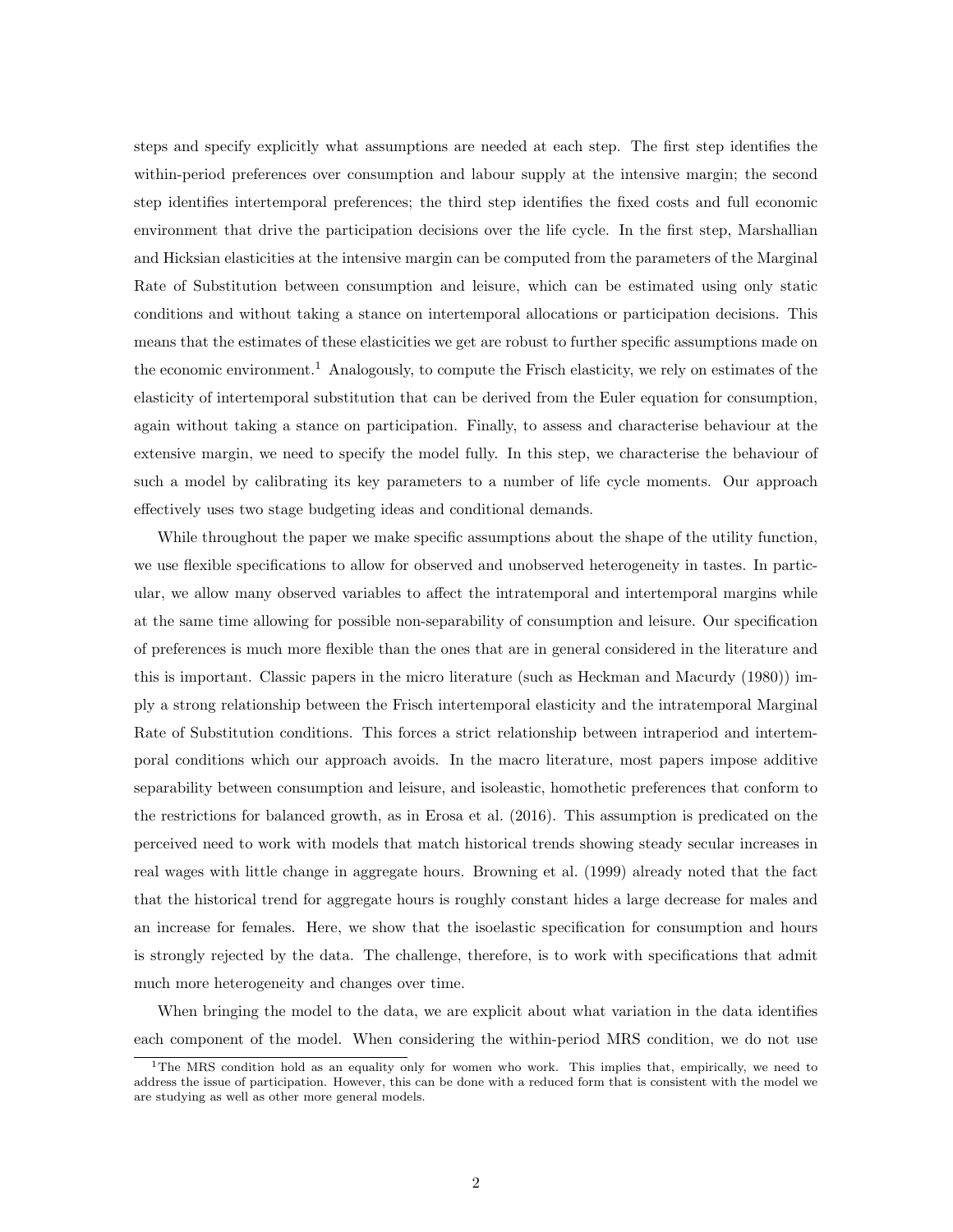steps and specify explicitly what assumptions are needed at each step. The first step identifies the within-period preferences over consumption and labour supply at the intensive margin; the second step identifies intertemporal preferences; the third step identifies the fixed costs and full economic environment that drive the participation decisions over the life cycle. In the first step, Marshallian and Hicksian elasticities at the intensive margin can be computed from the parameters of the Marginal Rate of Substitution between consumption and leisure, which can be estimated using only static conditions and without taking a stance on intertemporal allocations or participation decisions. This means that the estimates of these elasticities we get are robust to further specific assumptions made on the economic environment.[1] Analogously, to compute the Frisch elasticity, we rely on estimates of the elasticity of intertemporal substitution that can be derived from the Euler equation for consumption, again without taking a stance on participation. Finally, to assess and characterise behaviour at the extensive margin, we need to specify the model fully. In this step, we characterise the behaviour of such a model by calibrating its key parameters to a number of life cycle moments. Our approach effectively uses two stage budgeting ideas and conditional demands.

While throughout the paper we make specific assumptions about the shape of the utility function, we use flexible specifications to allow for observed and unobserved heterogeneity in tastes. In particular, we allow many observed variables to affect the intratemporal and intertemporal margins while at the same time allowing for possible non-separability of consumption and leisure. Our specification of preferences is much more flexible than the ones that are in general considered in the literature and this is important. Classic papers in the micro literature (such as Heckman and Macurdy (1980)) imply a strong relationship between the Frisch intertemporal elasticity and the intratemporal Marginal Rate of Substitution conditions. This forces a strict relationship between intraperiod and intertemporal conditions which our approach avoids. In the macro literature, most papers impose additive separability between consumption and leisure, and isoleastic, homothetic preferences that conform to the restrictions for balanced growth, as in Erosa et al. (2016). This assumption is predicated on the perceived need to work with models that match historical trends showing steady secular increases in real wages with little change in aggregate hours. Browning et al. (1999) already noted that the fact that the historical trend for aggregate hours is roughly constant hides a large decrease for males and an increase for females. Here, we show that the isoelastic specification for consumption and hours is strongly rejected by the data. The challenge, therefore, is to work with specifications that admit much more heterogeneity and changes over time.

When bringing the model to the data, we are explicit about what variation in the data identifies each component of the model. When considering the within-period MRS condition, we do not use

[1] The MRS condition hold as an equality only for women who work. This implies that, empirically, we need to address the issue of participation. However, this can be done with a reduced form that is consistent with the model we are studying as well as other more general models.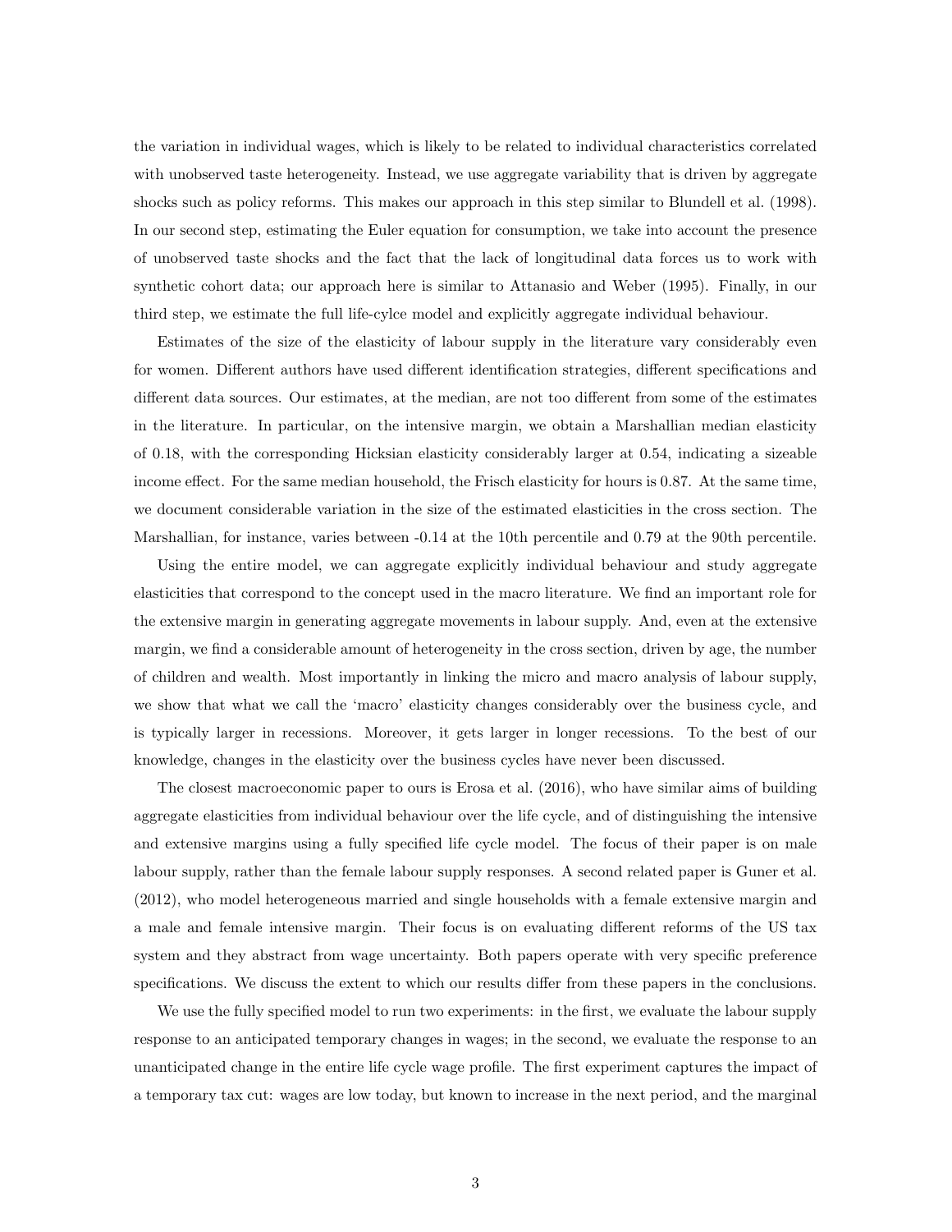the variation in individual wages, which is likely to be related to individual characteristics correlated with unobserved taste heterogeneity. Instead, we use aggregate variability that is driven by aggregate shocks such as policy reforms. This makes our approach in this step similar to Blundell et al. (1998). In our second step, estimating the Euler equation for consumption, we take into account the presence of unobserved taste shocks and the fact that the lack of longitudinal data forces us to work with synthetic cohort data; our approach here is similar to Attanasio and Weber (1995). Finally, in our third step, we estimate the full life-cylce model and explicitly aggregate individual behaviour.

Estimates of the size of the elasticity of labour supply in the literature vary considerably even for women. Different authors have used different identification strategies, different specifications and different data sources. Our estimates, at the median, are not too different from some of the estimates in the literature. In particular, on the intensive margin, we obtain a Marshallian median elasticity of 0.18, with the corresponding Hicksian elasticity considerably larger at 0.54, indicating a sizeable income effect. For the same median household, the Frisch elasticity for hours is 0.87. At the same time, we document considerable variation in the size of the estimated elasticities in the cross section. The Marshallian, for instance, varies between -0.14 at the 10th percentile and 0.79 at the 90th percentile.

Using the entire model, we can aggregate explicitly individual behaviour and study aggregate elasticities that correspond to the concept used in the macro literature. We find an important role for the extensive margin in generating aggregate movements in labour supply. And, even at the extensive margin, we find a considerable amount of heterogeneity in the cross section, driven by age, the number of children and wealth. Most importantly in linking the micro and macro analysis of labour supply, we show that what we call the 'macro' elasticity changes considerably over the business cycle, and is typically larger in recessions. Moreover, it gets larger in longer recessions. To the best of our knowledge, changes in the elasticity over the business cycles have never been discussed.

The closest macroeconomic paper to ours is Erosa et al. (2016), who have similar aims of building aggregate elasticities from individual behaviour over the life cycle, and of distinguishing the intensive and extensive margins using a fully specified life cycle model. The focus of their paper is on male labour supply, rather than the female labour supply responses. A second related paper is Guner et al. (2012), who model heterogeneous married and single households with a female extensive margin and a male and female intensive margin. Their focus is on evaluating different reforms of the US tax system and they abstract from wage uncertainty. Both papers operate with very specific preference specifications. We discuss the extent to which our results differ from these papers in the conclusions.

We use the fully specified model to run two experiments: in the first, we evaluate the labour supply response to an anticipated temporary changes in wages; in the second, we evaluate the response to an unanticipated change in the entire life cycle wage profile. The first experiment captures the impact of a temporary tax cut: wages are low today, but known to increase in the next period, and the marginal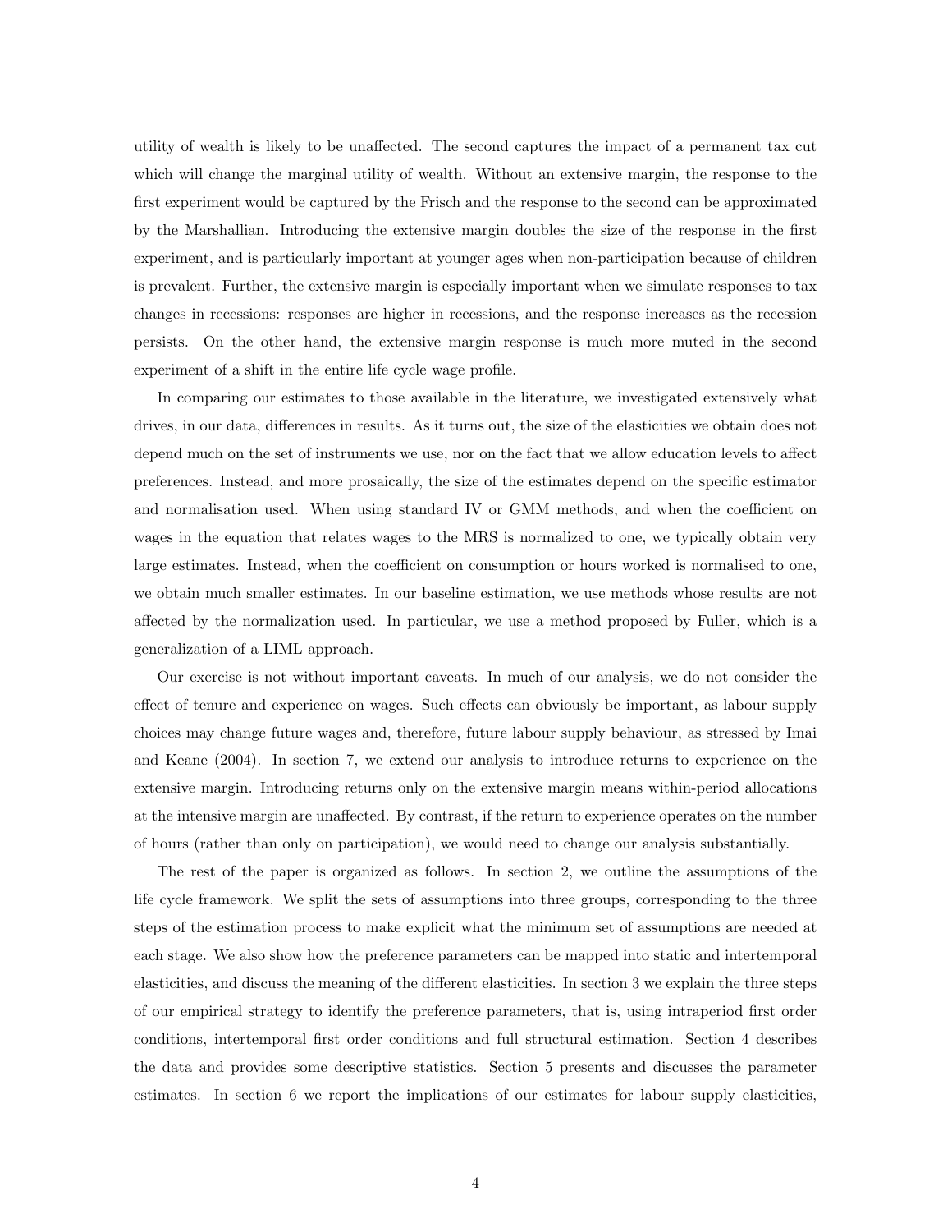utility of wealth is likely to be unaffected. The second captures the impact of a permanent tax cut which will change the marginal utility of wealth. Without an extensive margin, the response to the first experiment would be captured by the Frisch and the response to the second can be approximated by the Marshallian. Introducing the extensive margin doubles the size of the response in the first experiment, and is particularly important at younger ages when non-participation because of children is prevalent. Further, the extensive margin is especially important when we simulate responses to tax changes in recessions: responses are higher in recessions, and the response increases as the recession persists. On the other hand, the extensive margin response is much more muted in the second experiment of a shift in the entire life cycle wage profile.

In comparing our estimates to those available in the literature, we investigated extensively what drives, in our data, differences in results. As it turns out, the size of the elasticities we obtain does not depend much on the set of instruments we use, nor on the fact that we allow education levels to affect preferences. Instead, and more prosaically, the size of the estimates depend on the specific estimator and normalisation used. When using standard IV or GMM methods, and when the coefficient on wages in the equation that relates wages to the MRS is normalized to one, we typically obtain very large estimates. Instead, when the coefficient on consumption or hours worked is normalised to one, we obtain much smaller estimates. In our baseline estimation, we use methods whose results are not affected by the normalization used. In particular, we use a method proposed by Fuller, which is a generalization of a LIML approach.

Our exercise is not without important caveats. In much of our analysis, we do not consider the effect of tenure and experience on wages. Such effects can obviously be important, as labour supply choices may change future wages and, therefore, future labour supply behaviour, as stressed by Imai and Keane (2004). In section 7, we extend our analysis to introduce returns to experience on the extensive margin. Introducing returns only on the extensive margin means within-period allocations at the intensive margin are unaffected. By contrast, if the return to experience operates on the number of hours (rather than only on participation), we would need to change our analysis substantially.

The rest of the paper is organized as follows. In section 2, we outline the assumptions of the life cycle framework. We split the sets of assumptions into three groups, corresponding to the three steps of the estimation process to make explicit what the minimum set of assumptions are needed at each stage. We also show how the preference parameters can be mapped into static and intertemporal elasticities, and discuss the meaning of the different elasticities. In section 3 we explain the three steps of our empirical strategy to identify the preference parameters, that is, using intraperiod first order conditions, intertemporal first order conditions and full structural estimation. Section 4 describes the data and provides some descriptive statistics. Section 5 presents and discusses the parameter estimates. In section 6 we report the implications of our estimates for labour supply elasticities,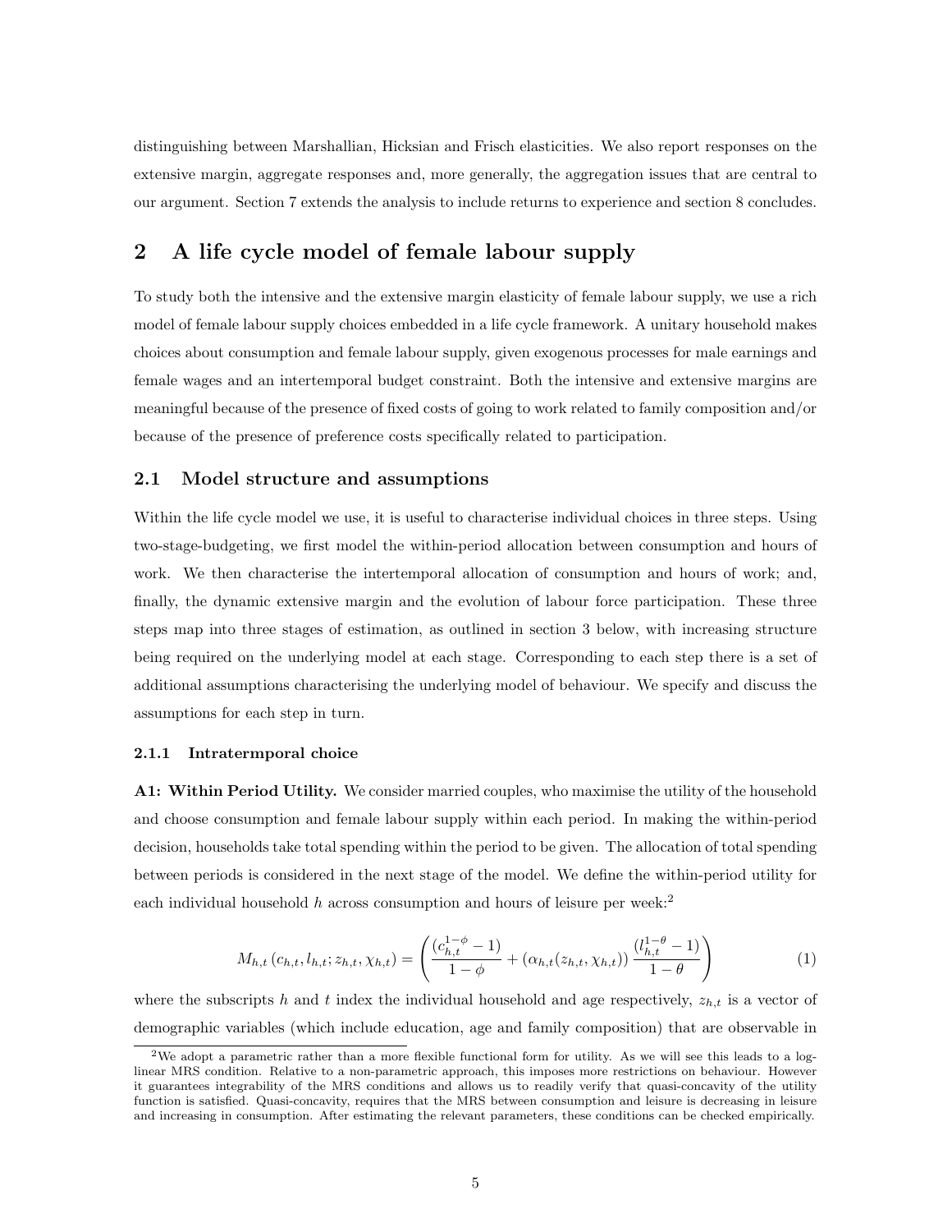distinguishing between Marshallian, Hicksian and Frisch elasticities. We also report responses on the extensive margin, aggregate responses and, more generally, the aggregation issues that are central to our argument. Section 7 extends the analysis to include returns to experience and section 8 concludes.

## 2 A life cycle model of female labour supply

To study both the intensive and the extensive margin elasticity of female labour supply, we use a rich model of female labour supply choices embedded in a life cycle framework. A unitary household makes choices about consumption and female labour supply, given exogenous processes for male earnings and female wages and an intertemporal budget constraint. Both the intensive and extensive margins are meaningful because of the presence of fixed costs of going to work related to family composition and/or because of the presence of preference costs specifically related to participation.

### 2.1 Model structure and assumptions

Within the life cycle model we use, it is useful to characterise individual choices in three steps. Using two-stage-budgeting, we first model the within-period allocation between consumption and hours of work. We then characterise the intertemporal allocation of consumption and hours of work; and, finally, the dynamic extensive margin and the evolution of labour force participation. These three steps map into three stages of estimation, as outlined in section 3 below, with increasing structure being required on the underlying model at each stage. Corresponding to each step there is a set of additional assumptions characterising the underlying model of behaviour. We specify and discuss the assumptions for each step in turn.

#### 2.1.1 Intratermporal choice

**A1: Within Period Utility.** We consider married couples, who maximise the utility of the household and choose consumption and female labour supply within each period. In making the within-period decision, households take total spending within the period to be given. The allocation of total spending between periods is considered in the next stage of the model. We define the within-period utility for each individual household $h$ across consumption and hours of leisure per week:[2]

$$M_{h,t}\left(c_{h,t}, l_{h,t}; z_{h,t}, \chi_{h,t}\right) = \left( \frac{(c_{h,t}^{1-\phi} - 1)}{1-\phi} + (\alpha_{h,t}(z_{h,t}, \chi_{h,t})) \frac{(l_{h,t}^{1-\theta} - 1)}{1-\theta} \right) \tag{1}$$

where the subscripts $h$ and $t$ index the individual household and age respectively, $z_{h,t}$ is a vector of demographic variables (which include education, age and family composition) that are observable in

[2]We adopt a parametric rather than a more flexible functional form for utility. As we will see this leads to a log-linear MRS condition. Relative to a non-parametric approach, this imposes more restrictions on behaviour. However it guarantees integrability of the MRS conditions and allows us to readily verify that quasi-concavity of the utility function is satisfied. Quasi-concavity, requires that the MRS between consumption and leisure is decreasing in leisure and increasing in consumption. After estimating the relevant parameters, these conditions can be checked empirically.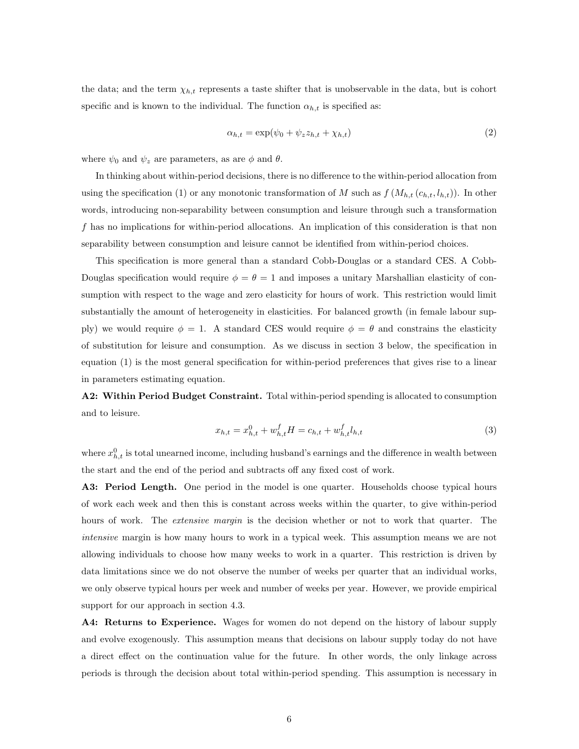the data; and the term $\chi_{h,t}$ represents a taste shifter that is unobservable in the data, but is cohort specific and is known to the individual. The function $\alpha_{h,t}$ is specified as:

$$\alpha_{h,t} = \exp(\psi_0 + \psi_z z_{h,t} + \chi_{h,t}) \tag{2}$$

where $\psi_0$ and $\psi_z$ are parameters, as are $\phi$ and $\theta$.

In thinking about within-period decisions, there is no difference to the within-period allocation from using the specification (1) or any monotonic transformation of $M$ such as $f\left(M_{h,t}\left(c_{h,t}, l_{h,t}\right)\right)$. In other words, introducing non-separability between consumption and leisure through such a transformation $f$ has no implications for within-period allocations. An implication of this consideration is that non separability between consumption and leisure cannot be identified from within-period choices.

This specification is more general than a standard Cobb-Douglas or a standard CES. A Cobb-Douglas specification would require $\phi = \theta = 1$ and imposes a unitary Marshallian elasticity of consumption with respect to the wage and zero elasticity for hours of work. This restriction would limit substantially the amount of heterogeneity in elasticities. For balanced growth (in female labour supply) we would require $\phi = 1$. A standard CES would require $\phi = \theta$ and constrains the elasticity of substitution for leisure and consumption. As we discuss in section 3 below, the specification in equation (1) is the most general specification for within-period preferences that gives rise to a linear in parameters estimating equation.

**A2: Within Period Budget Constraint.** Total within-period spending is allocated to consumption and to leisure.

$$x_{h,t} = x_{h,t}^0 + w_{h,t}^f H = c_{h,t} + w_{h,t}^f l_{h,t} \tag{3}$$

where $x_{h,t}^0$ is total unearned income, including husband's earnings and the difference in wealth between the start and the end of the period and subtracts off any fixed cost of work.

**A3: Period Length.** One period in the model is one quarter. Households choose typical hours of work each week and then this is constant across weeks within the quarter, to give within-period hours of work. The *extensive margin* is the decision whether or not to work that quarter. The *intensive* margin is how many hours to work in a typical week. This assumption means we are not allowing individuals to choose how many weeks to work in a quarter. This restriction is driven by data limitations since we do not observe the number of weeks per quarter that an individual works, we only observe typical hours per week and number of weeks per year. However, we provide empirical support for our approach in section 4.3.

**A4: Returns to Experience.** Wages for women do not depend on the history of labour supply and evolve exogenously. This assumption means that decisions on labour supply today do not have a direct effect on the continuation value for the future. In other words, the only linkage across periods is through the decision about total within-period spending. This assumption is necessary in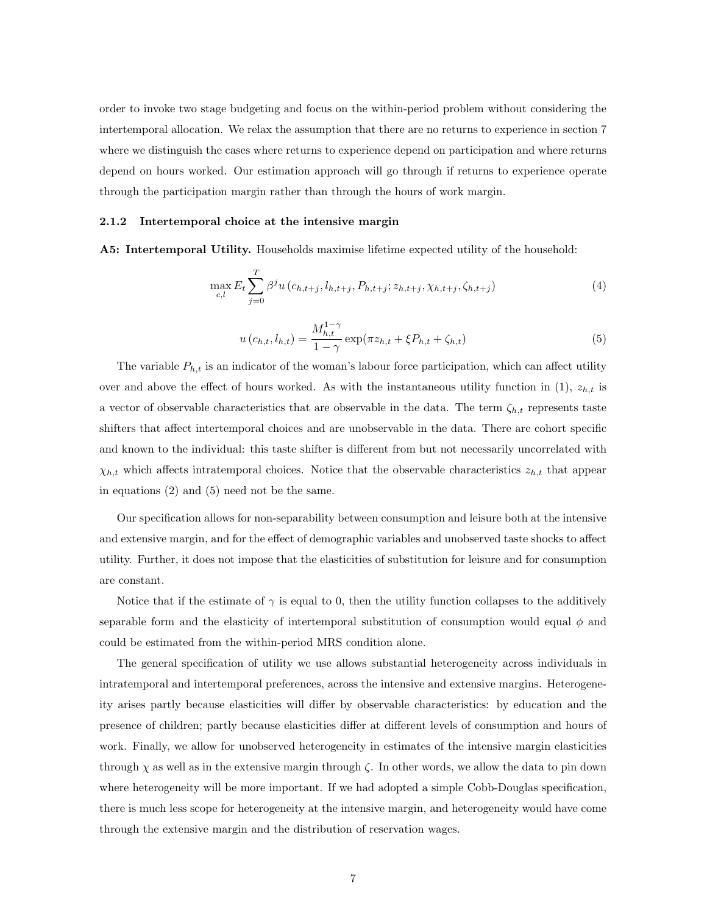order to invoke two stage budgeting and focus on the within-period problem without considering the intertemporal allocation. We relax the assumption that there are no returns to experience in section 7 where we distinguish the cases where returns to experience depend on participation and where returns depend on hours worked. Our estimation approach will go through if returns to experience operate through the participation margin rather than through the hours of work margin.

### 2.1.2 Intertemporal choice at the intensive margin

**A5: Intertemporal Utility.** Households maximise lifetime expected utility of the household:

$$\max_{c,l} E_t \sum_{j=0}^{T} \beta^j u\left(c_{h,t+j}, l_{h,t+j}, P_{h,t+j}; z_{h,t+j}, \chi_{h,t+j}, \zeta_{h,t+j}\right) \tag{4}$$

$$u\left(c_{h,t}, l_{h,t}\right) = \frac{M_{h,t}^{1-\gamma}}{1-\gamma} \exp(\pi z_{h,t} + \xi P_{h,t} + \zeta_{h,t}) \tag{5}$$

The variable $P_{h,t}$ is an indicator of the woman's labour force participation, which can affect utility over and above the effect of hours worked. As with the instantaneous utility function in (1), $z_{h,t}$ is a vector of observable characteristics that are observable in the data. The term $\zeta_{h,t}$ represents taste shifters that affect intertemporal choices and are unobservable in the data. There are cohort specific and known to the individual: this taste shifter is different from but not necessarily uncorrelated with $\chi_{h,t}$ which affects intratemporal choices. Notice that the observable characteristics $z_{h,t}$ that appear in equations (2) and (5) need not be the same.

Our specification allows for non-separability between consumption and leisure both at the intensive and extensive margin, and for the effect of demographic variables and unobserved taste shocks to affect utility. Further, it does not impose that the elasticities of substitution for leisure and for consumption are constant.

Notice that if the estimate of $\gamma$ is equal to 0, then the utility function collapses to the additively separable form and the elasticity of intertemporal substitution of consumption would equal $\phi$ and could be estimated from the within-period MRS condition alone.

The general specification of utility we use allows substantial heterogeneity across individuals in intratemporal and intertemporal preferences, across the intensive and extensive margins. Heterogeneity arises partly because elasticities will differ by observable characteristics: by education and the presence of children; partly because elasticities differ at different levels of consumption and hours of work. Finally, we allow for unobserved heterogeneity in estimates of the intensive margin elasticities through $\chi$ as well as in the extensive margin through $\zeta$. In other words, we allow the data to pin down where heterogeneity will be more important. If we had adopted a simple Cobb-Douglas specification, there is much less scope for heterogeneity at the intensive margin, and heterogeneity would have come through the extensive margin and the distribution of reservation wages.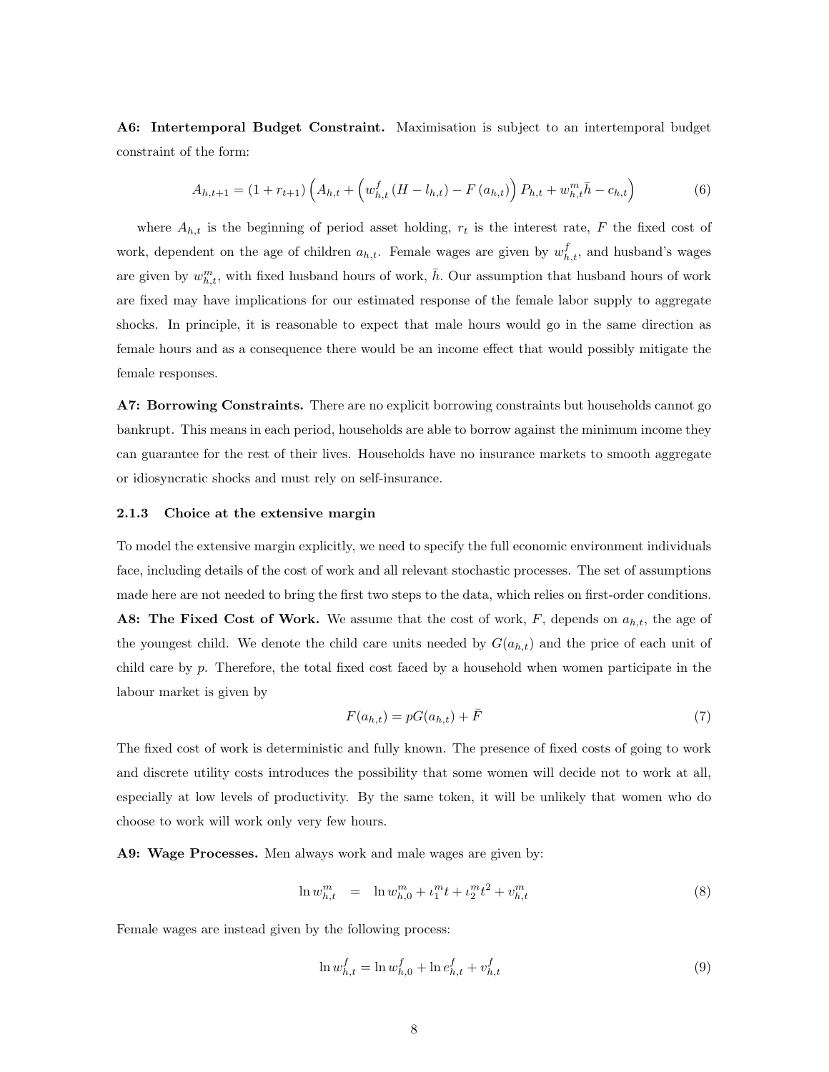**A6: Intertemporal Budget Constraint.** Maximisation is subject to an intertemporal budget constraint of the form:

$$A_{h,t+1} = (1 + r_{t+1}) \left( A_{h,t} + \left( w^f_{h,t} \left( H - l_{h,t} \right) - F\left( a_{h,t} \right) \right) P_{h,t} + w^m_{h,t} \bar{h} - c_{h,t} \right) \tag{6}$$

where $A_{h,t}$ is the beginning of period asset holding, $r_t$ is the interest rate, $F$ the fixed cost of work, dependent on the age of children $a_{h,t}$. Female wages are given by $w^f_{h,t}$, and husband's wages are given by $w^m_{h,t}$, with fixed husband hours of work, $\bar{h}$. Our assumption that husband hours of work are fixed may have implications for our estimated response of the female labor supply to aggregate shocks. In principle, it is reasonable to expect that male hours would go in the same direction as female hours and as a consequence there would be an income effect that would possibly mitigate the female responses.

**A7: Borrowing Constraints.** There are no explicit borrowing constraints but households cannot go bankrupt. This means in each period, households are able to borrow against the minimum income they can guarantee for the rest of their lives. Households have no insurance markets to smooth aggregate or idiosyncratic shocks and must rely on self-insurance.

### 2.1.3 Choice at the extensive margin

To model the extensive margin explicitly, we need to specify the full economic environment individuals face, including details of the cost of work and all relevant stochastic processes. The set of assumptions made here are not needed to bring the first two steps to the data, which relies on first-order conditions.

**A8: The Fixed Cost of Work.** We assume that the cost of work, $F$, depends on $a_{h,t}$, the age of the youngest child. We denote the child care units needed by $G(a_{h,t})$ and the price of each unit of child care by $p$. Therefore, the total fixed cost faced by a household when women participate in the labour market is given by

$$F(a_{h,t}) = pG(a_{h,t}) + \bar{F} \tag{7}$$

The fixed cost of work is deterministic and fully known. The presence of fixed costs of going to work and discrete utility costs introduces the possibility that some women will decide not to work at all, especially at low levels of productivity. By the same token, it will be unlikely that women who do choose to work will work only very few hours.

**A9: Wage Processes.** Men always work and male wages are given by:

$$\ln w^m_{h,t} \quad = \quad \ln w^m_{h,0} + \iota^m_1 t + \iota^m_2 t^2 + v^m_{h,t} \tag{8}$$

Female wages are instead given by the following process:

$$\ln w^f_{h,t} = \ln w^f_{h,0} + \ln e^f_{h,t} + v^f_{h,t} \tag{9}$$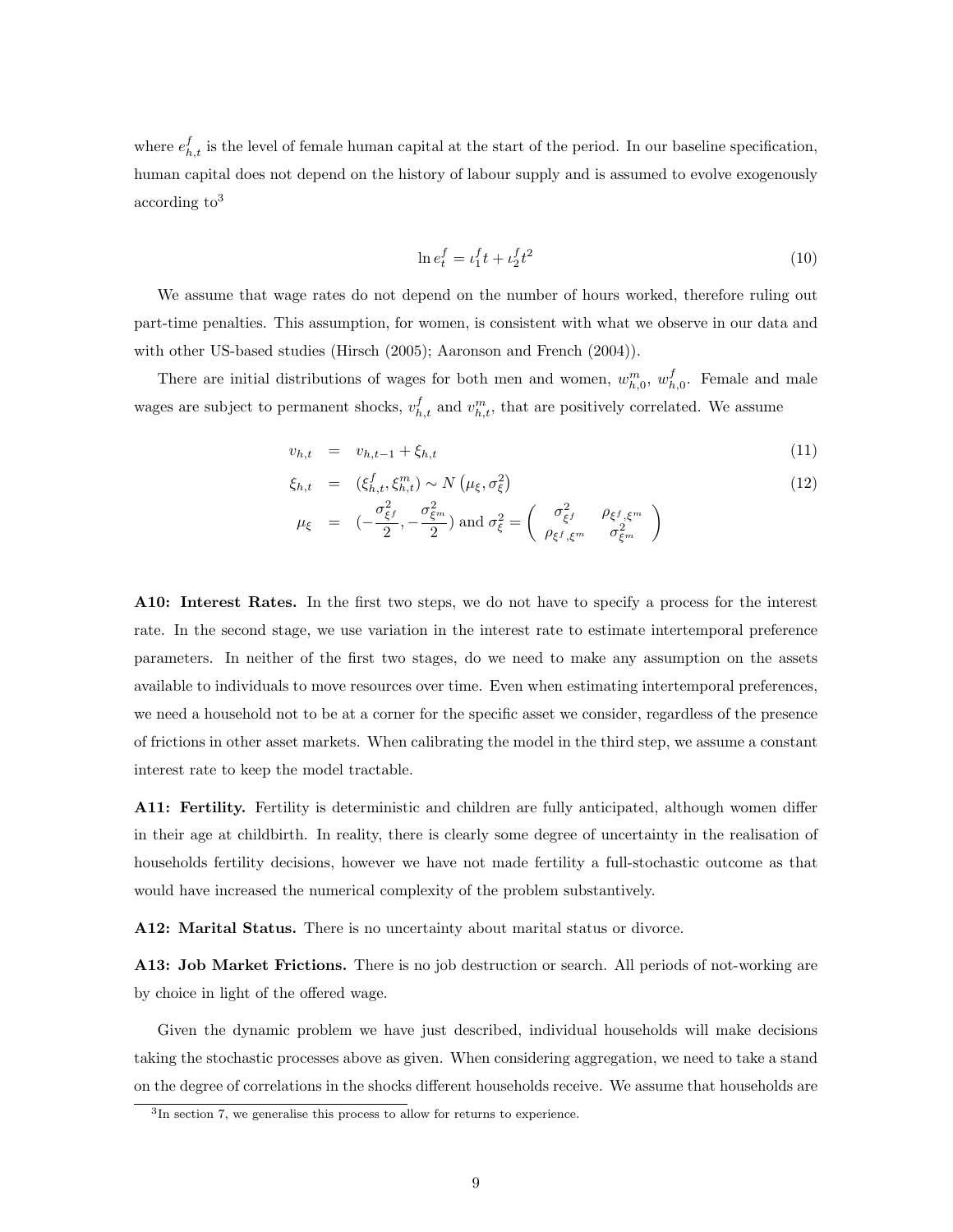where $e^f_{h,t}$ is the level of female human capital at the start of the period. In our baseline specification, human capital does not depend on the history of labour supply and is assumed to evolve exogenously according to[3]

$$\ln e^f_t = \iota^f_1 t + \iota^f_2 t^2 \tag{10}$$

We assume that wage rates do not depend on the number of hours worked, therefore ruling out part-time penalties. This assumption, for women, is consistent with what we observe in our data and with other US-based studies (Hirsch (2005); Aaronson and French (2004)).

There are initial distributions of wages for both men and women, $w^m_{h,0}$, $w^f_{h,0}$. Female and male wages are subject to permanent shocks, $v^f_{h,t}$ and $v^m_{h,t}$, that are positively correlated. We assume

$$v_{h,t} = v_{h,t-1} + \xi_{h,t} \tag{11}$$

$$\xi_{h,t} = (\xi^f_{h,t}, \xi^m_{h,t}) \sim N\left(\mu_\xi, \sigma^2_\xi\right) \tag{12}$$

$$\mu_\xi = \left(-\frac{\sigma^2_{\xi^f}}{2}, -\frac{\sigma^2_{\xi^m}}{2}\right) \text{ and } \sigma^2_\xi = \begin{pmatrix} \sigma^2_{\xi^f} & \rho_{\xi^f,\xi^m} \\ \rho_{\xi^f,\xi^m} & \sigma^2_{\xi^m} \end{pmatrix}$$

**A10: Interest Rates.** In the first two steps, we do not have to specify a process for the interest rate. In the second stage, we use variation in the interest rate to estimate intertemporal preference parameters. In neither of the first two stages, do we need to make any assumption on the assets available to individuals to move resources over time. Even when estimating intertemporal preferences, we need a household not to be at a corner for the specific asset we consider, regardless of the presence of frictions in other asset markets. When calibrating the model in the third step, we assume a constant interest rate to keep the model tractable.

**A11: Fertility.** Fertility is deterministic and children are fully anticipated, although women differ in their age at childbirth. In reality, there is clearly some degree of uncertainty in the realisation of households fertility decisions, however we have not made fertility a full-stochastic outcome as that would have increased the numerical complexity of the problem substantively.

**A12: Marital Status.** There is no uncertainty about marital status or divorce.

**A13: Job Market Frictions.** There is no job destruction or search. All periods of not-working are by choice in light of the offered wage.

Given the dynamic problem we have just described, individual households will make decisions taking the stochastic processes above as given. When considering aggregation, we need to take a stand on the degree of correlations in the shocks different households receive. We assume that households are

[3] In section 7, we generalise this process to allow for returns to experience.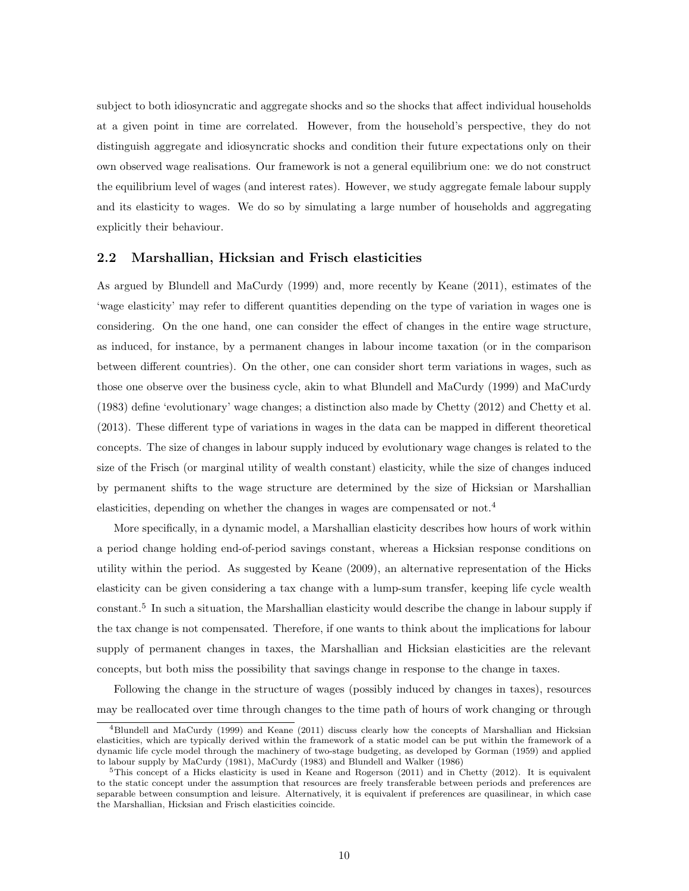subject to both idiosyncratic and aggregate shocks and so the shocks that affect individual households at a given point in time are correlated. However, from the household's perspective, they do not distinguish aggregate and idiosyncratic shocks and condition their future expectations only on their own observed wage realisations. Our framework is not a general equilibrium one: we do not construct the equilibrium level of wages (and interest rates). However, we study aggregate female labour supply and its elasticity to wages. We do so by simulating a large number of households and aggregating explicitly their behaviour.

## 2.2 Marshallian, Hicksian and Frisch elasticities

As argued by Blundell and MaCurdy (1999) and, more recently by Keane (2011), estimates of the 'wage elasticity' may refer to different quantities depending on the type of variation in wages one is considering. On the one hand, one can consider the effect of changes in the entire wage structure, as induced, for instance, by a permanent changes in labour income taxation (or in the comparison between different countries). On the other, one can consider short term variations in wages, such as those one observe over the business cycle, akin to what Blundell and MaCurdy (1999) and MaCurdy (1983) define 'evolutionary' wage changes; a distinction also made by Chetty (2012) and Chetty et al. (2013). These different type of variations in wages in the data can be mapped in different theoretical concepts. The size of changes in labour supply induced by evolutionary wage changes is related to the size of the Frisch (or marginal utility of wealth constant) elasticity, while the size of changes induced by permanent shifts to the wage structure are determined by the size of Hicksian or Marshallian elasticities, depending on whether the changes in wages are compensated or not.[4]

More specifically, in a dynamic model, a Marshallian elasticity describes how hours of work within a period change holding end-of-period savings constant, whereas a Hicksian response conditions on utility within the period. As suggested by Keane (2009), an alternative representation of the Hicks elasticity can be given considering a tax change with a lump-sum transfer, keeping life cycle wealth constant.[5] In such a situation, the Marshallian elasticity would describe the change in labour supply if the tax change is not compensated. Therefore, if one wants to think about the implications for labour supply of permanent changes in taxes, the Marshallian and Hicksian elasticities are the relevant concepts, but both miss the possibility that savings change in response to the change in taxes.

Following the change in the structure of wages (possibly induced by changes in taxes), resources may be reallocated over time through changes to the time path of hours of work changing or through

[4]Blundell and MaCurdy (1999) and Keane (2011) discuss clearly how the concepts of Marshallian and Hicksian elasticities, which are typically derived within the framework of a static model can be put within the framework of a dynamic life cycle model through the machinery of two-stage budgeting, as developed by Gorman (1959) and applied to labour supply by MaCurdy (1981), MaCurdy (1983) and Blundell and Walker (1986)

[5]This concept of a Hicks elasticity is used in Keane and Rogerson (2011) and in Chetty (2012). It is equivalent to the static concept under the assumption that resources are freely transferable between periods and preferences are separable between consumption and leisure. Alternatively, it is equivalent if preferences are quasilinear, in which case the Marshallian, Hicksian and Frisch elasticities coincide.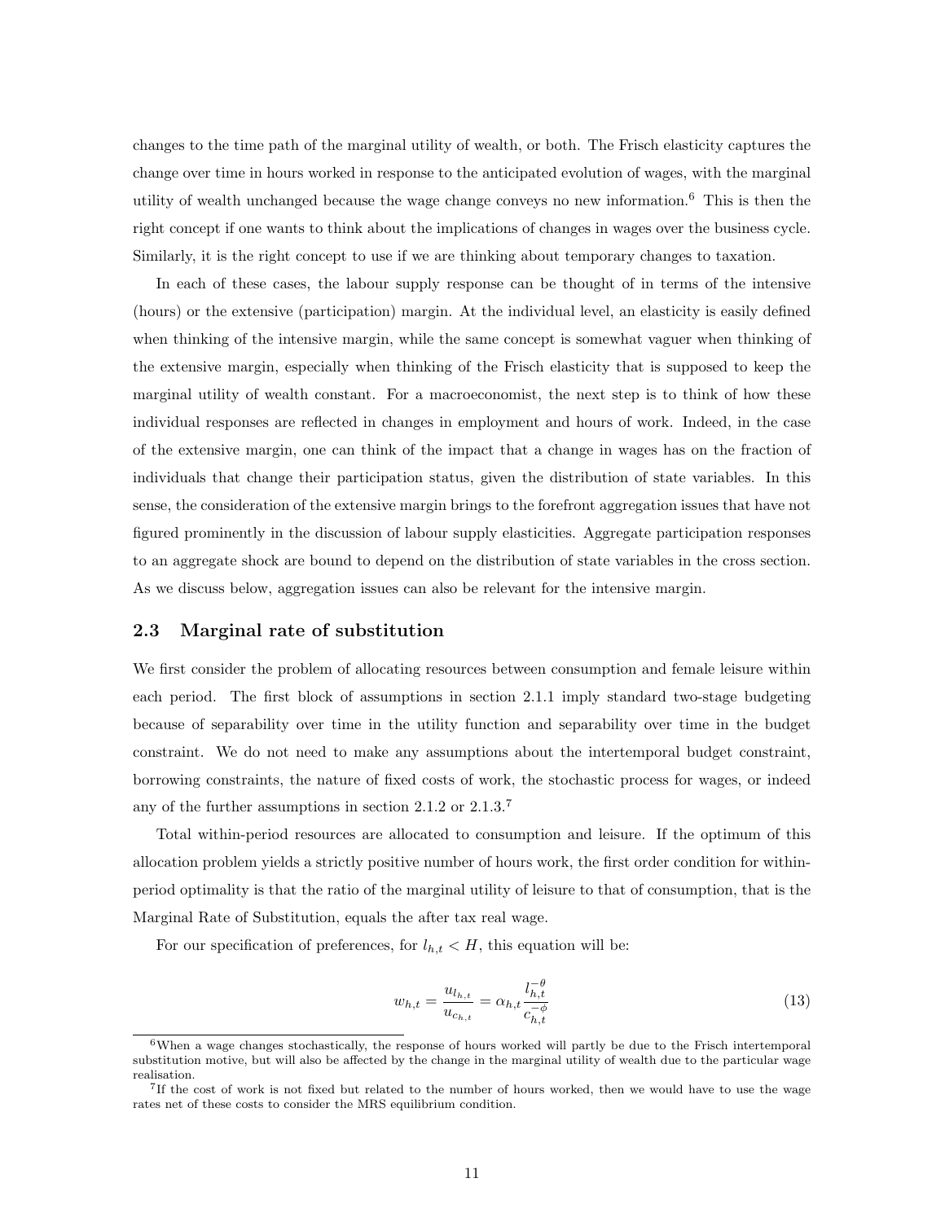changes to the time path of the marginal utility of wealth, or both. The Frisch elasticity captures the change over time in hours worked in response to the anticipated evolution of wages, with the marginal utility of wealth unchanged because the wage change conveys no new information.[6] This is then the right concept if one wants to think about the implications of changes in wages over the business cycle. Similarly, it is the right concept to use if we are thinking about temporary changes to taxation.

In each of these cases, the labour supply response can be thought of in terms of the intensive (hours) or the extensive (participation) margin. At the individual level, an elasticity is easily defined when thinking of the intensive margin, while the same concept is somewhat vaguer when thinking of the extensive margin, especially when thinking of the Frisch elasticity that is supposed to keep the marginal utility of wealth constant. For a macroeconomist, the next step is to think of how these individual responses are reflected in changes in employment and hours of work. Indeed, in the case of the extensive margin, one can think of the impact that a change in wages has on the fraction of individuals that change their participation status, given the distribution of state variables. In this sense, the consideration of the extensive margin brings to the forefront aggregation issues that have not figured prominently in the discussion of labour supply elasticities. Aggregate participation responses to an aggregate shock are bound to depend on the distribution of state variables in the cross section. As we discuss below, aggregation issues can also be relevant for the intensive margin.

### 2.3 Marginal rate of substitution

We first consider the problem of allocating resources between consumption and female leisure within each period. The first block of assumptions in section 2.1.1 imply standard two-stage budgeting because of separability over time in the utility function and separability over time in the budget constraint. We do not need to make any assumptions about the intertemporal budget constraint, borrowing constraints, the nature of fixed costs of work, the stochastic process for wages, or indeed any of the further assumptions in section 2.1.2 or 2.1.3.[7]

Total within-period resources are allocated to consumption and leisure. If the optimum of this allocation problem yields a strictly positive number of hours work, the first order condition for within-period optimality is that the ratio of the marginal utility of leisure to that of consumption, that is the Marginal Rate of Substitution, equals the after tax real wage.

For our specification of preferences, for $l_{h,t} < H$, this equation will be:

$$w_{h,t} = \frac{u_{l_{h,t}}}{u_{c_{h,t}}} = \alpha_{h,t} \frac{l_{h,t}^{-\theta}}{c_{h,t}^{-\phi}} \tag{13}$$

[6] When a wage changes stochastically, the response of hours worked will partly be due to the Frisch intertemporal substitution motive, but will also be affected by the change in the marginal utility of wealth due to the particular wage realisation.

[7] If the cost of work is not fixed but related to the number of hours worked, then we would have to use the wage rates net of these costs to consider the MRS equilibrium condition.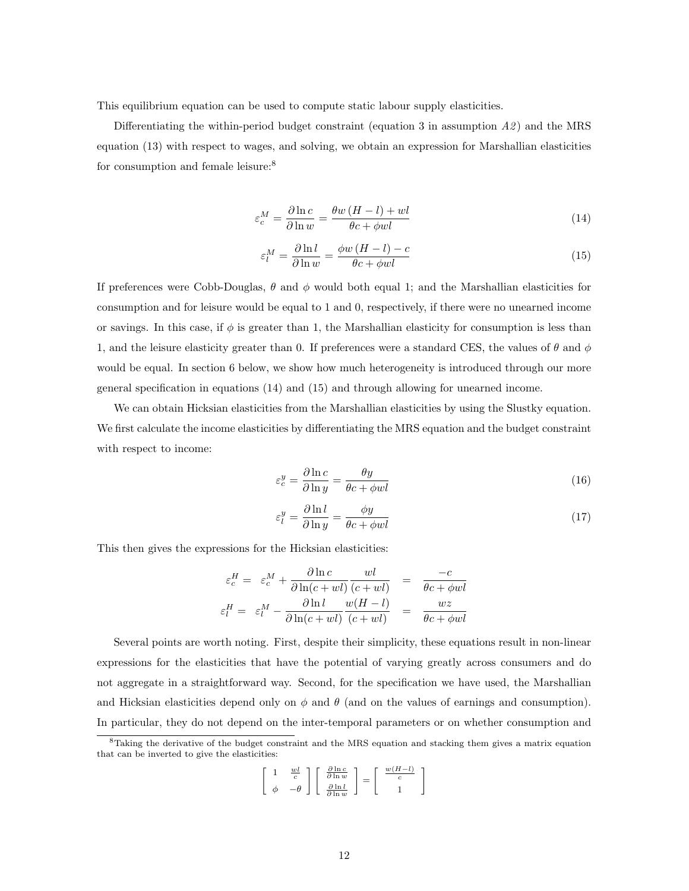This equilibrium equation can be used to compute static labour supply elasticities.

Differentiating the within-period budget constraint (equation 3 in assumption *A2*) and the MRS equation (13) with respect to wages, and solving, we obtain an expression for Marshallian elasticities for consumption and female leisure:[8]

$$\varepsilon_c^M = \frac{\partial \ln c}{\partial \ln w} = \frac{\theta w\left(H-l\right)+wl}{\theta c+\phi wl} \tag{14}$$

$$\varepsilon_l^M = \frac{\partial \ln l}{\partial \ln w} = \frac{\phi w\left(H-l\right)-c}{\theta c+\phi wl} \tag{15}$$

If preferences were Cobb-Douglas, $\theta$ and $\phi$ would both equal 1; and the Marshallian elasticities for consumption and for leisure would be equal to 1 and 0, respectively, if there were no unearned income or savings. In this case, if $\phi$ is greater than 1, the Marshallian elasticity for consumption is less than 1, and the leisure elasticity greater than 0. If preferences were a standard CES, the values of $\theta$ and $\phi$ would be equal. In section 6 below, we show how much heterogeneity is introduced through our more general specification in equations (14) and (15) and through allowing for unearned income.

We can obtain Hicksian elasticities from the Marshallian elasticities by using the Slustky equation. We first calculate the income elasticities by differentiating the MRS equation and the budget constraint with respect to income:

$$\varepsilon_c^y = \frac{\partial \ln c}{\partial \ln y} = \frac{\theta y}{\theta c+\phi wl} \tag{16}$$

$$\varepsilon_l^y = \frac{\partial \ln l}{\partial \ln y} = \frac{\phi y}{\theta c+\phi wl} \tag{17}$$

This then gives the expressions for the Hicksian elasticities:

$$\begin{aligned}
\varepsilon_c^H &= \varepsilon_c^M + \frac{\partial \ln c}{\partial \ln(c+wl)}\frac{wl}{(c+wl)} &= \frac{-c}{\theta c+\phi wl} \\
\varepsilon_l^H &= \varepsilon_l^M - \frac{\partial \ln l}{\partial \ln(c+wl)}\frac{w(H-l)}{(c+wl)} &= \frac{wz}{\theta c+\phi wl}
\end{aligned}$$

Several points are worth noting. First, despite their simplicity, these equations result in non-linear expressions for the elasticities that have the potential of varying greatly across consumers and do not aggregate in a straightforward way. Second, for the specification we have used, the Marshallian and Hicksian elasticities depend only on $\phi$ and $\theta$ (and on the values of earnings and consumption). In particular, they do not depend on the inter-temporal parameters or on whether consumption and

---

[8] Taking the derivative of the budget constraint and the MRS equation and stacking them gives a matrix equation that can be inverted to give the elasticities:

$$\begin{bmatrix} 1 & \frac{wl}{c} \\ \phi & -\theta \end{bmatrix} \begin{bmatrix} \frac{\partial \ln c}{\partial \ln w} \\ \frac{\partial \ln l}{\partial \ln w} \end{bmatrix} = \begin{bmatrix} \frac{w(H-l)}{c} \\ 1 \end{bmatrix}$$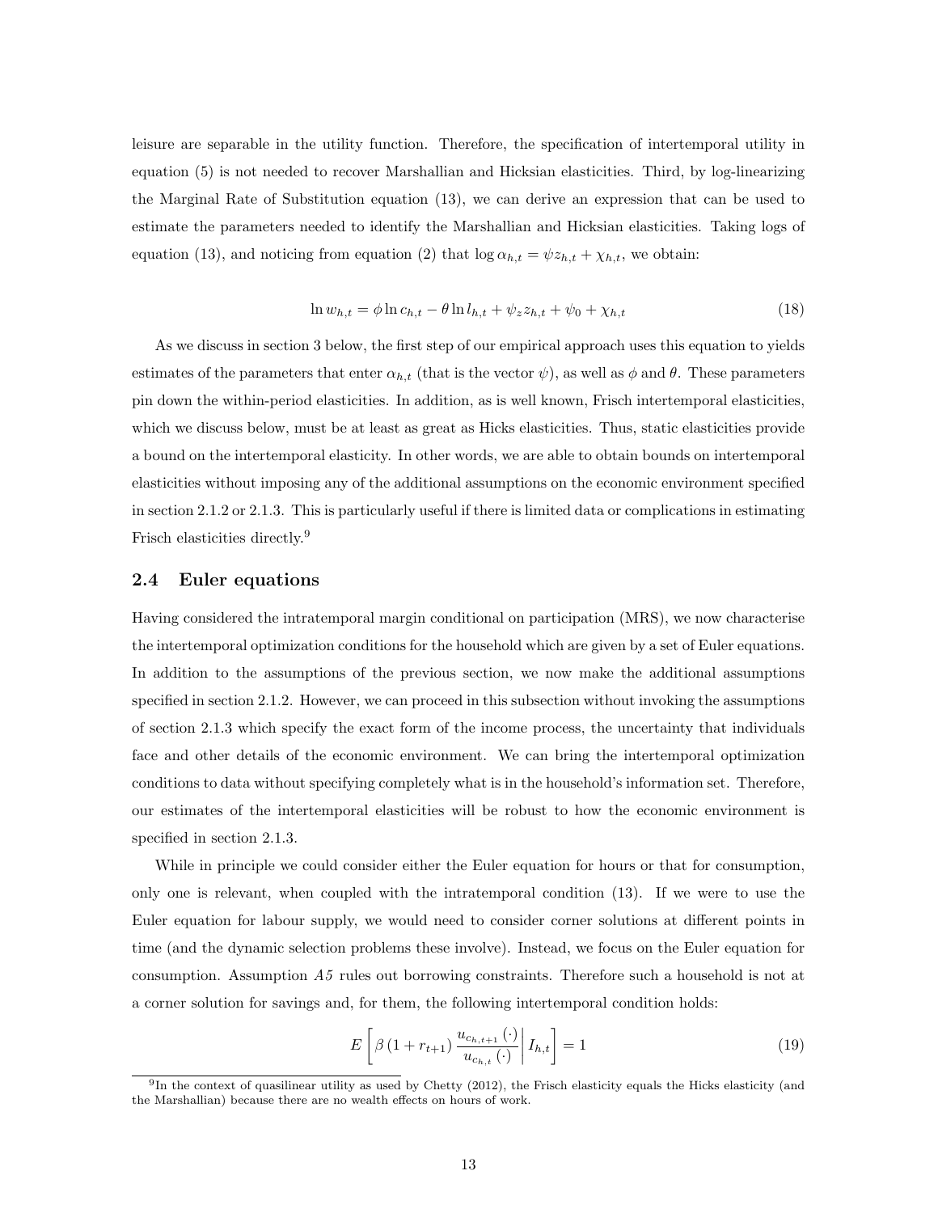leisure are separable in the utility function. Therefore, the specification of intertemporal utility in equation (5) is not needed to recover Marshallian and Hicksian elasticities. Third, by log-linearizing the Marginal Rate of Substitution equation (13), we can derive an expression that can be used to estimate the parameters needed to identify the Marshallian and Hicksian elasticities. Taking logs of equation (13), and noticing from equation (2) that $\log \alpha_{h,t} = \psi z_{h,t} + \chi_{h,t}$, we obtain:

$$\ln w_{h,t} = \phi \ln c_{h,t} - \theta \ln l_{h,t} + \psi_z z_{h,t} + \psi_0 + \chi_{h,t} \tag{18}$$

As we discuss in section 3 below, the first step of our empirical approach uses this equation to yields estimates of the parameters that enter $\alpha_{h,t}$ (that is the vector $\psi$), as well as $\phi$ and $\theta$. These parameters pin down the within-period elasticities. In addition, as is well known, Frisch intertemporal elasticities, which we discuss below, must be at least as great as Hicks elasticities. Thus, static elasticities provide a bound on the intertemporal elasticity. In other words, we are able to obtain bounds on intertemporal elasticities without imposing any of the additional assumptions on the economic environment specified in section 2.1.2 or 2.1.3. This is particularly useful if there is limited data or complications in estimating Frisch elasticities directly.[9]

## 2.4 Euler equations

Having considered the intratemporal margin conditional on participation (MRS), we now characterise the intertemporal optimization conditions for the household which are given by a set of Euler equations. In addition to the assumptions of the previous section, we now make the additional assumptions specified in section 2.1.2. However, we can proceed in this subsection without invoking the assumptions of section 2.1.3 which specify the exact form of the income process, the uncertainty that individuals face and other details of the economic environment. We can bring the intertemporal optimization conditions to data without specifying completely what is in the household's information set. Therefore, our estimates of the intertemporal elasticities will be robust to how the economic environment is specified in section 2.1.3.

While in principle we could consider either the Euler equation for hours or that for consumption, only one is relevant, when coupled with the intratemporal condition (13). If we were to use the Euler equation for labour supply, we would need to consider corner solutions at different points in time (and the dynamic selection problems these involve). Instead, we focus on the Euler equation for consumption. Assumption *A5* rules out borrowing constraints. Therefore such a household is not at a corner solution for savings and, for them, the following intertemporal condition holds:

$$E\left[\beta\left(1+r_{t+1}\right)\frac{u_{c_{h,t+1}}(\cdot)}{u_{c_{h,t}}(\cdot)}\middle| I_{h,t}\right] = 1 \tag{19}$$

[9] In the context of quasilinear utility as used by Chetty (2012), the Frisch elasticity equals the Hicks elasticity (and the Marshallian) because there are no wealth effects on hours of work.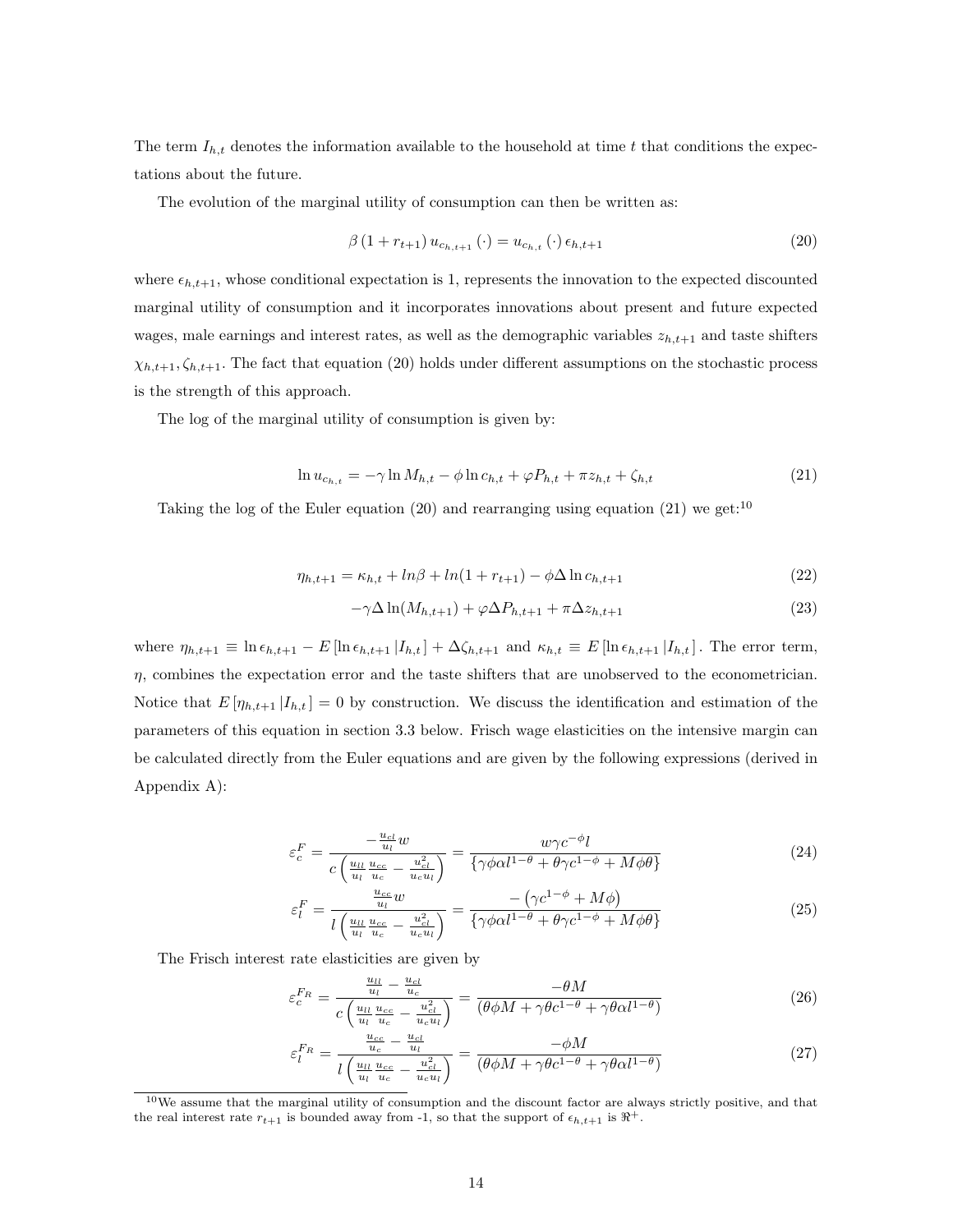The term $I_{h,t}$ denotes the information available to the household at time $t$ that conditions the expectations about the future.

The evolution of the marginal utility of consumption can then be written as:

$$\beta \left(1 + r_{t+1}\right) u_{c_{h,t+1}} \left(\cdot\right) = u_{c_{h,t}} \left(\cdot\right) \epsilon_{h,t+1} \tag{20}$$

where $\epsilon_{h,t+1}$, whose conditional expectation is 1, represents the innovation to the expected discounted marginal utility of consumption and it incorporates innovations about present and future expected wages, male earnings and interest rates, as well as the demographic variables $z_{h,t+1}$ and taste shifters $\chi_{h,t+1}, \zeta_{h,t+1}$. The fact that equation (20) holds under different assumptions on the stochastic process is the strength of this approach.

The log of the marginal utility of consumption is given by:

$$\ln u_{c_{h,t}} = -\gamma \ln M_{h,t} - \phi \ln c_{h,t} + \varphi P_{h,t} + \pi z_{h,t} + \zeta_{h,t} \tag{21}$$

Taking the log of the Euler equation (20) and rearranging using equation (21) we get:[10]

$$\eta_{h,t+1} = \kappa_{h,t} + ln\beta + ln(1 + r_{t+1}) - \phi \Delta \ln c_{h,t+1} \tag{22}$$

$$-\gamma \Delta \ln(M_{h,t+1}) + \varphi \Delta P_{h,t+1} + \pi \Delta z_{h,t+1} \tag{23}$$

where $\eta_{h,t+1} \equiv \ln \epsilon_{h,t+1} - E\left[\ln \epsilon_{h,t+1} \left| I_{h,t} \right.\right] + \Delta\zeta_{h,t+1}$ and $\kappa_{h,t} \equiv E\left[\ln \epsilon_{h,t+1} \left| I_{h,t} \right.\right]$. The error term, $\eta$, combines the expectation error and the taste shifters that are unobserved to the econometrician. Notice that $E\left[\eta_{h,t+1} \left| I_{h,t} \right.\right] = 0$ by construction. We discuss the identification and estimation of the parameters of this equation in section 3.3 below. Frisch wage elasticities on the intensive margin can be calculated directly from the Euler equations and are given by the following expressions (derived in Appendix A):

$$\varepsilon_c^F = \frac{-\frac{u_{cl}}{u_l} w}{c\left(\frac{u_{ll}}{u_l}\frac{u_{cc}}{u_c} - \frac{u_{cl}^2}{u_c u_l}\right)} = \frac{w\gamma c^{-\phi} l}{\left\{\gamma\phi\alpha l^{1-\theta} + \theta\gamma c^{1-\phi} + M\phi\theta\right\}} \tag{24}$$

$$\varepsilon_l^F = \frac{\frac{u_{cc}}{u_l} w}{l\left(\frac{u_{ll}}{u_l}\frac{u_{cc}}{u_c} - \frac{u_{cl}^2}{u_c u_l}\right)} = \frac{-\left(\gamma c^{1-\phi} + M\phi\right)}{\left\{\gamma\phi\alpha l^{1-\theta} + \theta\gamma c^{1-\phi} + M\phi\theta\right\}} \tag{25}$$

The Frisch interest rate elasticities are given by

$$\varepsilon_c^{F_R} = \frac{\frac{u_{ll}}{u_l} - \frac{u_{cl}}{u_c}}{c\left(\frac{u_{ll}}{u_l}\frac{u_{cc}}{u_c} - \frac{u_{cl}^2}{u_c u_l}\right)} = \frac{-\theta M}{\left(\theta\phi M + \gamma\theta c^{1-\theta} + \gamma\theta\alpha l^{1-\theta}\right)} \tag{26}$$

$$\varepsilon_l^{F_R} = \frac{\frac{u_{cc}}{u_c} - \frac{u_{cl}}{u_l}}{l\left(\frac{u_{ll}}{u_l}\frac{u_{cc}}{u_c} - \frac{u_{cl}^2}{u_c u_l}\right)} = \frac{-\phi M}{\left(\theta\phi M + \gamma\theta c^{1-\theta} + \gamma\theta\alpha l^{1-\theta}\right)} \tag{27}$$

[10] We assume that the marginal utility of consumption and the discount factor are always strictly positive, and that the real interest rate $r_{t+1}$ is bounded away from -1, so that the support of $\epsilon_{h,t+1}$ is $\Re^+$.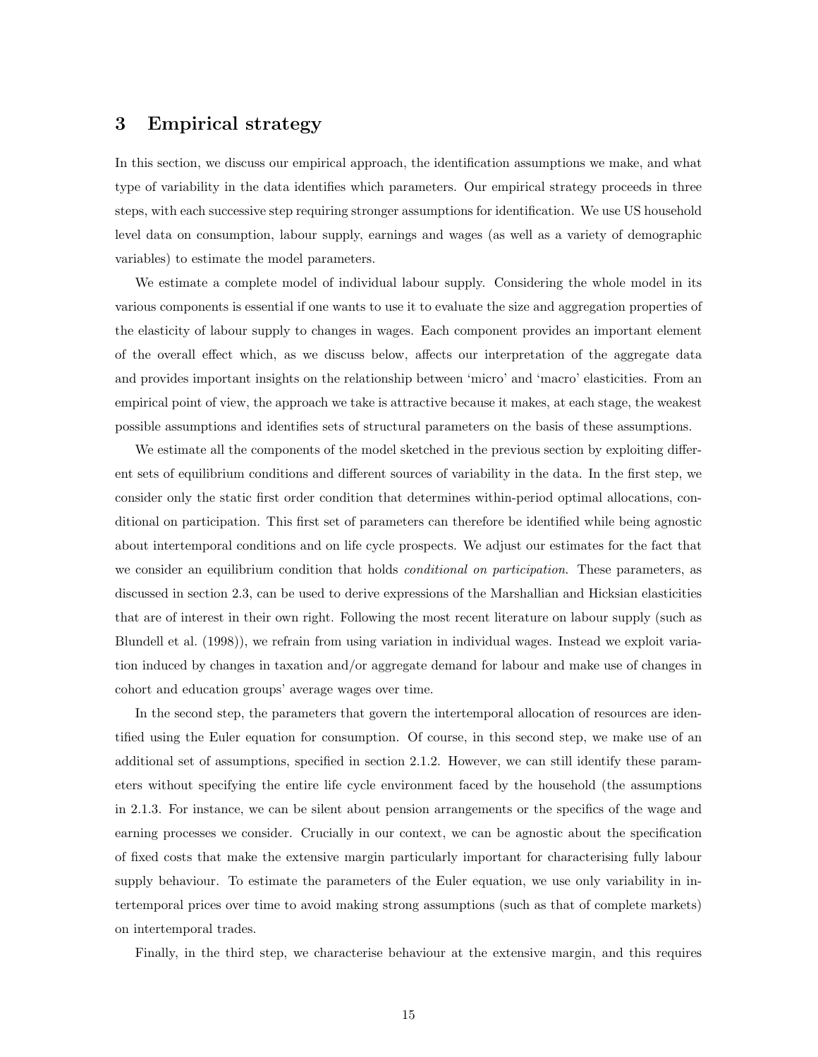## 3 Empirical strategy

In this section, we discuss our empirical approach, the identification assumptions we make, and what type of variability in the data identifies which parameters. Our empirical strategy proceeds in three steps, with each successive step requiring stronger assumptions for identification. We use US household level data on consumption, labour supply, earnings and wages (as well as a variety of demographic variables) to estimate the model parameters.

We estimate a complete model of individual labour supply. Considering the whole model in its various components is essential if one wants to use it to evaluate the size and aggregation properties of the elasticity of labour supply to changes in wages. Each component provides an important element of the overall effect which, as we discuss below, affects our interpretation of the aggregate data and provides important insights on the relationship between 'micro' and 'macro' elasticities. From an empirical point of view, the approach we take is attractive because it makes, at each stage, the weakest possible assumptions and identifies sets of structural parameters on the basis of these assumptions.

We estimate all the components of the model sketched in the previous section by exploiting different sets of equilibrium conditions and different sources of variability in the data. In the first step, we consider only the static first order condition that determines within-period optimal allocations, conditional on participation. This first set of parameters can therefore be identified while being agnostic about intertemporal conditions and on life cycle prospects. We adjust our estimates for the fact that we consider an equilibrium condition that holds *conditional on participation*. These parameters, as discussed in section 2.3, can be used to derive expressions of the Marshallian and Hicksian elasticities that are of interest in their own right. Following the most recent literature on labour supply (such as Blundell et al. (1998)), we refrain from using variation in individual wages. Instead we exploit variation induced by changes in taxation and/or aggregate demand for labour and make use of changes in cohort and education groups' average wages over time.

In the second step, the parameters that govern the intertemporal allocation of resources are identified using the Euler equation for consumption. Of course, in this second step, we make use of an additional set of assumptions, specified in section 2.1.2. However, we can still identify these parameters without specifying the entire life cycle environment faced by the household (the assumptions in 2.1.3. For instance, we can be silent about pension arrangements or the specifics of the wage and earning processes we consider. Crucially in our context, we can be agnostic about the specification of fixed costs that make the extensive margin particularly important for characterising fully labour supply behaviour. To estimate the parameters of the Euler equation, we use only variability in intertemporal prices over time to avoid making strong assumptions (such as that of complete markets) on intertemporal trades.

Finally, in the third step, we characterise behaviour at the extensive margin, and this requires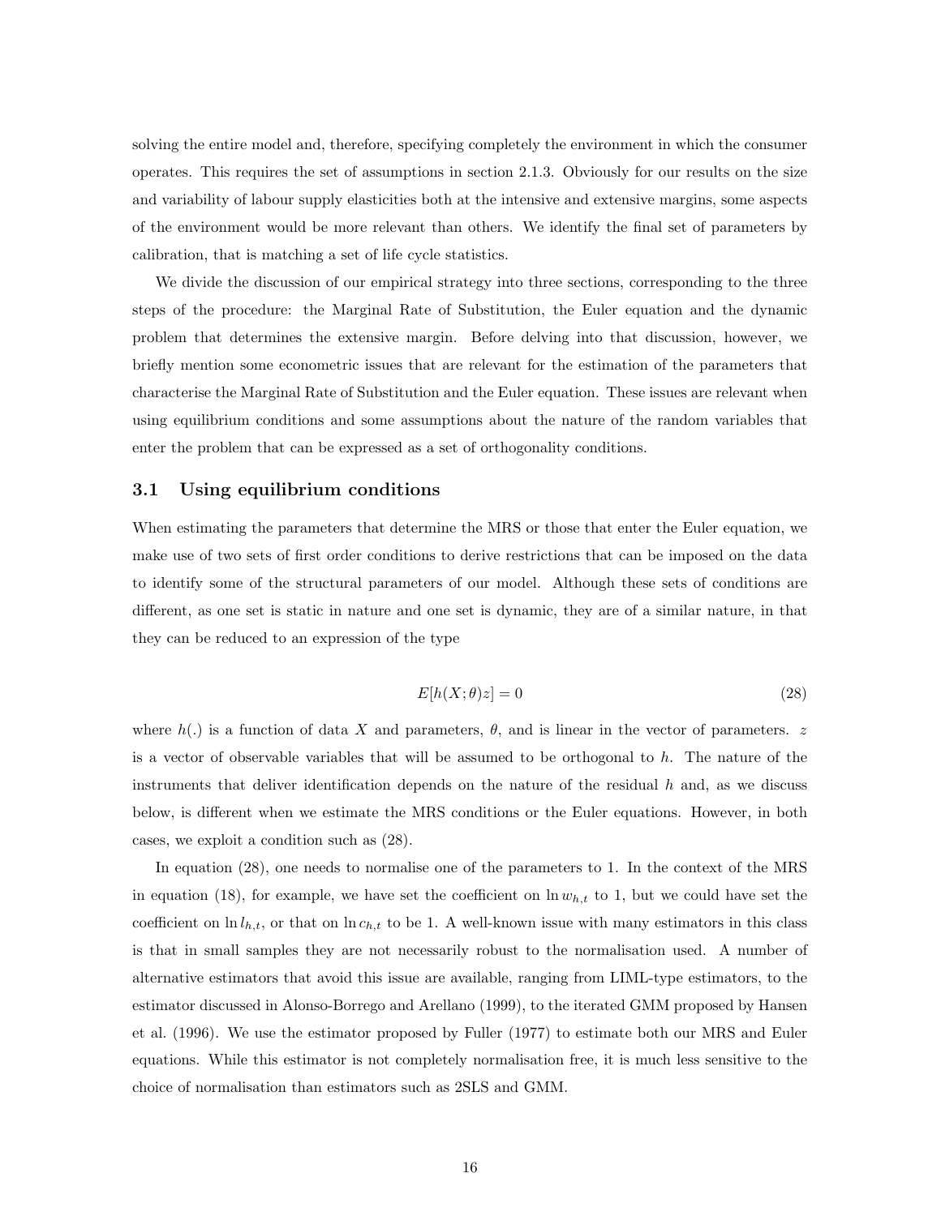solving the entire model and, therefore, specifying completely the environment in which the consumer operates. This requires the set of assumptions in section 2.1.3. Obviously for our results on the size and variability of labour supply elasticities both at the intensive and extensive margins, some aspects of the environment would be more relevant than others. We identify the final set of parameters by calibration, that is matching a set of life cycle statistics.

We divide the discussion of our empirical strategy into three sections, corresponding to the three steps of the procedure: the Marginal Rate of Substitution, the Euler equation and the dynamic problem that determines the extensive margin. Before delving into that discussion, however, we briefly mention some econometric issues that are relevant for the estimation of the parameters that characterise the Marginal Rate of Substitution and the Euler equation. These issues are relevant when using equilibrium conditions and some assumptions about the nature of the random variables that enter the problem that can be expressed as a set of orthogonality conditions.

### 3.1 Using equilibrium conditions

When estimating the parameters that determine the MRS or those that enter the Euler equation, we make use of two sets of first order conditions to derive restrictions that can be imposed on the data to identify some of the structural parameters of our model. Although these sets of conditions are different, as one set is static in nature and one set is dynamic, they are of a similar nature, in that they can be reduced to an expression of the type

$$E[h(X;\theta)z] = 0 \tag{28}$$

where $h(.)$ is a function of data $X$ and parameters, $\theta$, and is linear in the vector of parameters. $z$ is a vector of observable variables that will be assumed to be orthogonal to $h$. The nature of the instruments that deliver identification depends on the nature of the residual $h$ and, as we discuss below, is different when we estimate the MRS conditions or the Euler equations. However, in both cases, we exploit a condition such as (28).

In equation (28), one needs to normalise one of the parameters to 1. In the context of the MRS in equation (18), for example, we have set the coefficient on $\ln w_{h,t}$ to 1, but we could have set the coefficient on $\ln l_{h,t}$, or that on $\ln c_{h,t}$ to be 1. A well-known issue with many estimators in this class is that in small samples they are not necessarily robust to the normalisation used. A number of alternative estimators that avoid this issue are available, ranging from LIML-type estimators, to the estimator discussed in Alonso-Borrego and Arellano (1999), to the iterated GMM proposed by Hansen et al. (1996). We use the estimator proposed by Fuller (1977) to estimate both our MRS and Euler equations. While this estimator is not completely normalisation free, it is much less sensitive to the choice of normalisation than estimators such as 2SLS and GMM.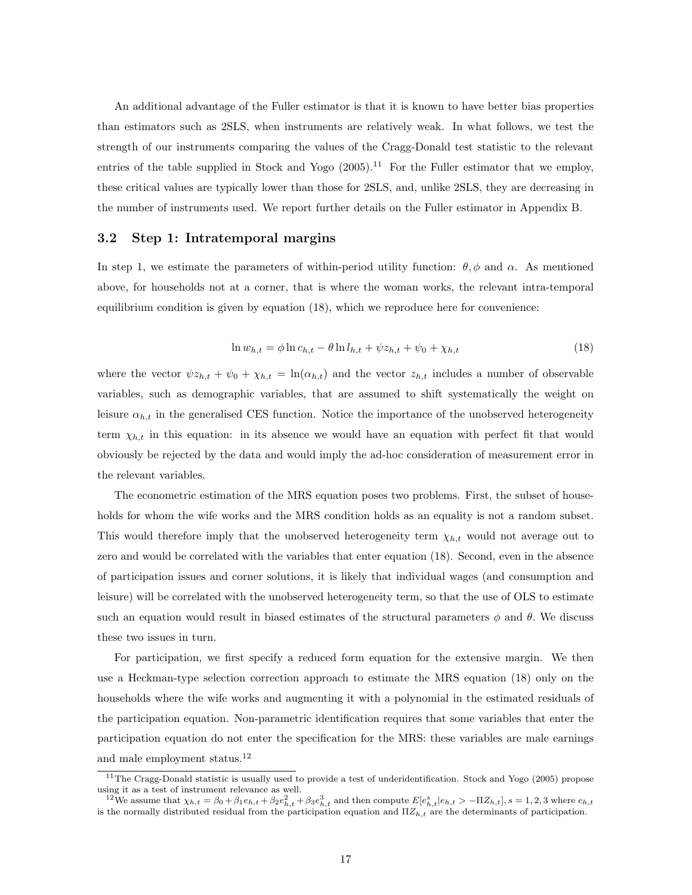An additional advantage of the Fuller estimator is that it is known to have better bias properties than estimators such as 2SLS, when instruments are relatively weak. In what follows, we test the strength of our instruments comparing the values of the Cragg-Donald test statistic to the relevant entries of the table supplied in Stock and Yogo (2005).[11] For the Fuller estimator that we employ, these critical values are typically lower than those for 2SLS, and, unlike 2SLS, they are decreasing in the number of instruments used. We report further details on the Fuller estimator in Appendix B.

### 3.2 Step 1: Intratemporal margins

In step 1, we estimate the parameters of within-period utility function: $\theta, \phi$ and $\alpha$. As mentioned above, for households not at a corner, that is where the woman works, the relevant intra-temporal equilibrium condition is given by equation (18), which we reproduce here for convenience:

$$\ln w_{h,t} = \phi \ln c_{h,t} - \theta \ln l_{h,t} + \psi z_{h,t} + \psi_0 + \chi_{h,t} \tag{18}$$

where the vector $\psi z_{h,t} + \psi_0 + \chi_{h,t} = \ln(\alpha_{h,t})$ and the vector $z_{h,t}$ includes a number of observable variables, such as demographic variables, that are assumed to shift systematically the weight on leisure $\alpha_{h,t}$ in the generalised CES function. Notice the importance of the unobserved heterogeneity term $\chi_{h,t}$ in this equation: in its absence we would have an equation with perfect fit that would obviously be rejected by the data and would imply the ad-hoc consideration of measurement error in the relevant variables.

The econometric estimation of the MRS equation poses two problems. First, the subset of households for whom the wife works and the MRS condition holds as an equality is not a random subset. This would therefore imply that the unobserved heterogeneity term $\chi_{h,t}$ would not average out to zero and would be correlated with the variables that enter equation (18). Second, even in the absence of participation issues and corner solutions, it is likely that individual wages (and consumption and leisure) will be correlated with the unobserved heterogeneity term, so that the use of OLS to estimate such an equation would result in biased estimates of the structural parameters $\phi$ and $\theta$. We discuss these two issues in turn.

For participation, we first specify a reduced form equation for the extensive margin. We then use a Heckman-type selection correction approach to estimate the MRS equation (18) only on the households where the wife works and augmenting it with a polynomial in the estimated residuals of the participation equation. Non-parametric identification requires that some variables that enter the participation equation do not enter the specification for the MRS: these variables are male earnings and male employment status.[12]

[11] The Cragg-Donald statistic is usually used to provide a test of underidentification. Stock and Yogo (2005) propose using it as a test of instrument relevance as well.

[12] We assume that $\chi_{h,t} = \beta_0 + \beta_1 e_{h,t} + \beta_2 e_{h,t}^2 + \beta_3 e_{h,t}^3$ and then compute $E[e_{h,t}^s | e_{h,t} > -\Pi Z_{h,t}], s = 1, 2, 3$ where $e_{h,t}$ is the normally distributed residual from the participation equation and $\Pi Z_{h,t}$ are the determinants of participation.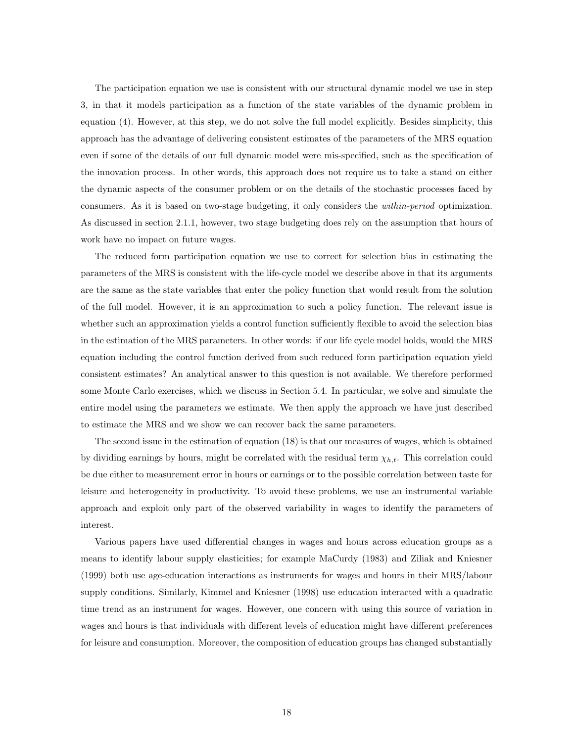The participation equation we use is consistent with our structural dynamic model we use in step 3, in that it models participation as a function of the state variables of the dynamic problem in equation (4). However, at this step, we do not solve the full model explicitly. Besides simplicity, this approach has the advantage of delivering consistent estimates of the parameters of the MRS equation even if some of the details of our full dynamic model were mis-specified, such as the specification of the innovation process. In other words, this approach does not require us to take a stand on either the dynamic aspects of the consumer problem or on the details of the stochastic processes faced by consumers. As it is based on two-stage budgeting, it only considers the *within-period* optimization. As discussed in section 2.1.1, however, two stage budgeting does rely on the assumption that hours of work have no impact on future wages.

The reduced form participation equation we use to correct for selection bias in estimating the parameters of the MRS is consistent with the life-cycle model we describe above in that its arguments are the same as the state variables that enter the policy function that would result from the solution of the full model. However, it is an approximation to such a policy function. The relevant issue is whether such an approximation yields a control function sufficiently flexible to avoid the selection bias in the estimation of the MRS parameters. In other words: if our life cycle model holds, would the MRS equation including the control function derived from such reduced form participation equation yield consistent estimates? An analytical answer to this question is not available. We therefore performed some Monte Carlo exercises, which we discuss in Section 5.4. In particular, we solve and simulate the entire model using the parameters we estimate. We then apply the approach we have just described to estimate the MRS and we show we can recover back the same parameters.

The second issue in the estimation of equation (18) is that our measures of wages, which is obtained by dividing earnings by hours, might be correlated with the residual term $\chi_{h,t}$. This correlation could be due either to measurement error in hours or earnings or to the possible correlation between taste for leisure and heterogeneity in productivity. To avoid these problems, we use an instrumental variable approach and exploit only part of the observed variability in wages to identify the parameters of interest.

Various papers have used differential changes in wages and hours across education groups as a means to identify labour supply elasticities; for example MaCurdy (1983) and Ziliak and Kniesner (1999) both use age-education interactions as instruments for wages and hours in their MRS/labour supply conditions. Similarly, Kimmel and Kniesner (1998) use education interacted with a quadratic time trend as an instrument for wages. However, one concern with using this source of variation in wages and hours is that individuals with different levels of education might have different preferences for leisure and consumption. Moreover, the composition of education groups has changed substantially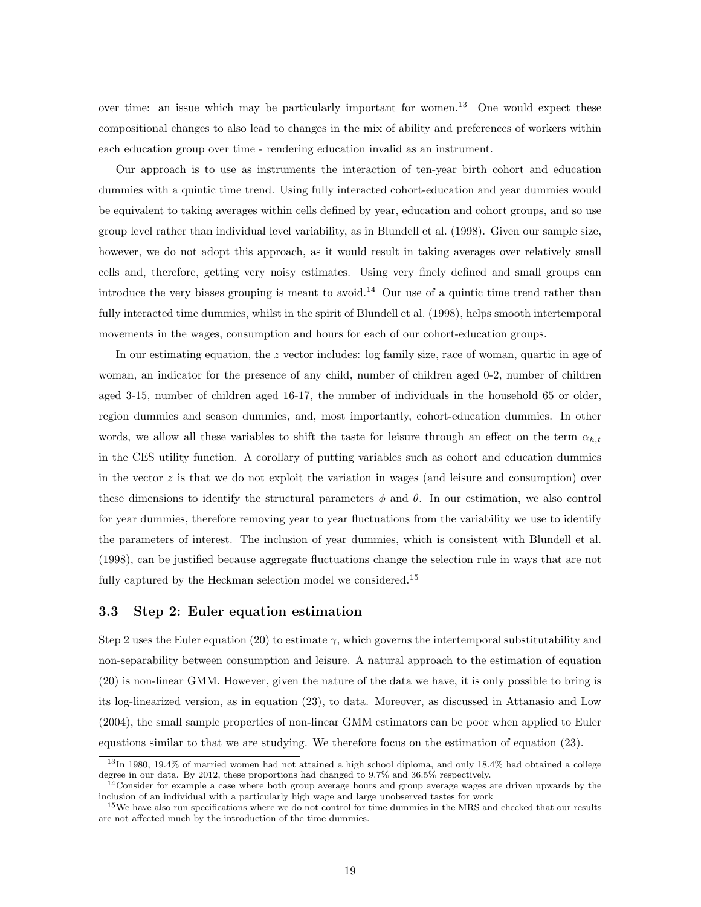over time: an issue which may be particularly important for women.[13] One would expect these compositional changes to also lead to changes in the mix of ability and preferences of workers within each education group over time - rendering education invalid as an instrument.

Our approach is to use as instruments the interaction of ten-year birth cohort and education dummies with a quintic time trend. Using fully interacted cohort-education and year dummies would be equivalent to taking averages within cells defined by year, education and cohort groups, and so use group level rather than individual level variability, as in Blundell et al. (1998). Given our sample size, however, we do not adopt this approach, as it would result in taking averages over relatively small cells and, therefore, getting very noisy estimates. Using very finely defined and small groups can introduce the very biases grouping is meant to avoid.[14] Our use of a quintic time trend rather than fully interacted time dummies, whilst in the spirit of Blundell et al. (1998), helps smooth intertemporal movements in the wages, consumption and hours for each of our cohort-education groups.

In our estimating equation, the $z$ vector includes: log family size, race of woman, quartic in age of woman, an indicator for the presence of any child, number of children aged 0-2, number of children aged 3-15, number of children aged 16-17, the number of individuals in the household 65 or older, region dummies and season dummies, and, most importantly, cohort-education dummies. In other words, we allow all these variables to shift the taste for leisure through an effect on the term $\alpha_{h,t}$ in the CES utility function. A corollary of putting variables such as cohort and education dummies in the vector $z$ is that we do not exploit the variation in wages (and leisure and consumption) over these dimensions to identify the structural parameters $\phi$ and $\theta$. In our estimation, we also control for year dummies, therefore removing year to year fluctuations from the variability we use to identify the parameters of interest. The inclusion of year dummies, which is consistent with Blundell et al. (1998), can be justified because aggregate fluctuations change the selection rule in ways that are not fully captured by the Heckman selection model we considered.[15]

### 3.3 Step 2: Euler equation estimation

Step 2 uses the Euler equation (20) to estimate $\gamma$, which governs the intertemporal substitutability and non-separability between consumption and leisure. A natural approach to the estimation of equation (20) is non-linear GMM. However, given the nature of the data we have, it is only possible to bring is its log-linearized version, as in equation (23), to data. Moreover, as discussed in Attanasio and Low (2004), the small sample properties of non-linear GMM estimators can be poor when applied to Euler equations similar to that we are studying. We therefore focus on the estimation of equation (23).

---

[13] In 1980, 19.4% of married women had not attained a high school diploma, and only 18.4% had obtained a college degree in our data. By 2012, these proportions had changed to 9.7% and 36.5% respectively.

[14] Consider for example a case where both group average hours and group average wages are driven upwards by the inclusion of an individual with a particularly high wage and large unobserved tastes for work

[15] We have also run specifications where we do not control for time dummies in the MRS and checked that our results are not affected much by the introduction of the time dummies.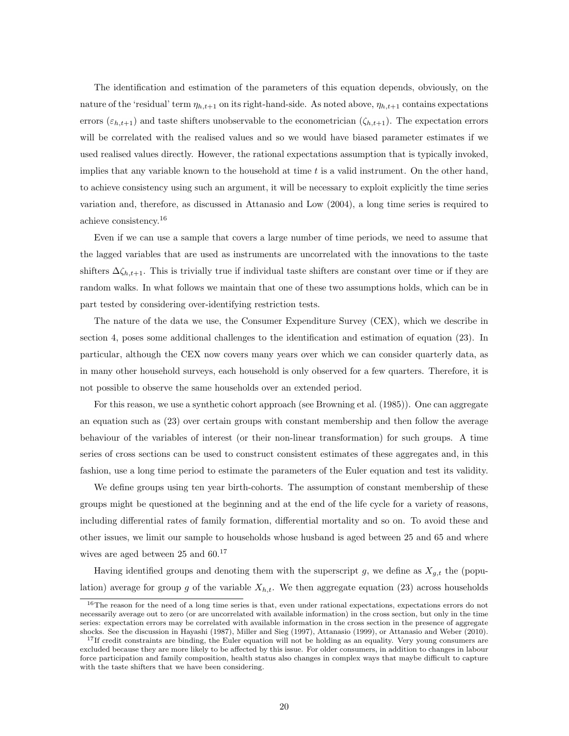The identification and estimation of the parameters of this equation depends, obviously, on the nature of the 'residual' term $\eta_{h,t+1}$ on its right-hand-side. As noted above, $\eta_{h,t+1}$ contains expectations errors ($\varepsilon_{h,t+1}$) and taste shifters unobservable to the econometrician ($\zeta_{h,t+1}$). The expectation errors will be correlated with the realised values and so we would have biased parameter estimates if we used realised values directly. However, the rational expectations assumption that is typically invoked, implies that any variable known to the household at time $t$ is a valid instrument. On the other hand, to achieve consistency using such an argument, it will be necessary to exploit explicitly the time series variation and, therefore, as discussed in Attanasio and Low (2004), a long time series is required to achieve consistency.[16]

Even if we can use a sample that covers a large number of time periods, we need to assume that the lagged variables that are used as instruments are uncorrelated with the innovations to the taste shifters $\Delta\zeta_{h,t+1}$. This is trivially true if individual taste shifters are constant over time or if they are random walks. In what follows we maintain that one of these two assumptions holds, which can be in part tested by considering over-identifying restriction tests.

The nature of the data we use, the Consumer Expenditure Survey (CEX), which we describe in section 4, poses some additional challenges to the identification and estimation of equation (23). In particular, although the CEX now covers many years over which we can consider quarterly data, as in many other household surveys, each household is only observed for a few quarters. Therefore, it is not possible to observe the same households over an extended period.

For this reason, we use a synthetic cohort approach (see Browning et al. (1985)). One can aggregate an equation such as (23) over certain groups with constant membership and then follow the average behaviour of the variables of interest (or their non-linear transformation) for such groups. A time series of cross sections can be used to construct consistent estimates of these aggregates and, in this fashion, use a long time period to estimate the parameters of the Euler equation and test its validity.

We define groups using ten year birth-cohorts. The assumption of constant membership of these groups might be questioned at the beginning and at the end of the life cycle for a variety of reasons, including differential rates of family formation, differential mortality and so on. To avoid these and other issues, we limit our sample to households whose husband is aged between 25 and 65 and where wives are aged between 25 and 60.[17]

Having identified groups and denoting them with the superscript $g$, we define as $X_{g,t}$ the (population) average for group $g$ of the variable $X_{h,t}$. We then aggregate equation (23) across households

[16] The reason for the need of a long time series is that, even under rational expectations, expectations errors do not necessarily average out to zero (or are uncorrelated with available information) in the cross section, but only in the time series: expectation errors may be correlated with available information in the cross section in the presence of aggregate shocks. See the discussion in Hayashi (1987), Miller and Sieg (1997), Attanasio (1999), or Attanasio and Weber (2010).

[17] If credit constraints are binding, the Euler equation will not be holding as an equality. Very young consumers are excluded because they are more likely to be affected by this issue. For older consumers, in addition to changes in labour force participation and family composition, health status also changes in complex ways that maybe difficult to capture with the taste shifters that we have been considering.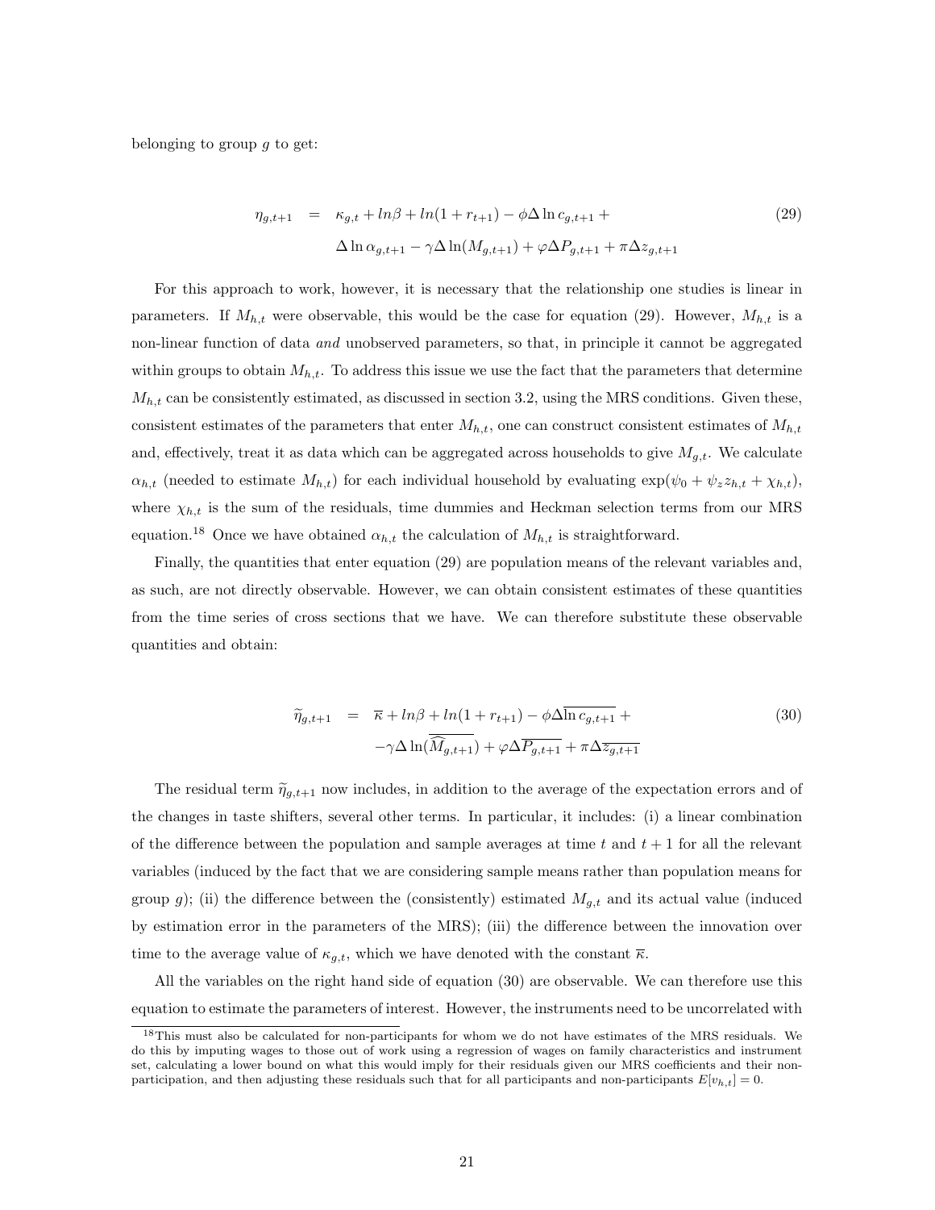belonging to group $g$ to get:

$$
\begin{aligned}
\eta_{g,t+1} \quad = \quad & \kappa_{g,t} + ln\beta + ln(1+r_{t+1}) - \phi\Delta \ln c_{g,t+1} + \\
& \Delta \ln \alpha_{g,t+1} - \gamma \Delta \ln(M_{g,t+1}) + \varphi \Delta P_{g,t+1} + \pi \Delta z_{g,t+1}
\end{aligned}
\tag{29}
$$

For this approach to work, however, it is necessary that the relationship one studies is linear in parameters. If $M_{h,t}$ were observable, this would be the case for equation (29). However, $M_{h,t}$ is a non-linear function of data *and* unobserved parameters, so that, in principle it cannot be aggregated within groups to obtain $M_{h,t}$. To address this issue we use the fact that the parameters that determine $M_{h,t}$ can be consistently estimated, as discussed in section 3.2, using the MRS conditions. Given these, consistent estimates of the parameters that enter $M_{h,t}$, one can construct consistent estimates of $M_{h,t}$ and, effectively, treat it as data which can be aggregated across households to give $M_{g,t}$. We calculate $\alpha_{h,t}$ (needed to estimate $M_{h,t}$) for each individual household by evaluating $\exp(\psi_0 + \psi_z z_{h,t} + \chi_{h,t})$, where $\chi_{h,t}$ is the sum of the residuals, time dummies and Heckman selection terms from our MRS equation.[18] Once we have obtained $\alpha_{h,t}$ the calculation of $M_{h,t}$ is straightforward.

Finally, the quantities that enter equation (29) are population means of the relevant variables and, as such, are not directly observable. However, we can obtain consistent estimates of these quantities from the time series of cross sections that we have. We can therefore substitute these observable quantities and obtain:

$$
\begin{aligned}
\widetilde{\eta}_{g,t+1} \quad = \quad & \overline{\kappa} + ln\beta + ln(1+r_{t+1}) - \phi\Delta \overline{\ln c_{g,t+1}} + \\
& -\gamma \Delta \ln(\overline{\widehat{M}_{g,t+1}}) + \varphi \Delta \overline{P_{g,t+1}} + \pi \Delta \overline{z_{g,t+1}}
\end{aligned}
\tag{30}
$$

The residual term $\widetilde{\eta}_{g,t+1}$ now includes, in addition to the average of the expectation errors and of the changes in taste shifters, several other terms. In particular, it includes: (i) a linear combination of the difference between the population and sample averages at time $t$ and $t+1$ for all the relevant variables (induced by the fact that we are considering sample means rather than population means for group $g$); (ii) the difference between the (consistently) estimated $M_{g,t}$ and its actual value (induced by estimation error in the parameters of the MRS); (iii) the difference between the innovation over time to the average value of $\kappa_{g,t}$, which we have denoted with the constant $\overline{\kappa}$.

All the variables on the right hand side of equation (30) are observable. We can therefore use this equation to estimate the parameters of interest. However, the instruments need to be uncorrelated with

[18] This must also be calculated for non-participants for whom we do not have estimates of the MRS residuals. We do this by imputing wages to those out of work using a regression of wages on family characteristics and instrument set, calculating a lower bound on what this would imply for their residuals given our MRS coefficients and their non-participation, and then adjusting these residuals such that for all participants and non-participants $E[v_{h,t}] = 0$.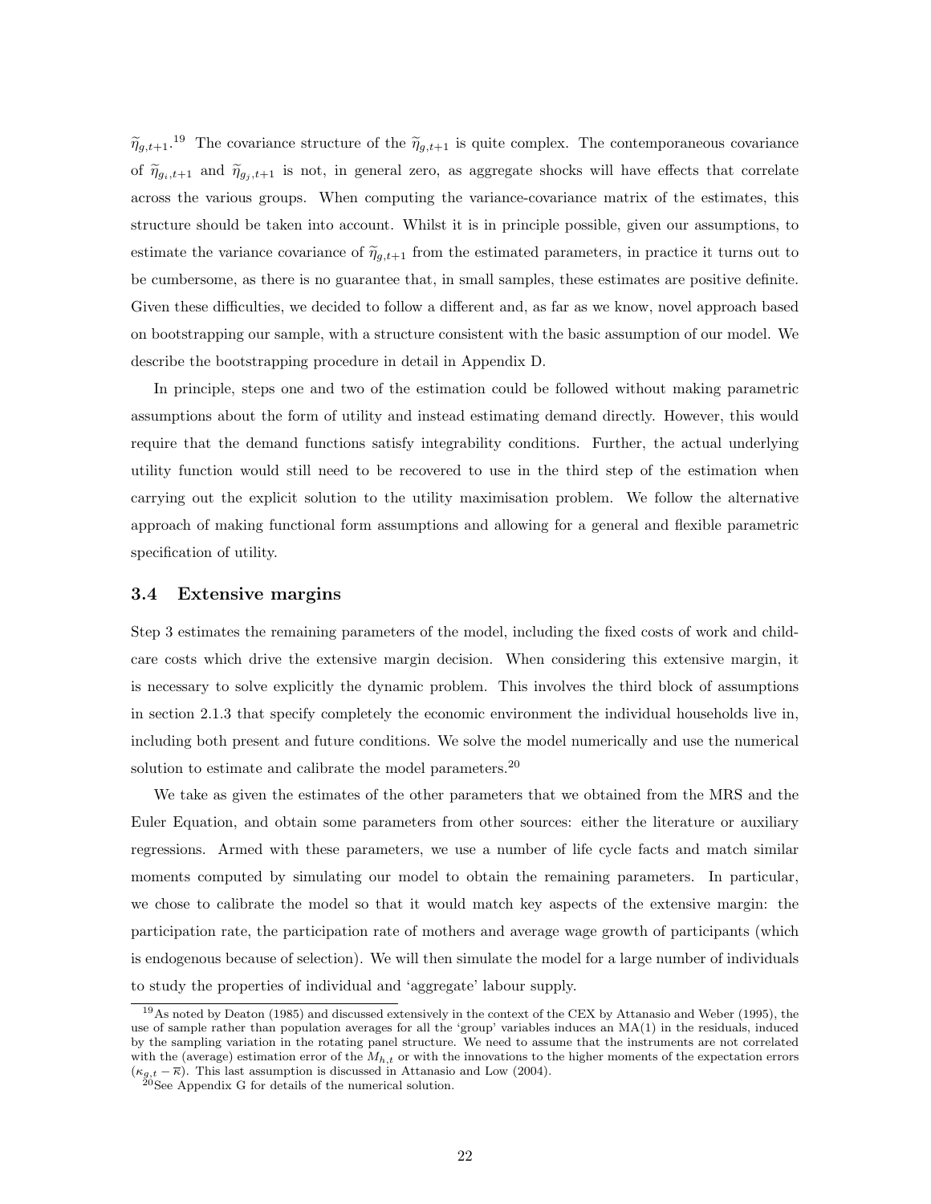$\widetilde{\eta}_{g,t+1}$.[19] The covariance structure of the $\widetilde{\eta}_{g,t+1}$ is quite complex. The contemporaneous covariance of $\widetilde{\eta}_{g_i,t+1}$ and $\widetilde{\eta}_{g_j,t+1}$ is not, in general zero, as aggregate shocks will have effects that correlate across the various groups. When computing the variance-covariance matrix of the estimates, this structure should be taken into account. Whilst it is in principle possible, given our assumptions, to estimate the variance covariance of $\widetilde{\eta}_{g,t+1}$ from the estimated parameters, in practice it turns out to be cumbersome, as there is no guarantee that, in small samples, these estimates are positive definite. Given these difficulties, we decided to follow a different and, as far as we know, novel approach based on bootstrapping our sample, with a structure consistent with the basic assumption of our model. We describe the bootstrapping procedure in detail in Appendix D.

In principle, steps one and two of the estimation could be followed without making parametric assumptions about the form of utility and instead estimating demand directly. However, this would require that the demand functions satisfy integrability conditions. Further, the actual underlying utility function would still need to be recovered to use in the third step of the estimation when carrying out the explicit solution to the utility maximisation problem. We follow the alternative approach of making functional form assumptions and allowing for a general and flexible parametric specification of utility.

### 3.4 Extensive margins

Step 3 estimates the remaining parameters of the model, including the fixed costs of work and child-care costs which drive the extensive margin decision. When considering this extensive margin, it is necessary to solve explicitly the dynamic problem. This involves the third block of assumptions in section 2.1.3 that specify completely the economic environment the individual households live in, including both present and future conditions. We solve the model numerically and use the numerical solution to estimate and calibrate the model parameters.[20]

We take as given the estimates of the other parameters that we obtained from the MRS and the Euler Equation, and obtain some parameters from other sources: either the literature or auxiliary regressions. Armed with these parameters, we use a number of life cycle facts and match similar moments computed by simulating our model to obtain the remaining parameters. In particular, we chose to calibrate the model so that it would match key aspects of the extensive margin: the participation rate, the participation rate of mothers and average wage growth of participants (which is endogenous because of selection). We will then simulate the model for a large number of individuals to study the properties of individual and 'aggregate' labour supply.

[19] As noted by Deaton (1985) and discussed extensively in the context of the CEX by Attanasio and Weber (1995), the use of sample rather than population averages for all the 'group' variables induces an MA(1) in the residuals, induced by the sampling variation in the rotating panel structure. We need to assume that the instruments are not correlated with the (average) estimation error of the $M_{h,t}$ or with the innovations to the higher moments of the expectation errors ($\kappa_{g,t} - \overline{\kappa}$). This last assumption is discussed in Attanasio and Low (2004).

[20] See Appendix G for details of the numerical solution.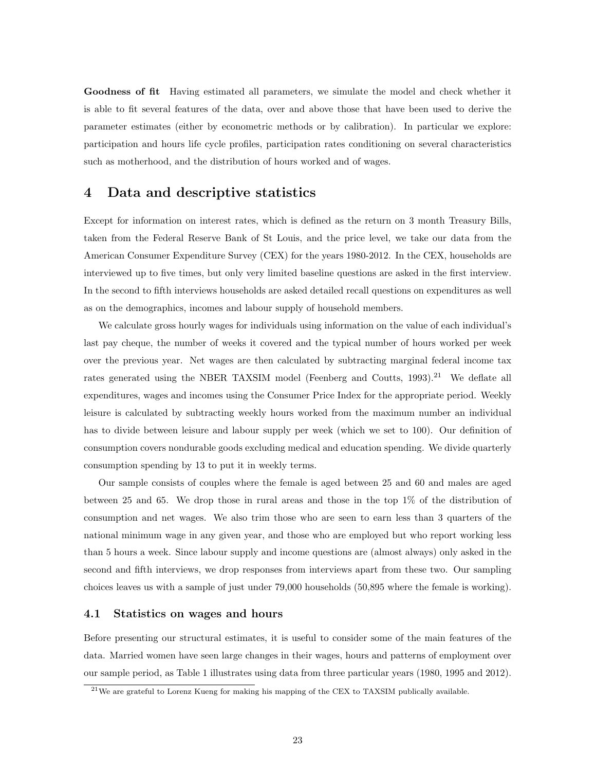**Goodness of fit** Having estimated all parameters, we simulate the model and check whether it is able to fit several features of the data, over and above those that have been used to derive the parameter estimates (either by econometric methods or by calibration). In particular we explore: participation and hours life cycle profiles, participation rates conditioning on several characteristics such as motherhood, and the distribution of hours worked and of wages.

# 4 Data and descriptive statistics

Except for information on interest rates, which is defined as the return on 3 month Treasury Bills, taken from the Federal Reserve Bank of St Louis, and the price level, we take our data from the American Consumer Expenditure Survey (CEX) for the years 1980-2012. In the CEX, households are interviewed up to five times, but only very limited baseline questions are asked in the first interview. In the second to fifth interviews households are asked detailed recall questions on expenditures as well as on the demographics, incomes and labour supply of household members.

We calculate gross hourly wages for individuals using information on the value of each individual's last pay cheque, the number of weeks it covered and the typical number of hours worked per week over the previous year. Net wages are then calculated by subtracting marginal federal income tax rates generated using the NBER TAXSIM model (Feenberg and Coutts, 1993).[21] We deflate all expenditures, wages and incomes using the Consumer Price Index for the appropriate period. Weekly leisure is calculated by subtracting weekly hours worked from the maximum number an individual has to divide between leisure and labour supply per week (which we set to 100). Our definition of consumption covers nondurable goods excluding medical and education spending. We divide quarterly consumption spending by 13 to put it in weekly terms.

Our sample consists of couples where the female is aged between 25 and 60 and males are aged between 25 and 65. We drop those in rural areas and those in the top 1% of the distribution of consumption and net wages. We also trim those who are seen to earn less than 3 quarters of the national minimum wage in any given year, and those who are employed but who report working less than 5 hours a week. Since labour supply and income questions are (almost always) only asked in the second and fifth interviews, we drop responses from interviews apart from these two. Our sampling choices leaves us with a sample of just under 79,000 households (50,895 where the female is working).

## 4.1 Statistics on wages and hours

Before presenting our structural estimates, it is useful to consider some of the main features of the data. Married women have seen large changes in their wages, hours and patterns of employment over our sample period, as Table 1 illustrates using data from three particular years (1980, 1995 and 2012).

[21] We are grateful to Lorenz Kueng for making his mapping of the CEX to TAXSIM publically available.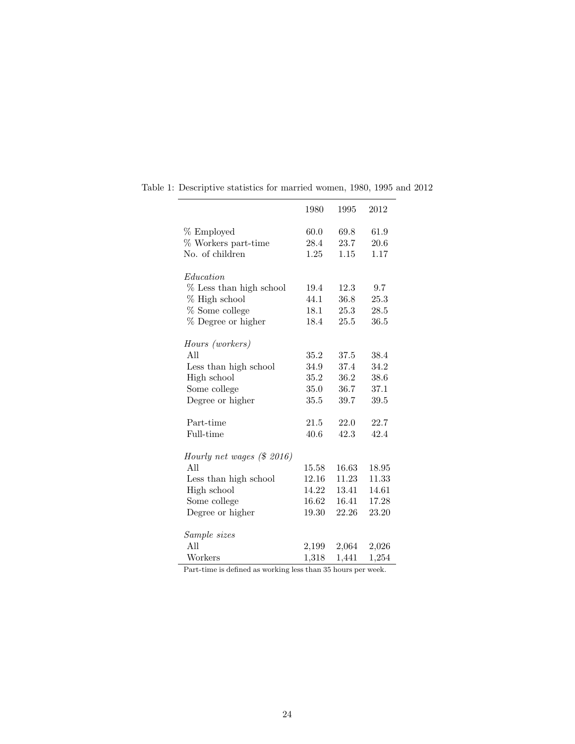Table 1: Descriptive statistics for married women, 1980, 1995 and 2012

| | 1980 | 1995 | 2012 |
|---|---|---|---|
| % Employed | 60.0 | 69.8 | 61.9 |
| % Workers part-time | 28.4 | 23.7 | 20.6 |
| No. of children | 1.25 | 1.15 | 1.17 |
| *Education* | | | |
| % Less than high school | 19.4 | 12.3 | 9.7 |
| % High school | 44.1 | 36.8 | 25.3 |
| % Some college | 18.1 | 25.3 | 28.5 |
| % Degree or higher | 18.4 | 25.5 | 36.5 |
| *Hours (workers)* | | | |
| All | 35.2 | 37.5 | 38.4 |
| Less than high school | 34.9 | 37.4 | 34.2 |
| High school | 35.2 | 36.2 | 38.6 |
| Some college | 35.0 | 36.7 | 37.1 |
| Degree or higher | 35.5 | 39.7 | 39.5 |
| Part-time | 21.5 | 22.0 | 22.7 |
| Full-time | 40.6 | 42.3 | 42.4 |
| *Hourly net wages ($ 2016)* | | | |
| All | 15.58 | 16.63 | 18.95 |
| Less than high school | 12.16 | 11.23 | 11.33 |
| High school | 14.22 | 13.41 | 14.61 |
| Some college | 16.62 | 16.41 | 17.28 |
| Degree or higher | 19.30 | 22.26 | 23.20 |
| *Sample sizes* | | | |
| All | 2,199 | 2,064 | 2,026 |
| Workers | 1,318 | 1,441 | 1,254 |

Part-time is defined as working less than 35 hours per week.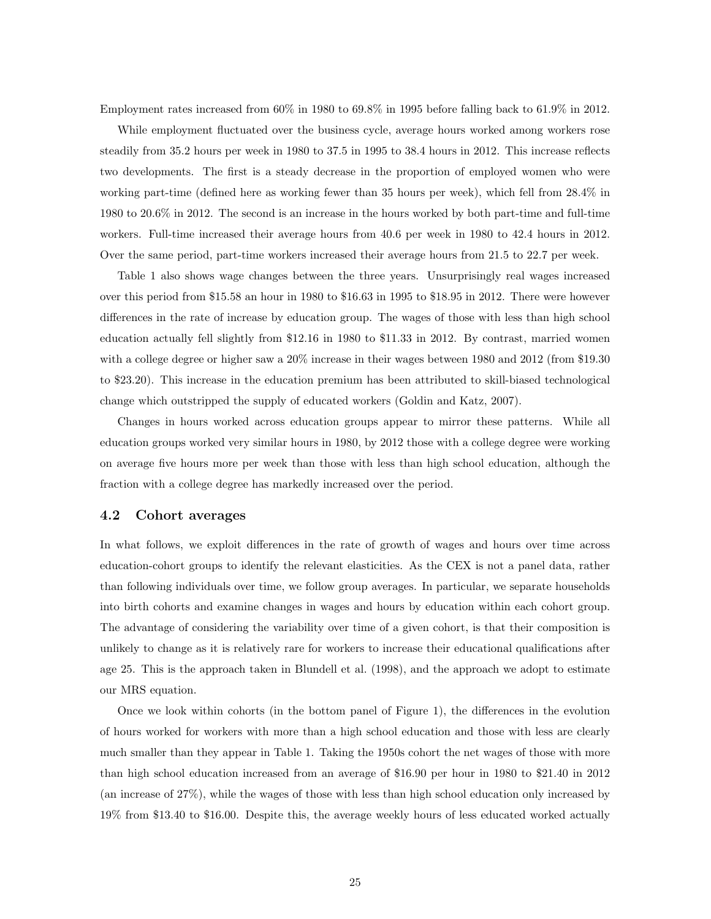Employment rates increased from 60% in 1980 to 69.8% in 1995 before falling back to 61.9% in 2012.

While employment fluctuated over the business cycle, average hours worked among workers rose steadily from 35.2 hours per week in 1980 to 37.5 in 1995 to 38.4 hours in 2012. This increase reflects two developments. The first is a steady decrease in the proportion of employed women who were working part-time (defined here as working fewer than 35 hours per week), which fell from 28.4% in 1980 to 20.6% in 2012. The second is an increase in the hours worked by both part-time and full-time workers. Full-time increased their average hours from 40.6 per week in 1980 to 42.4 hours in 2012. Over the same period, part-time workers increased their average hours from 21.5 to 22.7 per week.

Table 1 also shows wage changes between the three years. Unsurprisingly real wages increased over this period from \$15.58 an hour in 1980 to \$16.63 in 1995 to \$18.95 in 2012. There were however differences in the rate of increase by education group. The wages of those with less than high school education actually fell slightly from \$12.16 in 1980 to \$11.33 in 2012. By contrast, married women with a college degree or higher saw a 20% increase in their wages between 1980 and 2012 (from \$19.30 to \$23.20). This increase in the education premium has been attributed to skill-biased technological change which outstripped the supply of educated workers (Goldin and Katz, 2007).

Changes in hours worked across education groups appear to mirror these patterns. While all education groups worked very similar hours in 1980, by 2012 those with a college degree were working on average five hours more per week than those with less than high school education, although the fraction with a college degree has markedly increased over the period.

### 4.2 Cohort averages

In what follows, we exploit differences in the rate of growth of wages and hours over time across education-cohort groups to identify the relevant elasticities. As the CEX is not a panel data, rather than following individuals over time, we follow group averages. In particular, we separate households into birth cohorts and examine changes in wages and hours by education within each cohort group. The advantage of considering the variability over time of a given cohort, is that their composition is unlikely to change as it is relatively rare for workers to increase their educational qualifications after age 25. This is the approach taken in Blundell et al. (1998), and the approach we adopt to estimate our MRS equation.

Once we look within cohorts (in the bottom panel of Figure 1), the differences in the evolution of hours worked for workers with more than a high school education and those with less are clearly much smaller than they appear in Table 1. Taking the 1950s cohort the net wages of those with more than high school education increased from an average of \$16.90 per hour in 1980 to \$21.40 in 2012 (an increase of 27%), while the wages of those with less than high school education only increased by 19% from \$13.40 to \$16.00. Despite this, the average weekly hours of less educated worked actually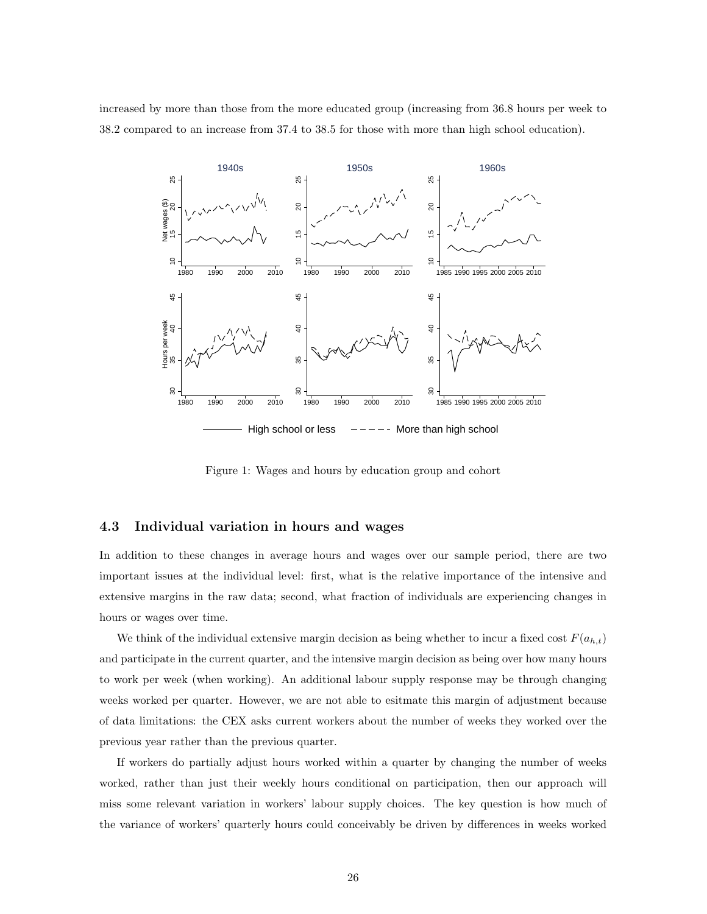increased by more than those from the more educated group (increasing from 36.8 hours per week to 38.2 compared to an increase from 37.4 to 38.5 for those with more than high school education).

Figure 1: Wages and hours by education group and cohort

### 4.3 Individual variation in hours and wages

In addition to these changes in average hours and wages over our sample period, there are two important issues at the individual level: first, what is the relative importance of the intensive and extensive margins in the raw data; second, what fraction of individuals are experiencing changes in hours or wages over time.

We think of the individual extensive margin decision as being whether to incur a fixed cost $F(a_{h,t})$ and participate in the current quarter, and the intensive margin decision as being over how many hours to work per week (when working). An additional labour supply response may be through changing weeks worked per quarter. However, we are not able to esitmate this margin of adjustment because of data limitations: the CEX asks current workers about the number of weeks they worked over the previous year rather than the previous quarter.

If workers do partially adjust hours worked within a quarter by changing the number of weeks worked, rather than just their weekly hours conditional on participation, then our approach will miss some relevant variation in workers' labour supply choices. The key question is how much of the variance of workers' quarterly hours could conceivably be driven by differences in weeks worked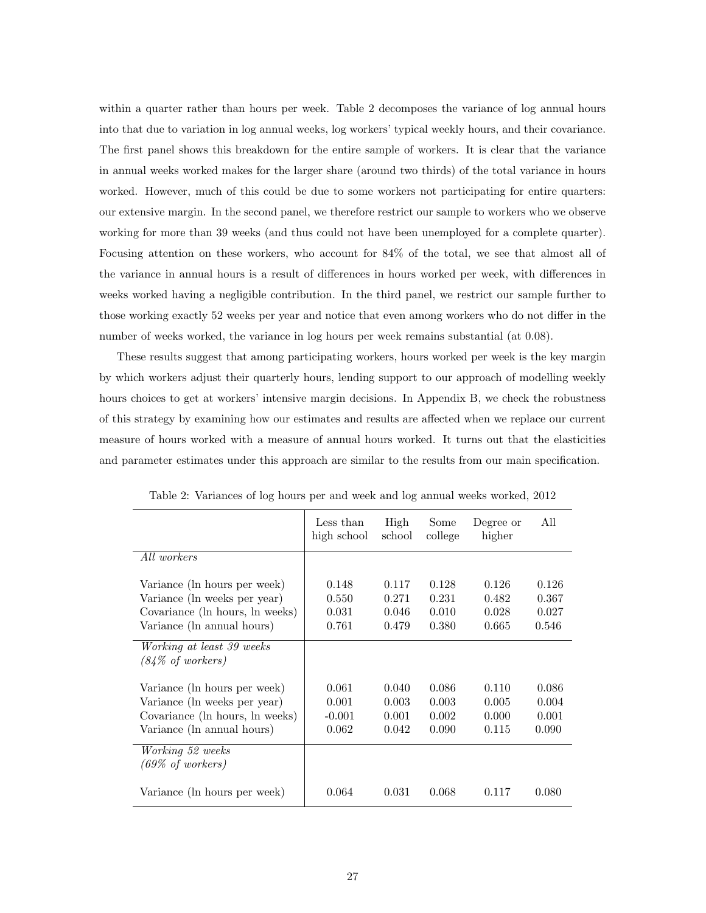within a quarter rather than hours per week. Table 2 decomposes the variance of log annual hours into that due to variation in log annual weeks, log workers' typical weekly hours, and their covariance. The first panel shows this breakdown for the entire sample of workers. It is clear that the variance in annual weeks worked makes for the larger share (around two thirds) of the total variance in hours worked. However, much of this could be due to some workers not participating for entire quarters: our extensive margin. In the second panel, we therefore restrict our sample to workers who we observe working for more than 39 weeks (and thus could not have been unemployed for a complete quarter). Focusing attention on these workers, who account for 84% of the total, we see that almost all of the variance in annual hours is a result of differences in hours worked per week, with differences in weeks worked having a negligible contribution. In the third panel, we restrict our sample further to those working exactly 52 weeks per year and notice that even among workers who do not differ in the number of weeks worked, the variance in log hours per week remains substantial (at 0.08).

These results suggest that among participating workers, hours worked per week is the key margin by which workers adjust their quarterly hours, lending support to our approach of modelling weekly hours choices to get at workers' intensive margin decisions. In Appendix B, we check the robustness of this strategy by examining how our estimates and results are affected when we replace our current measure of hours worked with a measure of annual hours worked. It turns out that the elasticities and parameter estimates under this approach are similar to the results from our main specification.

Table 2: Variances of log hours per and week and log annual weeks worked, 2012

| | Less than high school | High school | Some college | Degree or higher | All |
|---|---|---|---|---|---|
| *All workers* | | | | | |
| Variance (ln hours per week) | 0.148 | 0.117 | 0.128 | 0.126 | 0.126 |
| Variance (ln weeks per year) | 0.550 | 0.271 | 0.231 | 0.482 | 0.367 |
| Covariance (ln hours, ln weeks) | 0.031 | 0.046 | 0.010 | 0.028 | 0.027 |
| Variance (ln annual hours) | 0.761 | 0.479 | 0.380 | 0.665 | 0.546 |
| *Working at least 39 weeks (84% of workers)* | | | | | |
| Variance (ln hours per week) | 0.061 | 0.040 | 0.086 | 0.110 | 0.086 |
| Variance (ln weeks per year) | 0.001 | 0.003 | 0.003 | 0.005 | 0.004 |
| Covariance (ln hours, ln weeks) | -0.001 | 0.001 | 0.002 | 0.000 | 0.001 |
| Variance (ln annual hours) | 0.062 | 0.042 | 0.090 | 0.115 | 0.090 |
| *Working 52 weeks (69% of workers)* | | | | | |
| Variance (ln hours per week) | 0.064 | 0.031 | 0.068 | 0.117 | 0.080 |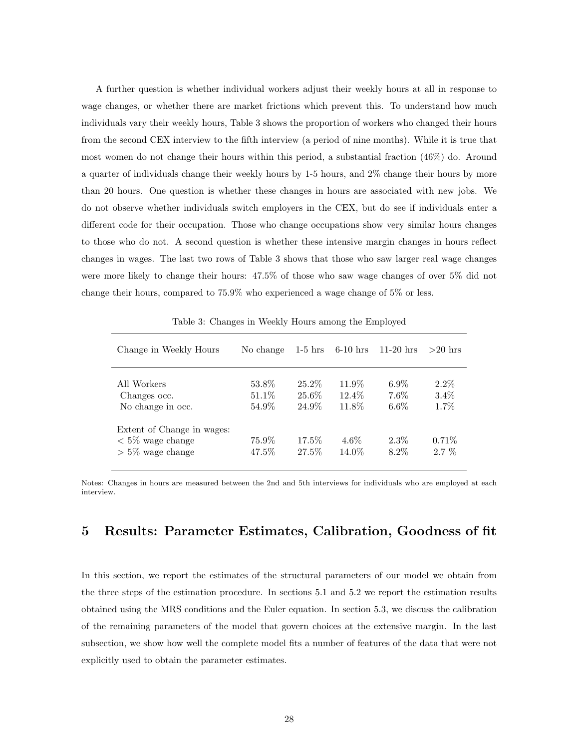A further question is whether individual workers adjust their weekly hours at all in response to wage changes, or whether there are market frictions which prevent this. To understand how much individuals vary their weekly hours, Table 3 shows the proportion of workers who changed their hours from the second CEX interview to the fifth interview (a period of nine months). While it is true that most women do not change their hours within this period, a substantial fraction (46%) do. Around a quarter of individuals change their weekly hours by 1-5 hours, and 2% change their hours by more than 20 hours. One question is whether these changes in hours are associated with new jobs. We do not observe whether individuals switch employers in the CEX, but do see if individuals enter a different code for their occupation. Those who change occupations show very similar hours changes to those who do not. A second question is whether these intensive margin changes in hours reflect changes in wages. The last two rows of Table 3 shows that those who saw larger real wage changes were more likely to change their hours: 47.5% of those who saw wage changes of over 5% did not change their hours, compared to 75.9% who experienced a wage change of 5% or less.

Table 3: Changes in Weekly Hours among the Employed

| Change in Weekly Hours | No change | 1-5 hrs | 6-10 hrs | 11-20 hrs | >20 hrs |
|---|---|---|---|---|---|
| All Workers | 53.8% | 25.2% | 11.9% | 6.9% | 2.2% |
| Changes occ. | 51.1% | 25.6% | 12.4% | 7.6% | 3.4% |
| No change in occ. | 54.9% | 24.9% | 11.8% | 6.6% | 1.7% |
| Extent of Change in wages: | | | | | |
| < 5% wage change | 75.9% | 17.5% | 4.6% | 2.3% | 0.71% |
| > 5% wage change | 47.5% | 27.5% | 14.0% | 8.2% | 2.7 % |

Notes: Changes in hours are measured between the 2nd and 5th interviews for individuals who are employed at each interview.

## 5 Results: Parameter Estimates, Calibration, Goodness of fit

In this section, we report the estimates of the structural parameters of our model we obtain from the three steps of the estimation procedure. In sections 5.1 and 5.2 we report the estimation results obtained using the MRS conditions and the Euler equation. In section 5.3, we discuss the calibration of the remaining parameters of the model that govern choices at the extensive margin. In the last subsection, we show how well the complete model fits a number of features of the data that were not explicitly used to obtain the parameter estimates.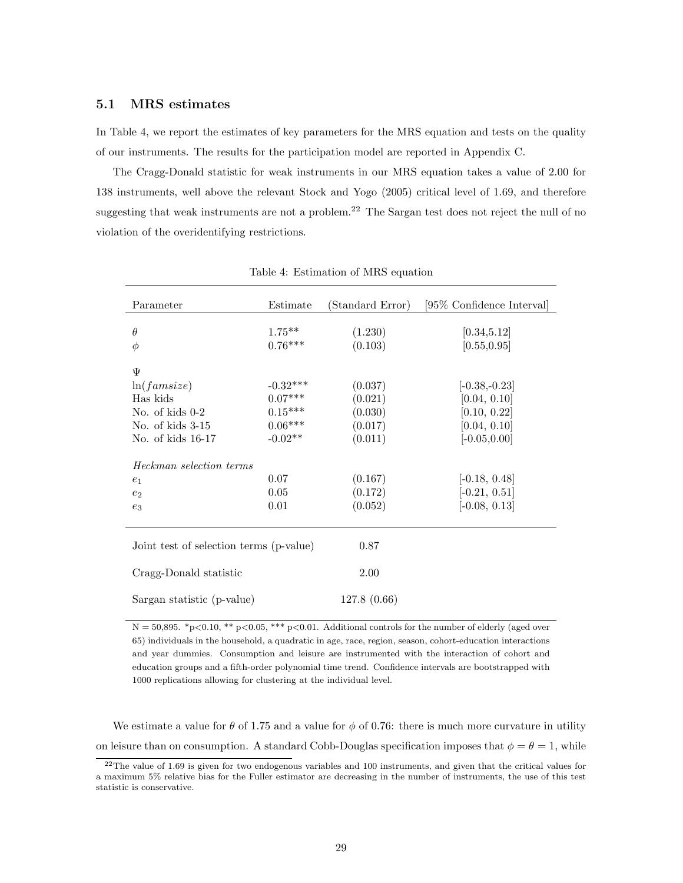### 5.1 MRS estimates

In Table 4, we report the estimates of key parameters for the MRS equation and tests on the quality of our instruments. The results for the participation model are reported in Appendix C.

The Cragg-Donald statistic for weak instruments in our MRS equation takes a value of 2.00 for 138 instruments, well above the relevant Stock and Yogo (2005) critical level of 1.69, and therefore suggesting that weak instruments are not a problem.[22] The Sargan test does not reject the null of no violation of the overidentifying restrictions.

Table 4: Estimation of MRS equation

| Parameter | Estimate | (Standard Error) | [95% Confidence Interval] |
|---|---|---|---|
| $\theta$ | 1.75** | (1.230) | [0.34,5.12] |
| $\phi$ | 0.76*** | (0.103) | [0.55,0.95] |
| $\Psi$ | | | |
| $\ln(famsize)$ | -0.32*** | (0.037) | [-0.38,-0.23] |
| Has kids | 0.07*** | (0.021) | [0.04, 0.10] |
| No. of kids 0-2 | 0.15*** | (0.030) | [0.10, 0.22] |
| No. of kids 3-15 | 0.06*** | (0.017) | [0.04, 0.10] |
| No. of kids 16-17 | -0.02** | (0.011) | [-0.05,0.00] |
| *Heckman selection terms* | | | |
| $e_1$ | 0.07 | (0.167) | [-0.18, 0.48] |
| $e_2$ | 0.05 | (0.172) | [-0.21, 0.51] |
| $e_3$ | 0.01 | (0.052) | [-0.08, 0.13] |
| Joint test of selection terms (p-value) | | 0.87 | |
| Cragg-Donald statistic | | 2.00 | |
| Sargan statistic (p-value) | | 127.8 (0.66) | |

N = 50,895. *p<0.10, ** p<0.05, *** p<0.01. Additional controls for the number of elderly (aged over 65) individuals in the household, a quadratic in age, race, region, season, cohort-education interactions and year dummies. Consumption and leisure are instrumented with the interaction of cohort and education groups and a fifth-order polynomial time trend. Confidence intervals are bootstrapped with 1000 replications allowing for clustering at the individual level.

We estimate a value for $\theta$ of 1.75 and a value for $\phi$ of 0.76: there is much more curvature in utility on leisure than on consumption. A standard Cobb-Douglas specification imposes that $\phi = \theta = 1$, while

[22] The value of 1.69 is given for two endogenous variables and 100 instruments, and given that the critical values for a maximum 5% relative bias for the Fuller estimator are decreasing in the number of instruments, the use of this test statistic is conservative.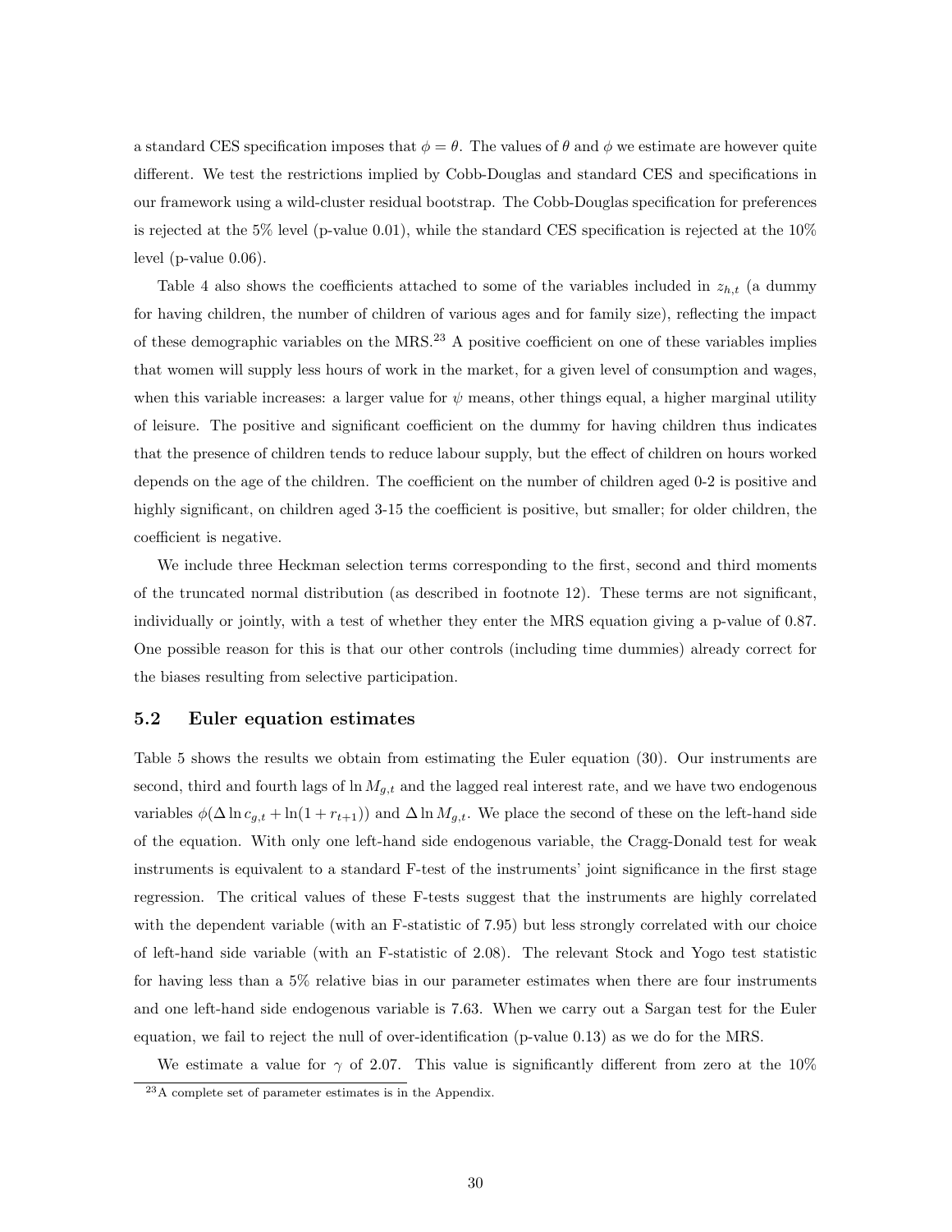a standard CES specification imposes that $\phi = \theta$. The values of $\theta$ and $\phi$ we estimate are however quite different. We test the restrictions implied by Cobb-Douglas and standard CES and specifications in our framework using a wild-cluster residual bootstrap. The Cobb-Douglas specification for preferences is rejected at the 5% level (p-value 0.01), while the standard CES specification is rejected at the 10% level (p-value 0.06).

Table 4 also shows the coefficients attached to some of the variables included in $z_{h,t}$ (a dummy for having children, the number of children of various ages and for family size), reflecting the impact of these demographic variables on the MRS.[23] A positive coefficient on one of these variables implies that women will supply less hours of work in the market, for a given level of consumption and wages, when this variable increases: a larger value for $\psi$ means, other things equal, a higher marginal utility of leisure. The positive and significant coefficient on the dummy for having children thus indicates that the presence of children tends to reduce labour supply, but the effect of children on hours worked depends on the age of the children. The coefficient on the number of children aged 0-2 is positive and highly significant, on children aged 3-15 the coefficient is positive, but smaller; for older children, the coefficient is negative.

We include three Heckman selection terms corresponding to the first, second and third moments of the truncated normal distribution (as described in footnote 12). These terms are not significant, individually or jointly, with a test of whether they enter the MRS equation giving a p-value of 0.87. One possible reason for this is that our other controls (including time dummies) already correct for the biases resulting from selective participation.

### 5.2 Euler equation estimates

Table 5 shows the results we obtain from estimating the Euler equation (30). Our instruments are second, third and fourth lags of $\ln M_{g,t}$ and the lagged real interest rate, and we have two endogenous variables $\phi(\Delta \ln c_{g,t} + \ln(1 + r_{t+1}))$ and $\Delta \ln M_{g,t}$. We place the second of these on the left-hand side of the equation. With only one left-hand side endogenous variable, the Cragg-Donald test for weak instruments is equivalent to a standard F-test of the instruments' joint significance in the first stage regression. The critical values of these F-tests suggest that the instruments are highly correlated with the dependent variable (with an F-statistic of 7.95) but less strongly correlated with our choice of left-hand side variable (with an F-statistic of 2.08). The relevant Stock and Yogo test statistic for having less than a 5% relative bias in our parameter estimates when there are four instruments and one left-hand side endogenous variable is 7.63. When we carry out a Sargan test for the Euler equation, we fail to reject the null of over-identification (p-value 0.13) as we do for the MRS.

We estimate a value for $\gamma$ of 2.07. This value is significantly different from zero at the 10%

[23] A complete set of parameter estimates is in the Appendix.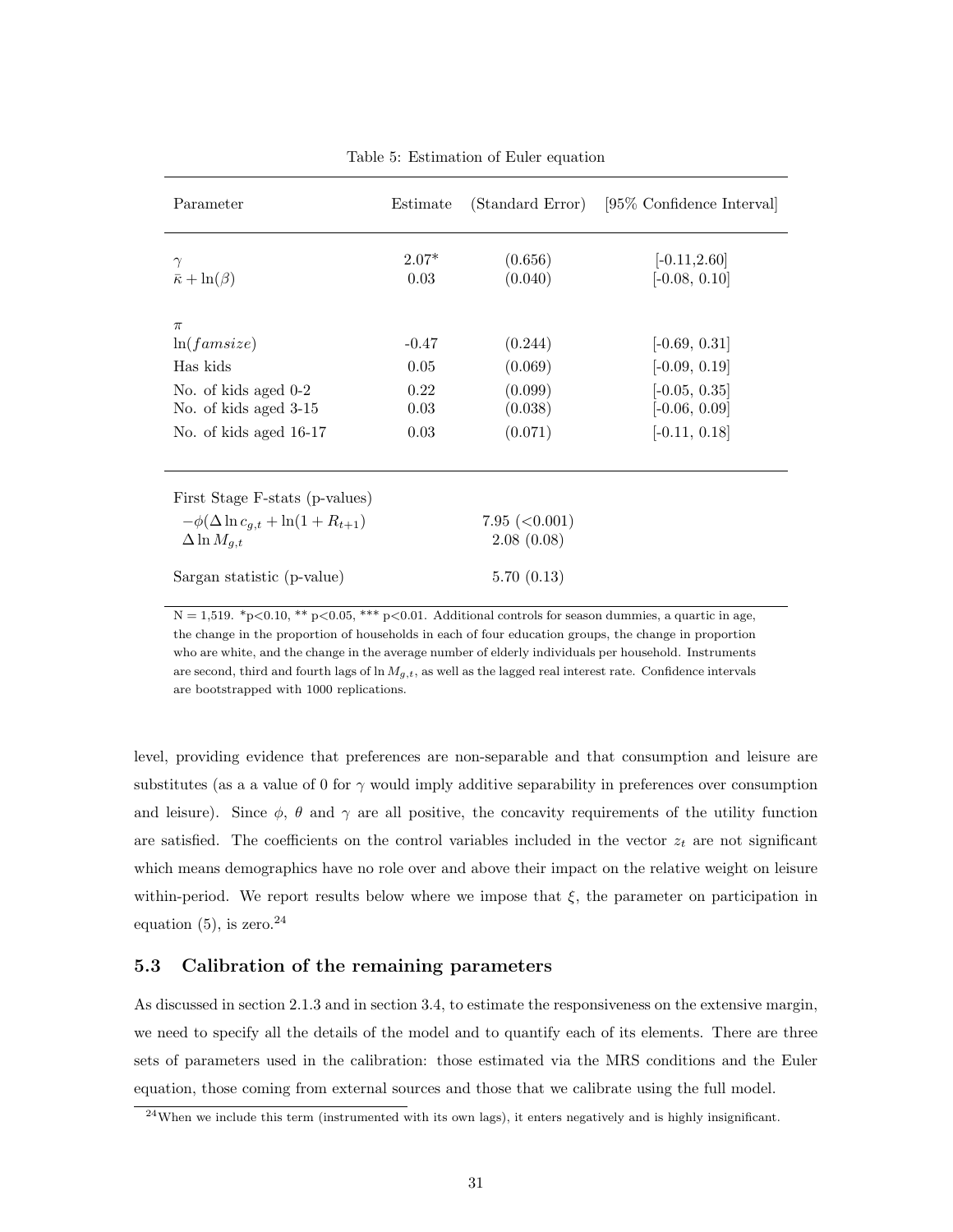Table 5: Estimation of Euler equation

| Parameter | Estimate | (Standard Error) | [95% Confidence Interval] |
|---|---|---|---|
| $\gamma$ | 2.07* | (0.656) | [-0.11,2.60] |
| $\bar{\kappa} + \ln(\beta)$ | 0.03 | (0.040) | [-0.08, 0.10] |
| $\pi$ | | | |
| $\ln(famsize)$ | -0.47 | (0.244) | [-0.69, 0.31] |
| Has kids | 0.05 | (0.069) | [-0.09, 0.19] |
| No. of kids aged 0-2 | 0.22 | (0.099) | [-0.05, 0.35] |
| No. of kids aged 3-15 | 0.03 | (0.038) | [-0.06, 0.09] |
| No. of kids aged 16-17 | 0.03 | (0.071) | [-0.11, 0.18] |
| First Stage F-stats (p-values) | | | |
| $-\phi(\Delta \ln c_{g,t} + \ln(1 + R_{t+1})$ | | 7.95 (<0.001) | |
| $\Delta \ln M_{g,t}$ | | 2.08 (0.08) | |
| Sargan statistic (p-value) | | 5.70 (0.13) | |

N = 1,519. *p<0.10, ** p<0.05, *** p<0.01. Additional controls for season dummies, a quartic in age, the change in the proportion of households in each of four education groups, the change in proportion who are white, and the change in the average number of elderly individuals per household. Instruments are second, third and fourth lags of $\ln M_{g,t}$, as well as the lagged real interest rate. Confidence intervals are bootstrapped with 1000 replications.

level, providing evidence that preferences are non-separable and that consumption and leisure are substitutes (as a a value of 0 for $\gamma$ would imply additive separability in preferences over consumption and leisure). Since $\phi$, $\theta$ and $\gamma$ are all positive, the concavity requirements of the utility function are satisfied. The coefficients on the control variables included in the vector $z_t$ are not significant which means demographics have no role over and above their impact on the relative weight on leisure within-period. We report results below where we impose that $\xi$, the parameter on participation in equation (5), is zero.[24]

### 5.3 Calibration of the remaining parameters

As discussed in section 2.1.3 and in section 3.4, to estimate the responsiveness on the extensive margin, we need to specify all the details of the model and to quantify each of its elements. There are three sets of parameters used in the calibration: those estimated via the MRS conditions and the Euler equation, those coming from external sources and those that we calibrate using the full model.

[24] When we include this term (instrumented with its own lags), it enters negatively and is highly insignificant.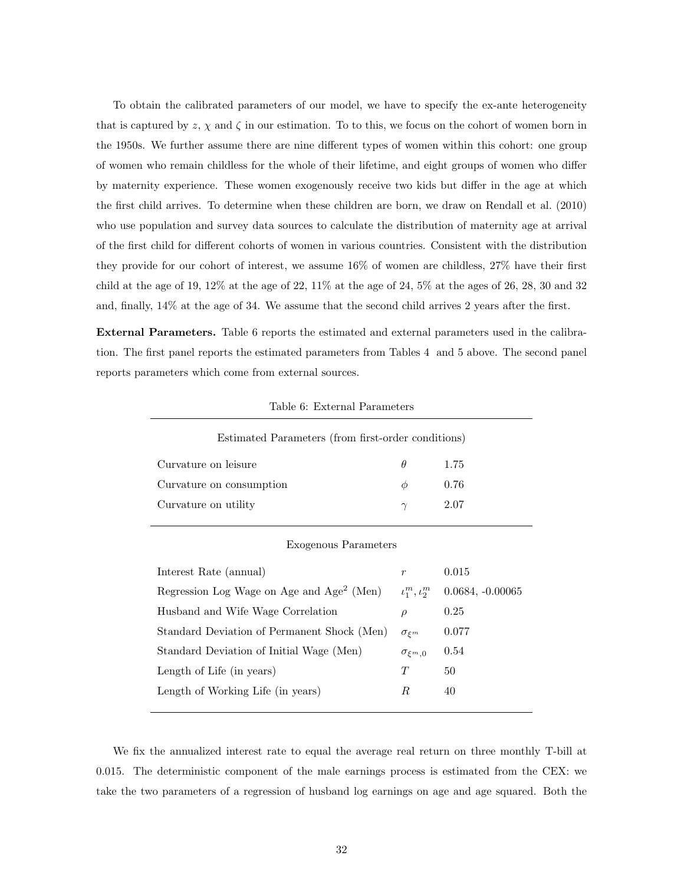To obtain the calibrated parameters of our model, we have to specify the ex-ante heterogeneity that is captured by $z$, $\chi$ and $\zeta$ in our estimation. To to this, we focus on the cohort of women born in the 1950s. We further assume there are nine different types of women within this cohort: one group of women who remain childless for the whole of their lifetime, and eight groups of women who differ by maternity experience. These women exogenously receive two kids but differ in the age at which the first child arrives. To determine when these children are born, we draw on Rendall et al. (2010) who use population and survey data sources to calculate the distribution of maternity age at arrival of the first child for different cohorts of women in various countries. Consistent with the distribution they provide for our cohort of interest, we assume 16% of women are childless, 27% have their first child at the age of 19, 12% at the age of 22, 11% at the age of 24, 5% at the ages of 26, 28, 30 and 32 and, finally, 14% at the age of 34. We assume that the second child arrives 2 years after the first.

**External Parameters.** Table 6 reports the estimated and external parameters used in the calibration. The first panel reports the estimated parameters from Tables 4 and 5 above. The second panel reports parameters which come from external sources.

Table 6: External Parameters

| Estimated Parameters (from first-order conditions) | | |
|---|---|---|
| Curvature on leisure | $\theta$ | 1.75 |
| Curvature on consumption | $\phi$ | 0.76 |
| Curvature on utility | $\gamma$ | 2.07 |
| **Exogenous Parameters** | | |
| Interest Rate (annual) | $r$ | 0.015 |
| Regression Log Wage on Age and Age$^2$ (Men) | $\iota_1^m, \iota_2^m$ | 0.0684, -0.00065 |
| Husband and Wife Wage Correlation | $\rho$ | 0.25 |
| Standard Deviation of Permanent Shock (Men) | $\sigma_{\xi^m}$ | 0.077 |
| Standard Deviation of Initial Wage (Men) | $\sigma_{\xi^m,0}$ | 0.54 |
| Length of Life (in years) | $T$ | 50 |
| Length of Working Life (in years) | $R$ | 40 |

We fix the annualized interest rate to equal the average real return on three monthly T-bill at 0.015. The deterministic component of the male earnings process is estimated from the CEX: we take the two parameters of a regression of husband log earnings on age and age squared. Both the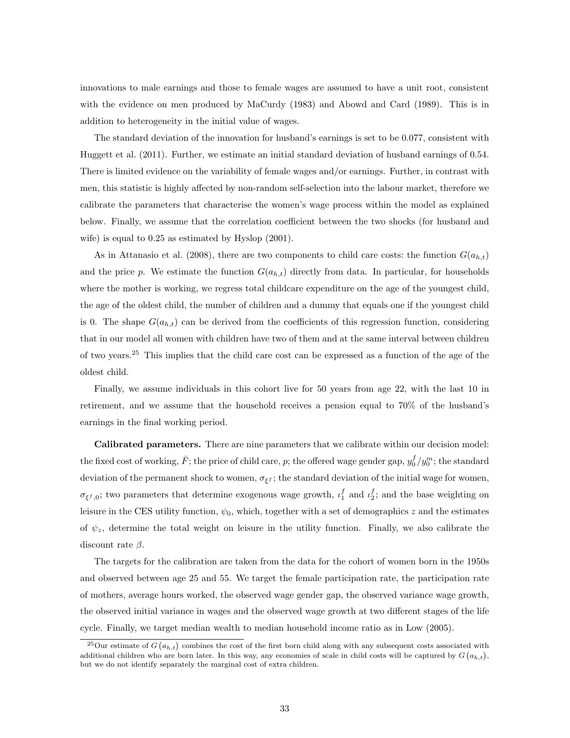innovations to male earnings and those to female wages are assumed to have a unit root, consistent with the evidence on men produced by MaCurdy (1983) and Abowd and Card (1989). This is in addition to heterogeneity in the initial value of wages.

The standard deviation of the innovation for husband's earnings is set to be 0.077, consistent with Huggett et al. (2011). Further, we estimate an initial standard deviation of husband earnings of 0.54. There is limited evidence on the variability of female wages and/or earnings. Further, in contrast with men, this statistic is highly affected by non-random self-selection into the labour market, therefore we calibrate the parameters that characterise the women's wage process within the model as explained below. Finally, we assume that the correlation coefficient between the two shocks (for husband and wife) is equal to 0.25 as estimated by Hyslop (2001).

As in Attanasio et al. (2008), there are two components to child care costs: the function $G(a_{h,t})$ and the price $p$. We estimate the function $G(a_{h,t})$ directly from data. In particular, for households where the mother is working, we regress total childcare expenditure on the age of the youngest child, the age of the oldest child, the number of children and a dummy that equals one if the youngest child is 0. The shape $G(a_{h,t})$ can be derived from the coefficients of this regression function, considering that in our model all women with children have two of them and at the same interval between children of two years.[25] This implies that the child care cost can be expressed as a function of the age of the oldest child.

Finally, we assume individuals in this cohort live for 50 years from age 22, with the last 10 in retirement, and we assume that the household receives a pension equal to 70% of the husband's earnings in the final working period.

**Calibrated parameters.** There are nine parameters that we calibrate within our decision model: the fixed cost of working, $\bar{F}$; the price of child care, $p$; the offered wage gender gap, $y_0^f/y_0^m$; the standard deviation of the permanent shock to women, $\sigma_{\xi^f}$; the standard deviation of the initial wage for women, $\sigma_{\xi^f,0}$; two parameters that determine exogenous wage growth, $\iota_1^f$ and $\iota_2^f$; and the base weighting on leisure in the CES utility function, $\psi_0$, which, together with a set of demographics $z$ and the estimates of $\psi_z$, determine the total weight on leisure in the utility function. Finally, we also calibrate the discount rate $\beta$.

The targets for the calibration are taken from the data for the cohort of women born in the 1950s and observed between age 25 and 55. We target the female participation rate, the participation rate of mothers, average hours worked, the observed wage gender gap, the observed variance wage growth, the observed initial variance in wages and the observed wage growth at two different stages of the life cycle. Finally, we target median wealth to median household income ratio as in Low (2005).

[25] Our estimate of $G(a_{h,t})$ combines the cost of the first born child along with any subsequent costs associated with additional children who are born later. In this way, any economies of scale in child costs will be captured by $G(a_{h,t})$, but we do not identify separately the marginal cost of extra children.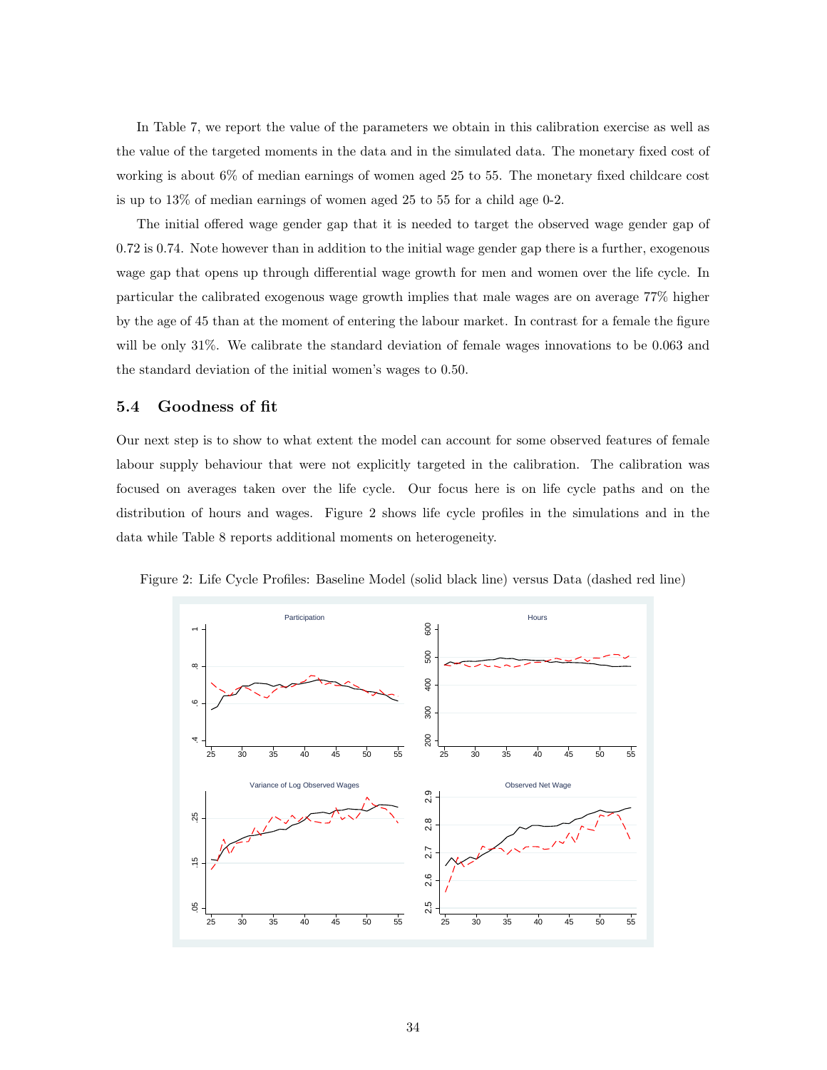In Table 7, we report the value of the parameters we obtain in this calibration exercise as well as the value of the targeted moments in the data and in the simulated data. The monetary fixed cost of working is about 6% of median earnings of women aged 25 to 55. The monetary fixed childcare cost is up to 13% of median earnings of women aged 25 to 55 for a child age 0-2.

The initial offered wage gender gap that it is needed to target the observed wage gender gap of 0.72 is 0.74. Note however than in addition to the initial wage gender gap there is a further, exogenous wage gap that opens up through differential wage growth for men and women over the life cycle. In particular the calibrated exogenous wage growth implies that male wages are on average 77% higher by the age of 45 than at the moment of entering the labour market. In contrast for a female the figure will be only 31%. We calibrate the standard deviation of female wages innovations to be 0.063 and the standard deviation of the initial women's wages to 0.50.

## 5.4 Goodness of fit

Our next step is to show to what extent the model can account for some observed features of female labour supply behaviour that were not explicitly targeted in the calibration. The calibration was focused on averages taken over the life cycle. Our focus here is on life cycle paths and on the distribution of hours and wages. Figure 2 shows life cycle profiles in the simulations and in the data while Table 8 reports additional moments on heterogeneity.

Figure 2: Life Cycle Profiles: Baseline Model (solid black line) versus Data (dashed red line)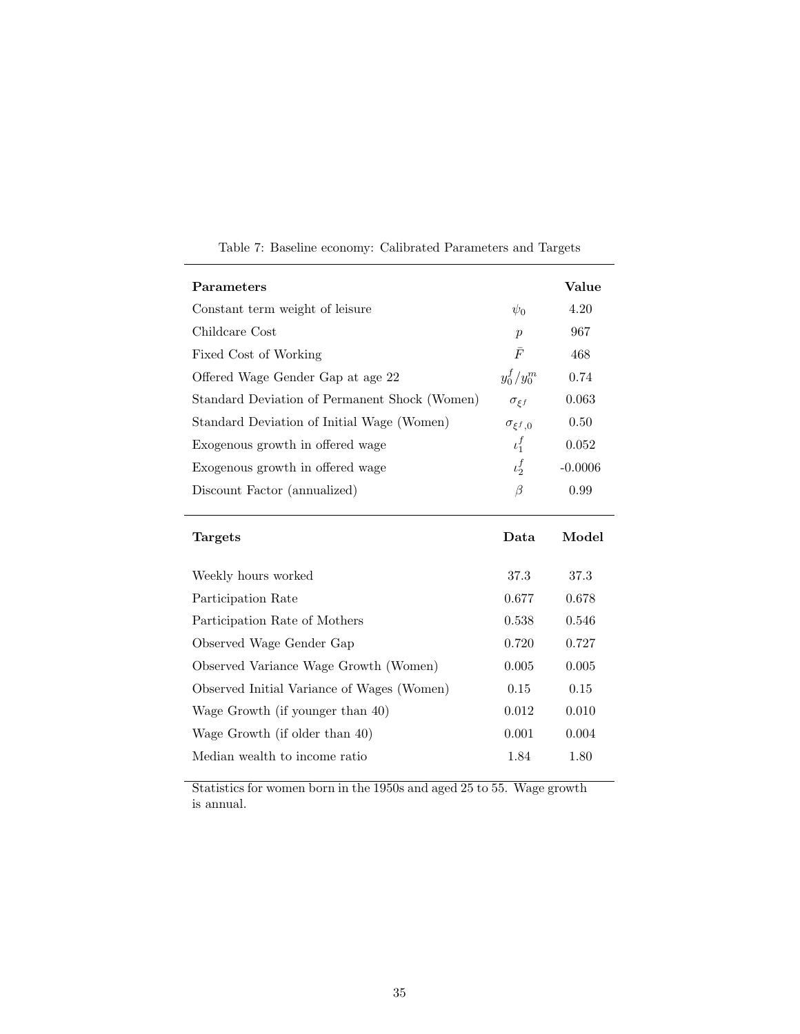Table 7: Baseline economy: Calibrated Parameters and Targets

| **Parameters** | | **Value** |
|---|---|---|
| Constant term weight of leisure | $\psi_0$ | 4.20 |
| Childcare Cost | $p$ | 967 |
| Fixed Cost of Working | $\bar{F}$ | 468 |
| Offered Wage Gender Gap at age 22 | $y_0^f/y_0^m$ | 0.74 |
| Standard Deviation of Permanent Shock (Women) | $\sigma_{\xi^f}$ | 0.063 |
| Standard Deviation of Initial Wage (Women) | $\sigma_{\xi^f,0}$ | 0.50 |
| Exogenous growth in offered wage | $\iota_1^f$ | 0.052 |
| Exogenous growth in offered wage | $\iota_2^f$ | -0.0006 |
| Discount Factor (annualized) | $\beta$ | 0.99 |

| **Targets** | **Data** | **Model** |
|---|---|---|
| Weekly hours worked | 37.3 | 37.3 |
| Participation Rate | 0.677 | 0.678 |
| Participation Rate of Mothers | 0.538 | 0.546 |
| Observed Wage Gender Gap | 0.720 | 0.727 |
| Observed Variance Wage Growth (Women) | 0.005 | 0.005 |
| Observed Initial Variance of Wages (Women) | 0.15 | 0.15 |
| Wage Growth (if younger than 40) | 0.012 | 0.010 |
| Wage Growth (if older than 40) | 0.001 | 0.004 |
| Median wealth to income ratio | 1.84 | 1.80 |

Statistics for women born in the 1950s and aged 25 to 55. Wage growth is annual.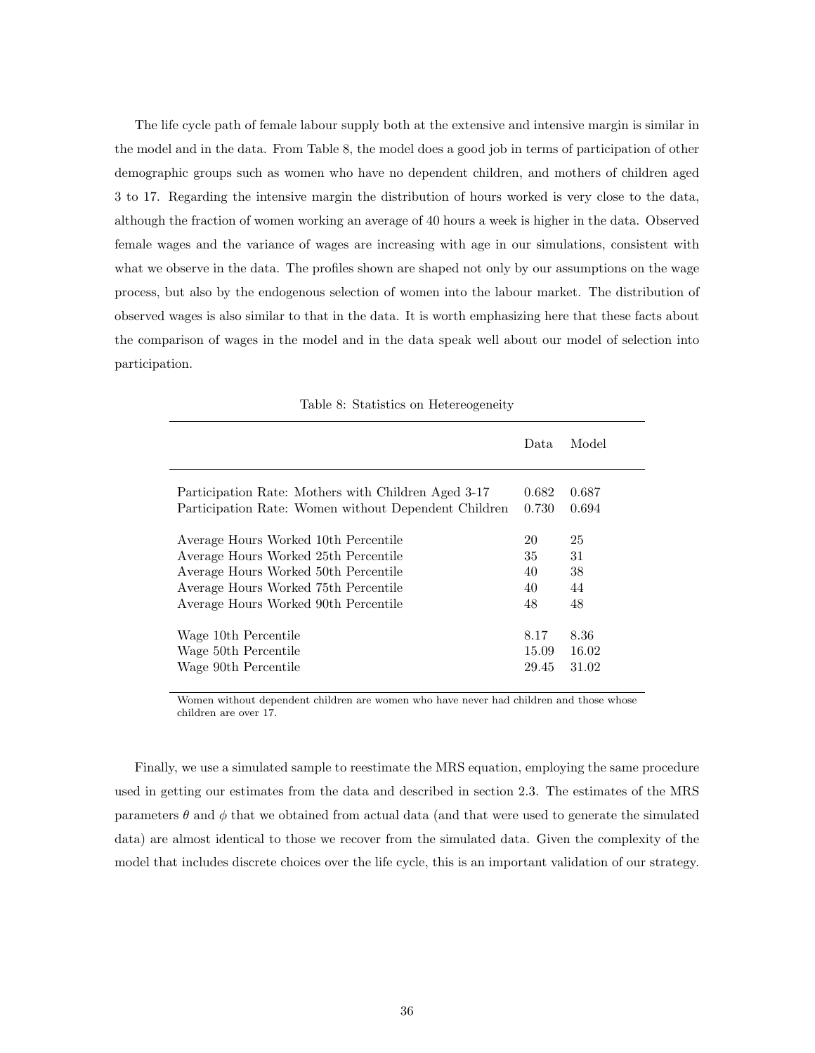The life cycle path of female labour supply both at the extensive and intensive margin is similar in the model and in the data. From Table 8, the model does a good job in terms of participation of other demographic groups such as women who have no dependent children, and mothers of children aged 3 to 17. Regarding the intensive margin the distribution of hours worked is very close to the data, although the fraction of women working an average of 40 hours a week is higher in the data. Observed female wages and the variance of wages are increasing with age in our simulations, consistent with what we observe in the data. The profiles shown are shaped not only by our assumptions on the wage process, but also by the endogenous selection of women into the labour market. The distribution of observed wages is also similar to that in the data. It is worth emphasizing here that these facts about the comparison of wages in the model and in the data speak well about our model of selection into participation.

Table 8: Statistics on Hetereogeneity

| | Data | Model |
|---|---|---|
| Participation Rate: Mothers with Children Aged 3-17 | 0.682 | 0.687 |
| Participation Rate: Women without Dependent Children | 0.730 | 0.694 |
| Average Hours Worked 10th Percentile | 20 | 25 |
| Average Hours Worked 25th Percentile | 35 | 31 |
| Average Hours Worked 50th Percentile | 40 | 38 |
| Average Hours Worked 75th Percentile | 40 | 44 |
| Average Hours Worked 90th Percentile | 48 | 48 |
| Wage 10th Percentile | 8.17 | 8.36 |
| Wage 50th Percentile | 15.09 | 16.02 |
| Wage 90th Percentile | 29.45 | 31.02 |

Women without dependent children are women who have never had children and those whose children are over 17.

Finally, we use a simulated sample to reestimate the MRS equation, employing the same procedure used in getting our estimates from the data and described in section 2.3. The estimates of the MRS parameters $\theta$ and $\phi$ that we obtained from actual data (and that were used to generate the simulated data) are almost identical to those we recover from the simulated data. Given the complexity of the model that includes discrete choices over the life cycle, this is an important validation of our strategy.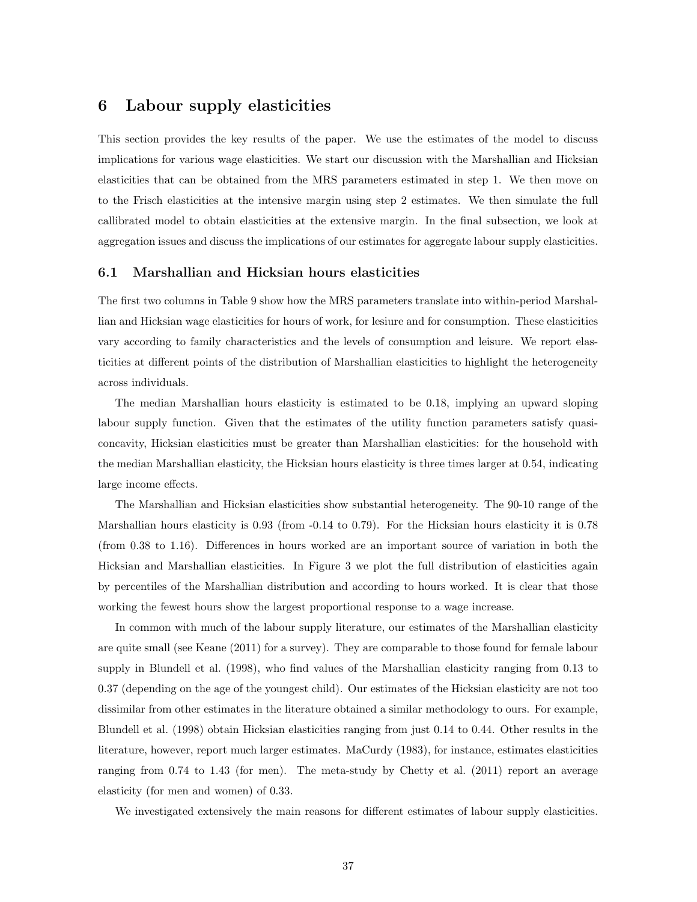# 6 Labour supply elasticities

This section provides the key results of the paper. We use the estimates of the model to discuss implications for various wage elasticities. We start our discussion with the Marshallian and Hicksian elasticities that can be obtained from the MRS parameters estimated in step 1. We then move on to the Frisch elasticities at the intensive margin using step 2 estimates. We then simulate the full callibrated model to obtain elasticities at the extensive margin. In the final subsection, we look at aggregation issues and discuss the implications of our estimates for aggregate labour supply elasticities.

## 6.1 Marshallian and Hicksian hours elasticities

The first two columns in Table 9 show how the MRS parameters translate into within-period Marshallian and Hicksian wage elasticities for hours of work, for lesiure and for consumption. These elasticities vary according to family characteristics and the levels of consumption and leisure. We report elasticities at different points of the distribution of Marshallian elasticities to highlight the heterogeneity across individuals.

The median Marshallian hours elasticity is estimated to be 0.18, implying an upward sloping labour supply function. Given that the estimates of the utility function parameters satisfy quasi-concavity, Hicksian elasticities must be greater than Marshallian elasticities: for the household with the median Marshallian elasticity, the Hicksian hours elasticity is three times larger at 0.54, indicating large income effects.

The Marshallian and Hicksian elasticities show substantial heterogeneity. The 90-10 range of the Marshallian hours elasticity is 0.93 (from -0.14 to 0.79). For the Hicksian hours elasticity it is 0.78 (from 0.38 to 1.16). Differences in hours worked are an important source of variation in both the Hicksian and Marshallian elasticities. In Figure 3 we plot the full distribution of elasticities again by percentiles of the Marshallian distribution and according to hours worked. It is clear that those working the fewest hours show the largest proportional response to a wage increase.

In common with much of the labour supply literature, our estimates of the Marshallian elasticity are quite small (see Keane (2011) for a survey). They are comparable to those found for female labour supply in Blundell et al. (1998), who find values of the Marshallian elasticity ranging from 0.13 to 0.37 (depending on the age of the youngest child). Our estimates of the Hicksian elasticity are not too dissimilar from other estimates in the literature obtained a similar methodology to ours. For example, Blundell et al. (1998) obtain Hicksian elasticities ranging from just 0.14 to 0.44. Other results in the literature, however, report much larger estimates. MaCurdy (1983), for instance, estimates elasticities ranging from 0.74 to 1.43 (for men). The meta-study by Chetty et al. (2011) report an average elasticity (for men and women) of 0.33.

We investigated extensively the main reasons for different estimates of labour supply elasticities.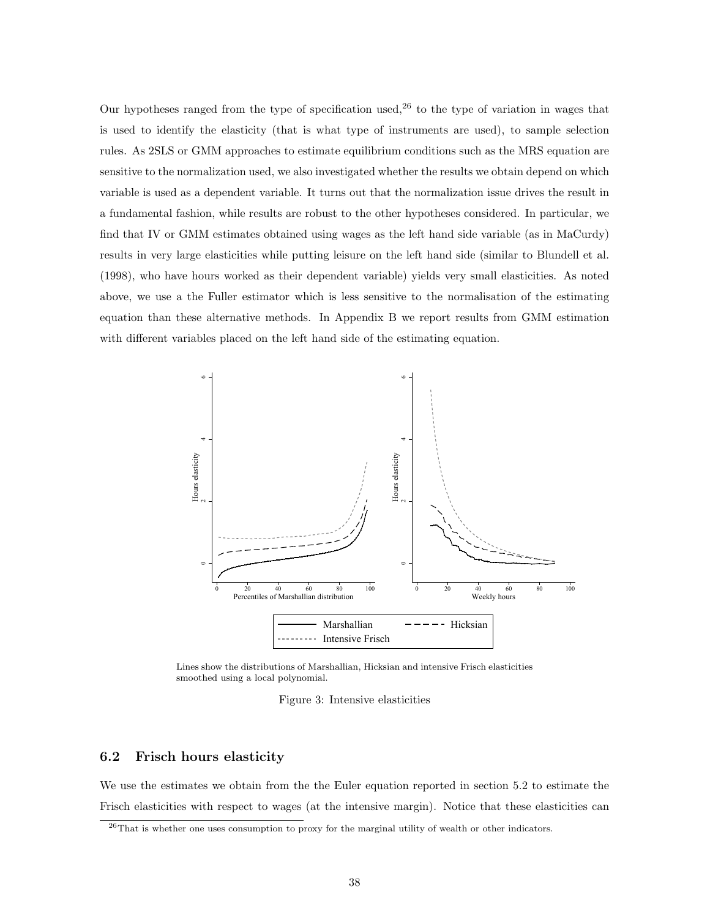Our hypotheses ranged from the type of specification used,[26] to the type of variation in wages that is used to identify the elasticity (that is what type of instruments are used), to sample selection rules. As 2SLS or GMM approaches to estimate equilibrium conditions such as the MRS equation are sensitive to the normalization used, we also investigated whether the results we obtain depend on which variable is used as a dependent variable. It turns out that the normalization issue drives the result in a fundamental fashion, while results are robust to the other hypotheses considered. In particular, we find that IV or GMM estimates obtained using wages as the left hand side variable (as in MaCurdy) results in very large elasticities while putting leisure on the left hand side (similar to Blundell et al. (1998), who have hours worked as their dependent variable) yields very small elasticities. As noted above, we use a the Fuller estimator which is less sensitive to the normalisation of the estimating equation than these alternative methods. In Appendix B we report results from GMM estimation with different variables placed on the left hand side of the estimating equation.

Lines show the distributions of Marshallian, Hicksian and intensive Frisch elasticities smoothed using a local polynomial.

Figure 3: Intensive elasticities

## 6.2 Frisch hours elasticity

We use the estimates we obtain from the the Euler equation reported in section 5.2 to estimate the Frisch elasticities with respect to wages (at the intensive margin). Notice that these elasticities can

[26] That is whether one uses consumption to proxy for the marginal utility of wealth or other indicators.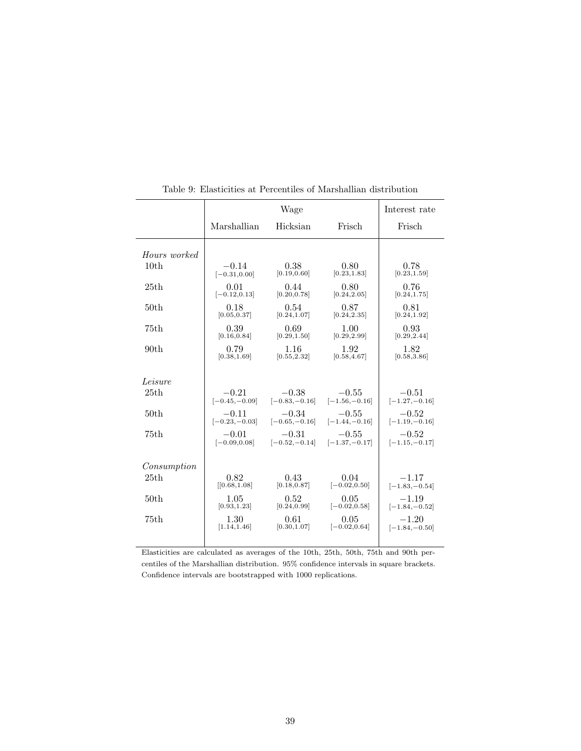Table 9: Elasticities at Percentiles of Marshallian distribution

| | Wage | | | Interest rate |
|---|---|---|---|---|
| | Marshallian | Hicksian | Frisch | Frisch |
| *Hours worked* | | | | |
| 10th | −0.14 [−0.31,0.00] | 0.38 [0.19,0.60] | 0.80 [0.23,1.83] | 0.78 [0.23,1.59] |
| 25th | 0.01 [−0.12,0.13] | 0.44 [0.20,0.78] | 0.80 [0.24,2.05] | 0.76 [0.24,1.75] |
| 50th | 0.18 [0.05,0.37] | 0.54 [0.24,1.07] | 0.87 [0.24,2.35] | 0.81 [0.24,1.92] |
| 75th | 0.39 [0.16,0.84] | 0.69 [0.29,1.50] | 1.00 [0.29,2.99] | 0.93 [0.29,2.44] |
| 90th | 0.79 [0.38,1.69] | 1.16 [0.55,2.32] | 1.92 [0.58,4.67] | 1.82 [0.58,3.86] |
| *Leisure* | | | | |
| 25th | −0.21 [−0.45,−0.09] | −0.38 [−0.83,−0.16] | −0.55 [−1.56,−0.16] | −0.51 [−1.27,−0.16] |
| 50th | −0.11 [−0.23,−0.03] | −0.34 [−0.65,−0.16] | −0.55 [−1.44,−0.16] | −0.52 [−1.19,−0.16] |
| 75th | −0.01 [−0.09,0.08] | −0.31 [−0.52,−0.14] | −0.55 [−1.37,−0.17] | −0.52 [−1.15,−0.17] |
| *Consumption* | | | | |
| 25th | 0.82 [[0.68,1.08] | 0.43 [0.18,0.87] | 0.04 [−0.02,0.50] | −1.17 [−1.83,−0.54] |
| 50th | 1.05 [0.93,1.23] | 0.52 [0.24,0.99] | 0.05 [−0.02,0.58] | −1.19 [−1.84,−0.52] |
| 75th | 1.30 [1.14,1.46] | 0.61 [0.30,1.07] | 0.05 [−0.02,0.64] | −1.20 [−1.84,−0.50] |

Elasticities are calculated as averages of the 10th, 25th, 50th, 75th and 90th percentiles of the Marshallian distribution. 95% confidence intervals in square brackets. Confidence intervals are bootstrapped with 1000 replications.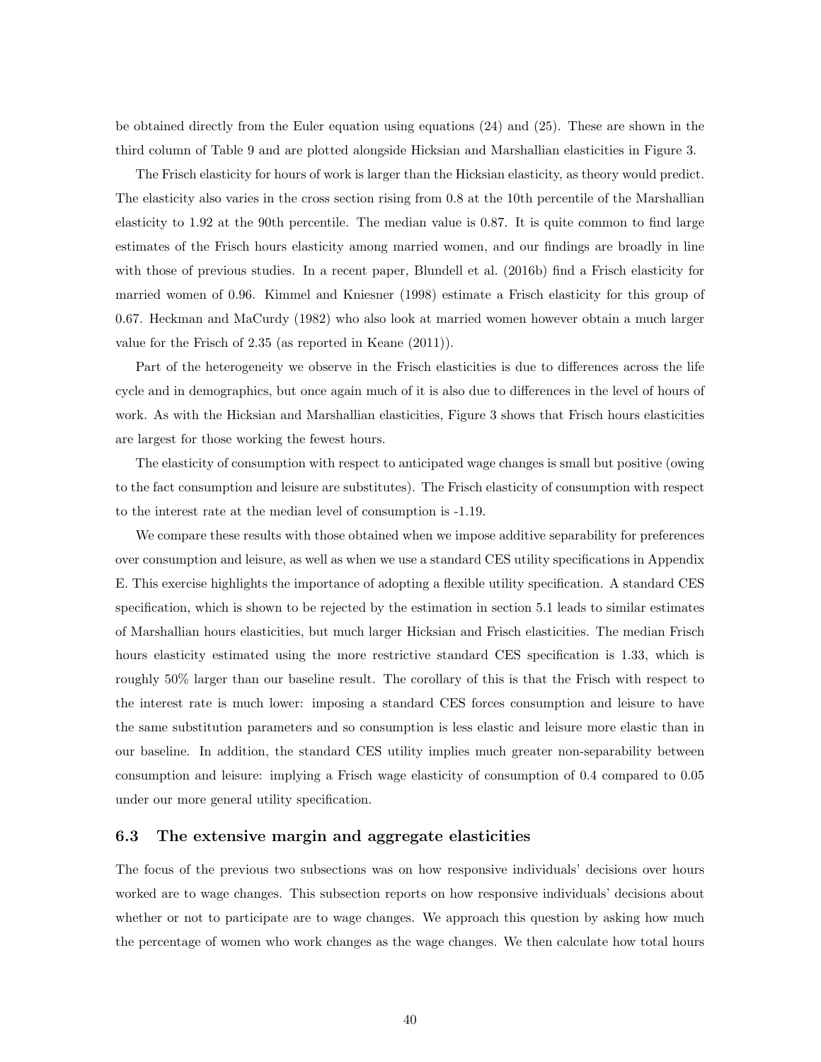be obtained directly from the Euler equation using equations (24) and (25). These are shown in the third column of Table 9 and are plotted alongside Hicksian and Marshallian elasticities in Figure 3.

The Frisch elasticity for hours of work is larger than the Hicksian elasticity, as theory would predict. The elasticity also varies in the cross section rising from 0.8 at the 10th percentile of the Marshallian elasticity to 1.92 at the 90th percentile. The median value is 0.87. It is quite common to find large estimates of the Frisch hours elasticity among married women, and our findings are broadly in line with those of previous studies. In a recent paper, Blundell et al. (2016b) find a Frisch elasticity for married women of 0.96. Kimmel and Kniesner (1998) estimate a Frisch elasticity for this group of 0.67. Heckman and MaCurdy (1982) who also look at married women however obtain a much larger value for the Frisch of 2.35 (as reported in Keane (2011)).

Part of the heterogeneity we observe in the Frisch elasticities is due to differences across the life cycle and in demographics, but once again much of it is also due to differences in the level of hours of work. As with the Hicksian and Marshallian elasticities, Figure 3 shows that Frisch hours elasticities are largest for those working the fewest hours.

The elasticity of consumption with respect to anticipated wage changes is small but positive (owing to the fact consumption and leisure are substitutes). The Frisch elasticity of consumption with respect to the interest rate at the median level of consumption is -1.19.

We compare these results with those obtained when we impose additive separability for preferences over consumption and leisure, as well as when we use a standard CES utility specifications in Appendix E. This exercise highlights the importance of adopting a flexible utility specification. A standard CES specification, which is shown to be rejected by the estimation in section 5.1 leads to similar estimates of Marshallian hours elasticities, but much larger Hicksian and Frisch elasticities. The median Frisch hours elasticity estimated using the more restrictive standard CES specification is 1.33, which is roughly 50% larger than our baseline result. The corollary of this is that the Frisch with respect to the interest rate is much lower: imposing a standard CES forces consumption and leisure to have the same substitution parameters and so consumption is less elastic and leisure more elastic than in our baseline. In addition, the standard CES utility implies much greater non-separability between consumption and leisure: implying a Frisch wage elasticity of consumption of 0.4 compared to 0.05 under our more general utility specification.

### 6.3 The extensive margin and aggregate elasticities

The focus of the previous two subsections was on how responsive individuals' decisions over hours worked are to wage changes. This subsection reports on how responsive individuals' decisions about whether or not to participate are to wage changes. We approach this question by asking how much the percentage of women who work changes as the wage changes. We then calculate how total hours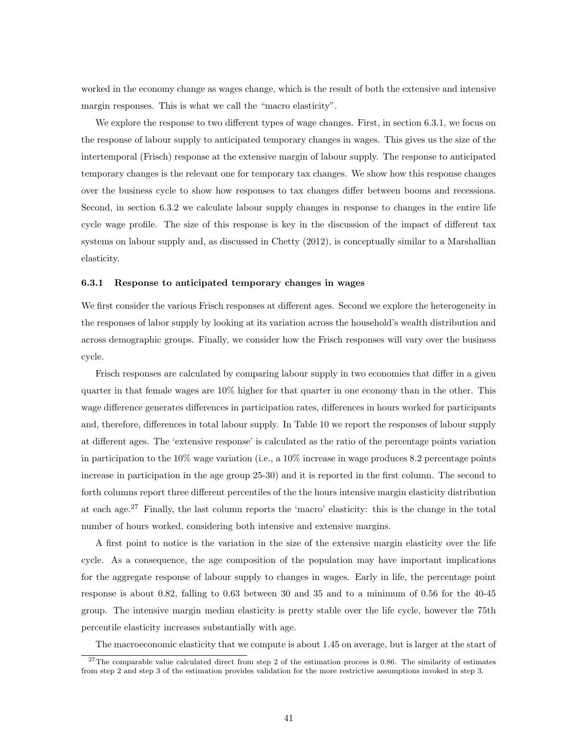worked in the economy change as wages change, which is the result of both the extensive and intensive margin responses. This is what we call the "macro elasticity".

We explore the response to two different types of wage changes. First, in section 6.3.1, we focus on the response of labour supply to anticipated temporary changes in wages. This gives us the size of the intertemporal (Frisch) response at the extensive margin of labour supply. The response to anticipated temporary changes is the relevant one for temporary tax changes. We show how this response changes over the business cycle to show how responses to tax changes differ between booms and recessions. Second, in section 6.3.2 we calculate labour supply changes in response to changes in the entire life cycle wage profile. The size of this response is key in the discussion of the impact of different tax systems on labour supply and, as discussed in Chetty (2012), is conceptually similar to a Marshallian elasticity.

### 6.3.1 Response to anticipated temporary changes in wages

We first consider the various Frisch responses at different ages. Second we explore the heterogeneity in the responses of labor supply by looking at its variation across the household's wealth distribution and across demographic groups. Finally, we consider how the Frisch responses will vary over the business cycle.

Frisch responses are calculated by comparing labour supply in two economies that differ in a given quarter in that female wages are 10% higher for that quarter in one economy than in the other. This wage difference generates differences in participation rates, differences in hours worked for participants and, therefore, differences in total labour supply. In Table 10 we report the responses of labour supply at different ages. The 'extensive response' is calculated as the ratio of the percentage points variation in participation to the 10% wage variation (i.e., a 10% increase in wage produces 8.2 percentage points increase in participation in the age group 25-30) and it is reported in the first column. The second to forth columns report three different percentiles of the the hours intensive margin elasticity distribution at each age.[27] Finally, the last column reports the 'macro' elasticity: this is the change in the total number of hours worked, considering both intensive and extensive margins.

A first point to notice is the variation in the size of the extensive margin elasticity over the life cycle. As a consequence, the age composition of the population may have important implications for the aggregate response of labour supply to changes in wages. Early in life, the percentage point response is about 0.82, falling to 0.63 between 30 and 35 and to a minimum of 0.56 for the 40-45 group. The intensive margin median elasticity is pretty stable over the life cycle, however the 75th percentile elasticity increases substantially with age.

The macroeconomic elasticity that we compute is about 1.45 on average, but is larger at the start of

[27]The comparable value calculated direct from step 2 of the estimation process is 0.86. The similarity of estimates from step 2 and step 3 of the estimation provides validation for the more restrictive assumptions invoked in step 3.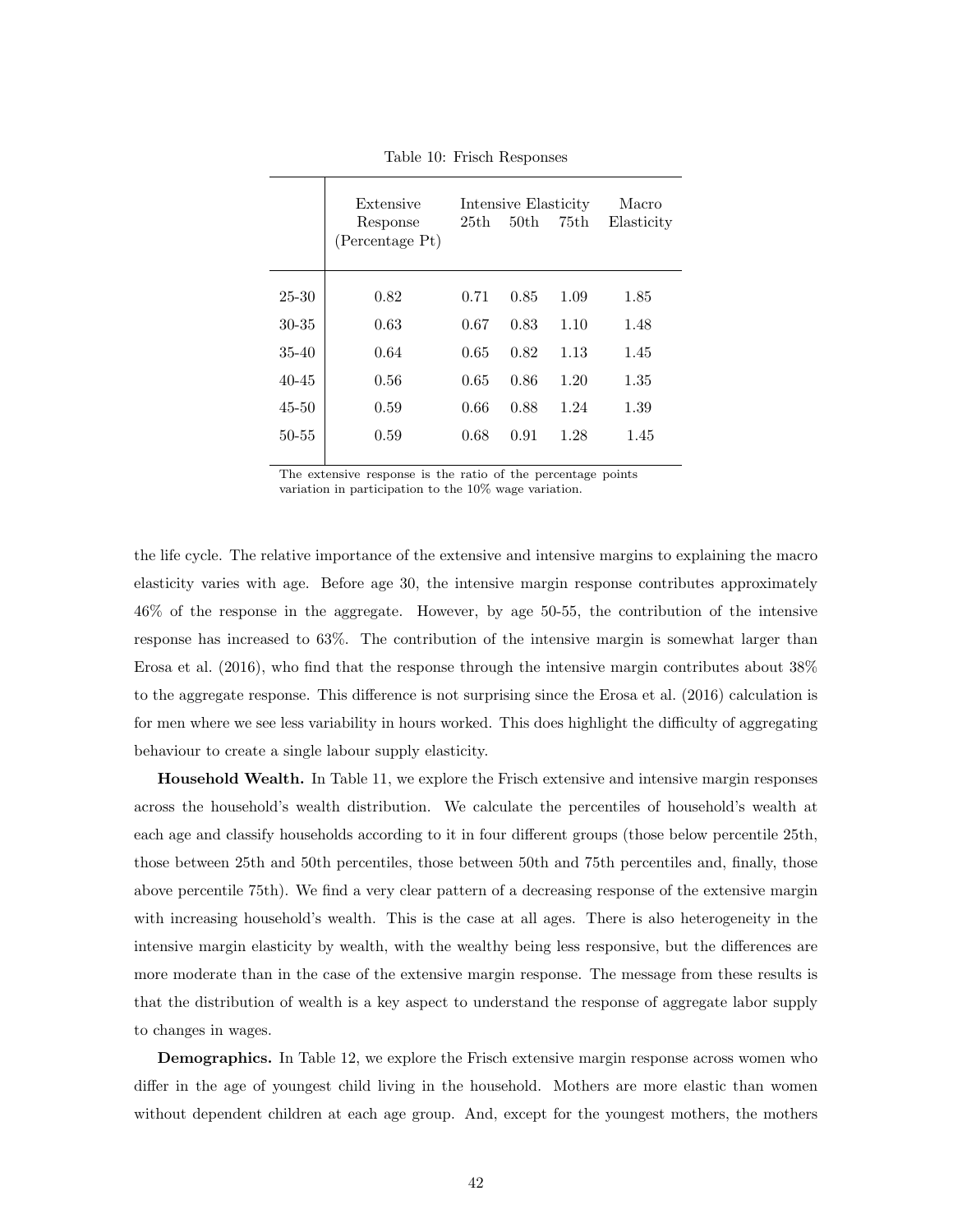Table 10: Frisch Responses

| | Extensive Response (Percentage Pt) | Intensive Elasticity | | | Macro Elasticity |
|---|---|---|---|---|---|
| | | 25th | 50th | 75th | |
| 25-30 | 0.82 | 0.71 | 0.85 | 1.09 | 1.85 |
| 30-35 | 0.63 | 0.67 | 0.83 | 1.10 | 1.48 |
| 35-40 | 0.64 | 0.65 | 0.82 | 1.13 | 1.45 |
| 40-45 | 0.56 | 0.65 | 0.86 | 1.20 | 1.35 |
| 45-50 | 0.59 | 0.66 | 0.88 | 1.24 | 1.39 |
| 50-55 | 0.59 | 0.68 | 0.91 | 1.28 | 1.45 |

The extensive response is the ratio of the percentage points variation in participation to the 10% wage variation.

the life cycle. The relative importance of the extensive and intensive margins to explaining the macro elasticity varies with age. Before age 30, the intensive margin response contributes approximately 46% of the response in the aggregate. However, by age 50-55, the contribution of the intensive response has increased to 63%. The contribution of the intensive margin is somewhat larger than Erosa et al. (2016), who find that the response through the intensive margin contributes about 38% to the aggregate response. This difference is not surprising since the Erosa et al. (2016) calculation is for men where we see less variability in hours worked. This does highlight the difficulty of aggregating behaviour to create a single labour supply elasticity.

**Household Wealth.** In Table 11, we explore the Frisch extensive and intensive margin responses across the household's wealth distribution. We calculate the percentiles of household's wealth at each age and classify households according to it in four different groups (those below percentile 25th, those between 25th and 50th percentiles, those between 50th and 75th percentiles and, finally, those above percentile 75th). We find a very clear pattern of a decreasing response of the extensive margin with increasing household's wealth. This is the case at all ages. There is also heterogeneity in the intensive margin elasticity by wealth, with the wealthy being less responsive, but the differences are more moderate than in the case of the extensive margin response. The message from these results is that the distribution of wealth is a key aspect to understand the response of aggregate labor supply to changes in wages.

**Demographics.** In Table 12, we explore the Frisch extensive margin response across women who differ in the age of youngest child living in the household. Mothers are more elastic than women without dependent children at each age group. And, except for the youngest mothers, the mothers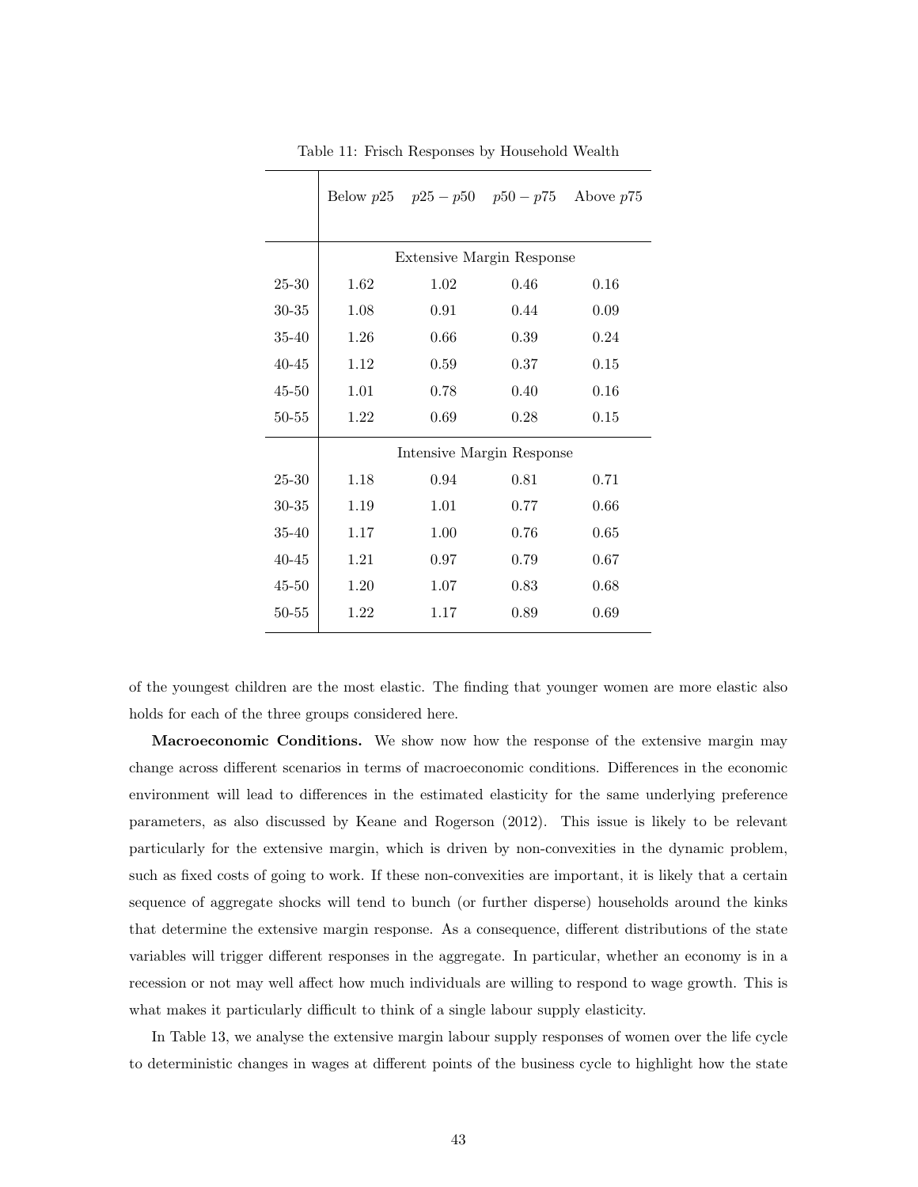Table 11: Frisch Responses by Household Wealth

| | Below $p25$ | $p25-p50$ | $p50-p75$ | Above $p75$ |
|---|---|---|---|---|
| | Extensive Margin Response | | | |
| 25-30 | 1.62 | 1.02 | 0.46 | 0.16 |
| 30-35 | 1.08 | 0.91 | 0.44 | 0.09 |
| 35-40 | 1.26 | 0.66 | 0.39 | 0.24 |
| 40-45 | 1.12 | 0.59 | 0.37 | 0.15 |
| 45-50 | 1.01 | 0.78 | 0.40 | 0.16 |
| 50-55 | 1.22 | 0.69 | 0.28 | 0.15 |
| | Intensive Margin Response | | | |
| 25-30 | 1.18 | 0.94 | 0.81 | 0.71 |
| 30-35 | 1.19 | 1.01 | 0.77 | 0.66 |
| 35-40 | 1.17 | 1.00 | 0.76 | 0.65 |
| 40-45 | 1.21 | 0.97 | 0.79 | 0.67 |
| 45-50 | 1.20 | 1.07 | 0.83 | 0.68 |
| 50-55 | 1.22 | 1.17 | 0.89 | 0.69 |

of the youngest children are the most elastic. The finding that younger women are more elastic also holds for each of the three groups considered here.

**Macroeconomic Conditions.** We show now how the response of the extensive margin may change across different scenarios in terms of macroeconomic conditions. Differences in the economic environment will lead to differences in the estimated elasticity for the same underlying preference parameters, as also discussed by Keane and Rogerson (2012). This issue is likely to be relevant particularly for the extensive margin, which is driven by non-convexities in the dynamic problem, such as fixed costs of going to work. If these non-convexities are important, it is likely that a certain sequence of aggregate shocks will tend to bunch (or further disperse) households around the kinks that determine the extensive margin response. As a consequence, different distributions of the state variables will trigger different responses in the aggregate. In particular, whether an economy is in a recession or not may well affect how much individuals are willing to respond to wage growth. This is what makes it particularly difficult to think of a single labour supply elasticity.

In Table 13, we analyse the extensive margin labour supply responses of women over the life cycle to deterministic changes in wages at different points of the business cycle to highlight how the state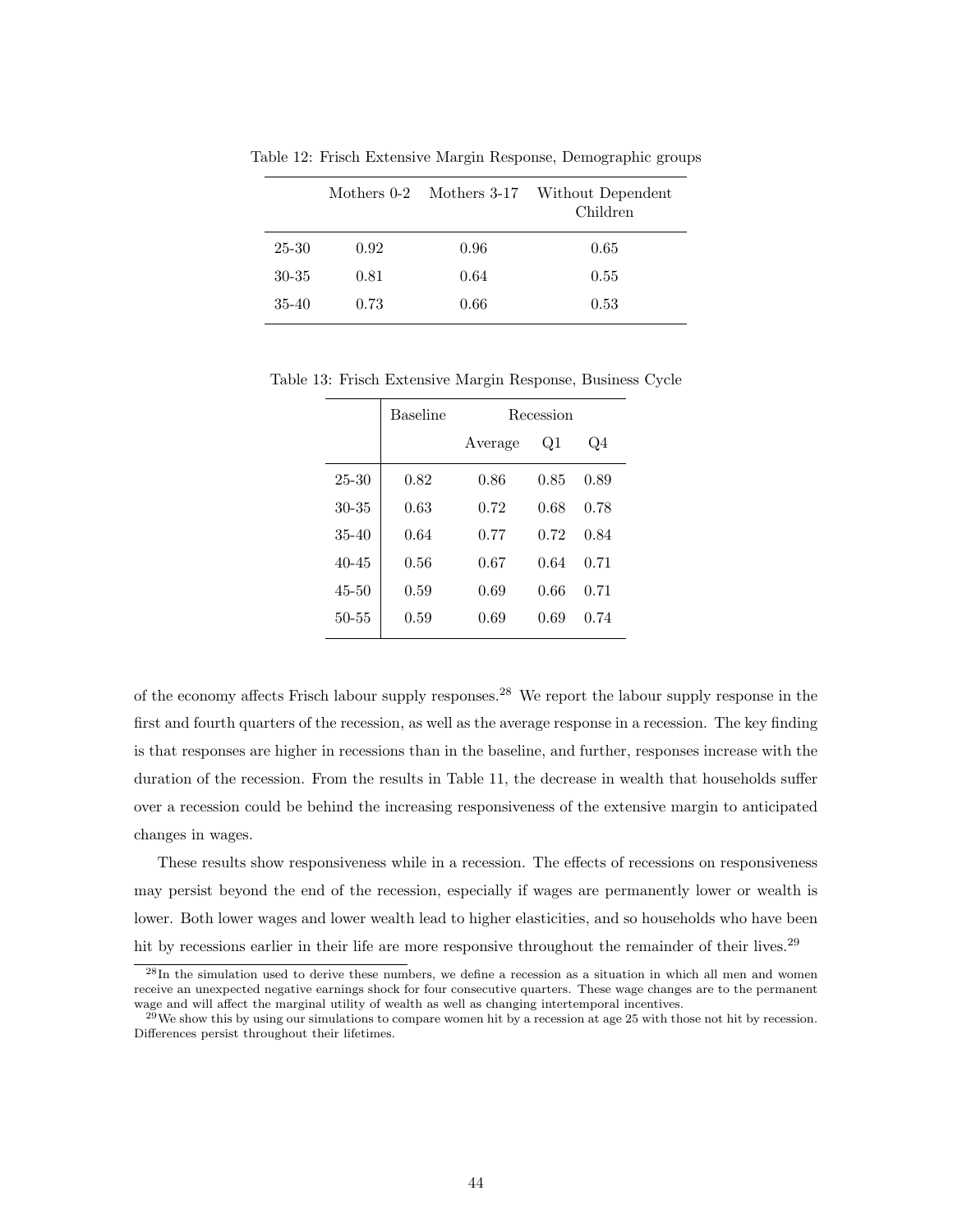Table 12: Frisch Extensive Margin Response, Demographic groups

| | Mothers 0-2 | Mothers 3-17 | Without Dependent Children |
|---|---|---|---|
| 25-30 | 0.92 | 0.96 | 0.65 |
| 30-35 | 0.81 | 0.64 | 0.55 |
| 35-40 | 0.73 | 0.66 | 0.53 |

Table 13: Frisch Extensive Margin Response, Business Cycle

| | Baseline | Recession | | |
|---|---|---|---|---|
| | | Average | Q1 | Q4 |
| 25-30 | 0.82 | 0.86 | 0.85 | 0.89 |
| 30-35 | 0.63 | 0.72 | 0.68 | 0.78 |
| 35-40 | 0.64 | 0.77 | 0.72 | 0.84 |
| 40-45 | 0.56 | 0.67 | 0.64 | 0.71 |
| 45-50 | 0.59 | 0.69 | 0.66 | 0.71 |
| 50-55 | 0.59 | 0.69 | 0.69 | 0.74 |

of the economy affects Frisch labour supply responses.[28] We report the labour supply response in the first and fourth quarters of the recession, as well as the average response in a recession. The key finding is that responses are higher in recessions than in the baseline, and further, responses increase with the duration of the recession. From the results in Table 11, the decrease in wealth that households suffer over a recession could be behind the increasing responsiveness of the extensive margin to anticipated changes in wages.

These results show responsiveness while in a recession. The effects of recessions on responsiveness may persist beyond the end of the recession, especially if wages are permanently lower or wealth is lower. Both lower wages and lower wealth lead to higher elasticities, and so households who have been hit by recessions earlier in their life are more responsive throughout the remainder of their lives.[29]

[28] In the simulation used to derive these numbers, we define a recession as a situation in which all men and women receive an unexpected negative earnings shock for four consecutive quarters. These wage changes are to the permanent wage and will affect the marginal utility of wealth as well as changing intertemporal incentives.

[29] We show this by using our simulations to compare women hit by a recession at age 25 with those not hit by recession. Differences persist throughout their lifetimes.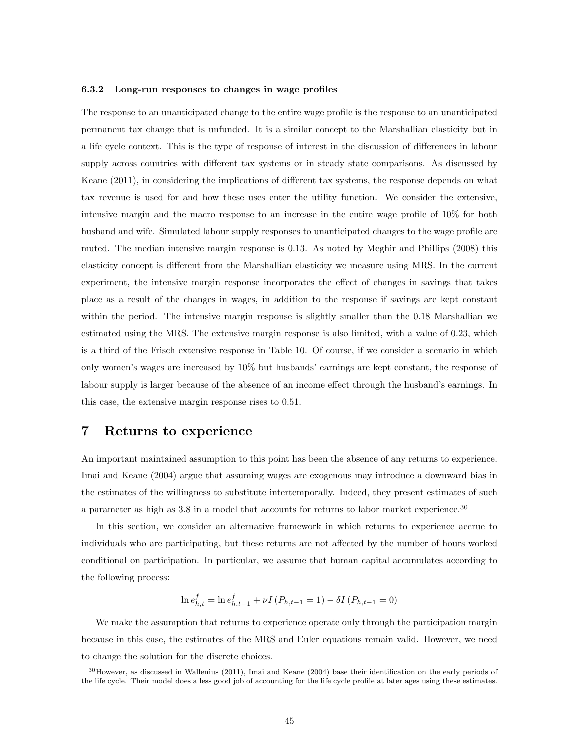#### 6.3.2 Long-run responses to changes in wage profiles

The response to an unanticipated change to the entire wage profile is the response to an unanticipated permanent tax change that is unfunded. It is a similar concept to the Marshallian elasticity but in a life cycle context. This is the type of response of interest in the discussion of differences in labour supply across countries with different tax systems or in steady state comparisons. As discussed by Keane (2011), in considering the implications of different tax systems, the response depends on what tax revenue is used for and how these uses enter the utility function. We consider the extensive, intensive margin and the macro response to an increase in the entire wage profile of 10% for both husband and wife. Simulated labour supply responses to unanticipated changes to the wage profile are muted. The median intensive margin response is 0.13. As noted by Meghir and Phillips (2008) this elasticity concept is different from the Marshallian elasticity we measure using MRS. In the current experiment, the intensive margin response incorporates the effect of changes in savings that takes place as a result of the changes in wages, in addition to the response if savings are kept constant within the period. The intensive margin response is slightly smaller than the 0.18 Marshallian we estimated using the MRS. The extensive margin response is also limited, with a value of 0.23, which is a third of the Frisch extensive response in Table 10. Of course, if we consider a scenario in which only women's wages are increased by 10% but husbands' earnings are kept constant, the response of labour supply is larger because of the absence of an income effect through the husband's earnings. In this case, the extensive margin response rises to 0.51.

# 7 Returns to experience

An important maintained assumption to this point has been the absence of any returns to experience. Imai and Keane (2004) argue that assuming wages are exogenous may introduce a downward bias in the estimates of the willingness to substitute intertemporally. Indeed, they present estimates of such a parameter as high as 3.8 in a model that accounts for returns to labor market experience.[30]

In this section, we consider an alternative framework in which returns to experience accrue to individuals who are participating, but these returns are not affected by the number of hours worked conditional on participation. In particular, we assume that human capital accumulates according to the following process:

$$\ln e^f_{h,t} = \ln e^f_{h,t-1} + \nu I\left(P_{h,t-1} = 1\right) - \delta I\left(P_{h,t-1} = 0\right)$$

We make the assumption that returns to experience operate only through the participation margin because in this case, the estimates of the MRS and Euler equations remain valid. However, we need to change the solution for the discrete choices.

[30] However, as discussed in Wallenius (2011), Imai and Keane (2004) base their identification on the early periods of the life cycle. Their model does a less good job of accounting for the life cycle profile at later ages using these estimates.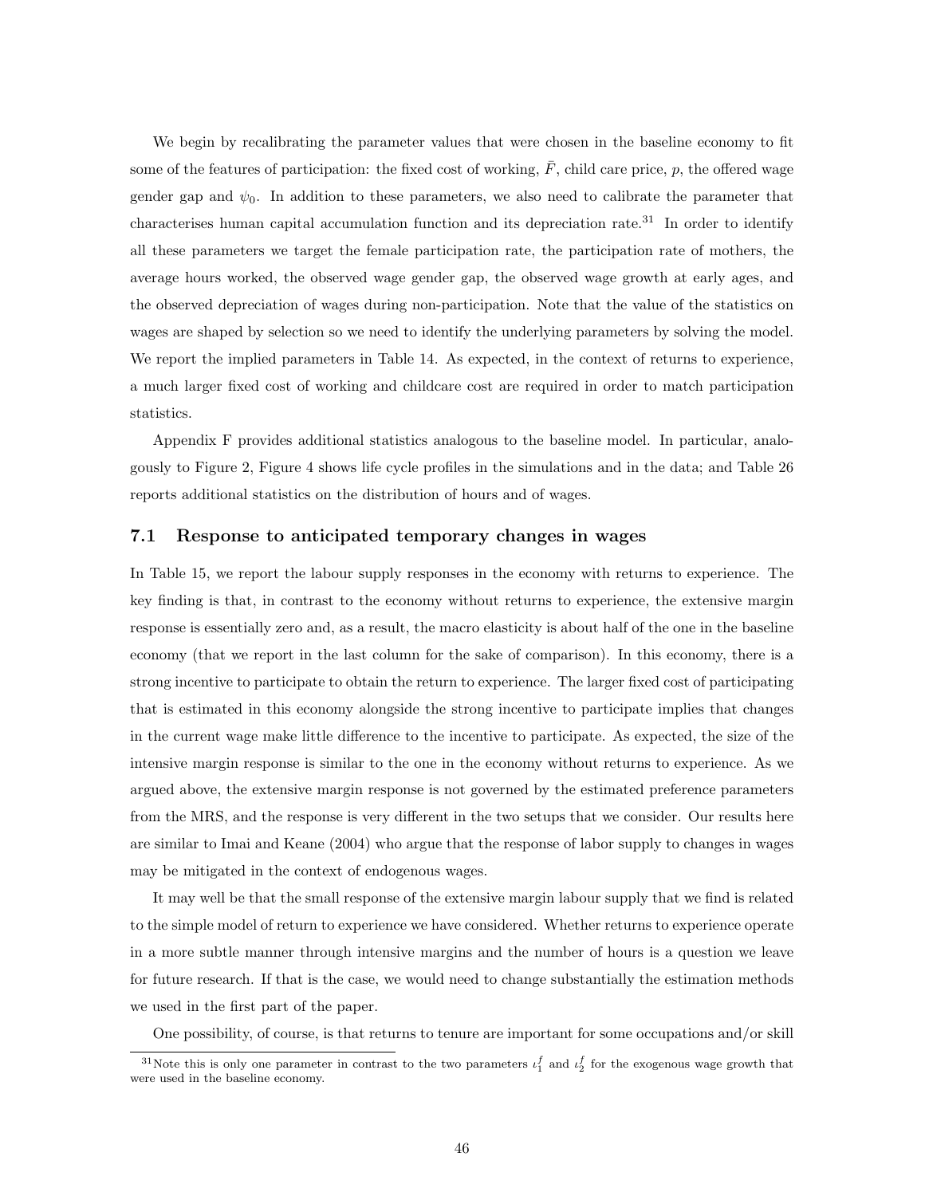We begin by recalibrating the parameter values that were chosen in the baseline economy to fit some of the features of participation: the fixed cost of working, $\bar{F}$, child care price, $p$, the offered wage gender gap and $\psi_0$. In addition to these parameters, we also need to calibrate the parameter that characterises human capital accumulation function and its depreciation rate.[31] In order to identify all these parameters we target the female participation rate, the participation rate of mothers, the average hours worked, the observed wage gender gap, the observed wage growth at early ages, and the observed depreciation of wages during non-participation. Note that the value of the statistics on wages are shaped by selection so we need to identify the underlying parameters by solving the model. We report the implied parameters in Table 14. As expected, in the context of returns to experience, a much larger fixed cost of working and childcare cost are required in order to match participation statistics.

Appendix F provides additional statistics analogous to the baseline model. In particular, analogously to Figure 2, Figure 4 shows life cycle profiles in the simulations and in the data; and Table 26 reports additional statistics on the distribution of hours and of wages.

## 7.1 Response to anticipated temporary changes in wages

In Table 15, we report the labour supply responses in the economy with returns to experience. The key finding is that, in contrast to the economy without returns to experience, the extensive margin response is essentially zero and, as a result, the macro elasticity is about half of the one in the baseline economy (that we report in the last column for the sake of comparison). In this economy, there is a strong incentive to participate to obtain the return to experience. The larger fixed cost of participating that is estimated in this economy alongside the strong incentive to participate implies that changes in the current wage make little difference to the incentive to participate. As expected, the size of the intensive margin response is similar to the one in the economy without returns to experience. As we argued above, the extensive margin response is not governed by the estimated preference parameters from the MRS, and the response is very different in the two setups that we consider. Our results here are similar to Imai and Keane (2004) who argue that the response of labor supply to changes in wages may be mitigated in the context of endogenous wages.

It may well be that the small response of the extensive margin labour supply that we find is related to the simple model of return to experience we have considered. Whether returns to experience operate in a more subtle manner through intensive margins and the number of hours is a question we leave for future research. If that is the case, we would need to change substantially the estimation methods we used in the first part of the paper.

One possibility, of course, is that returns to tenure are important for some occupations and/or skill

[31] Note this is only one parameter in contrast to the two parameters $\iota_1^f$ and $\iota_2^f$ for the exogenous wage growth that were used in the baseline economy.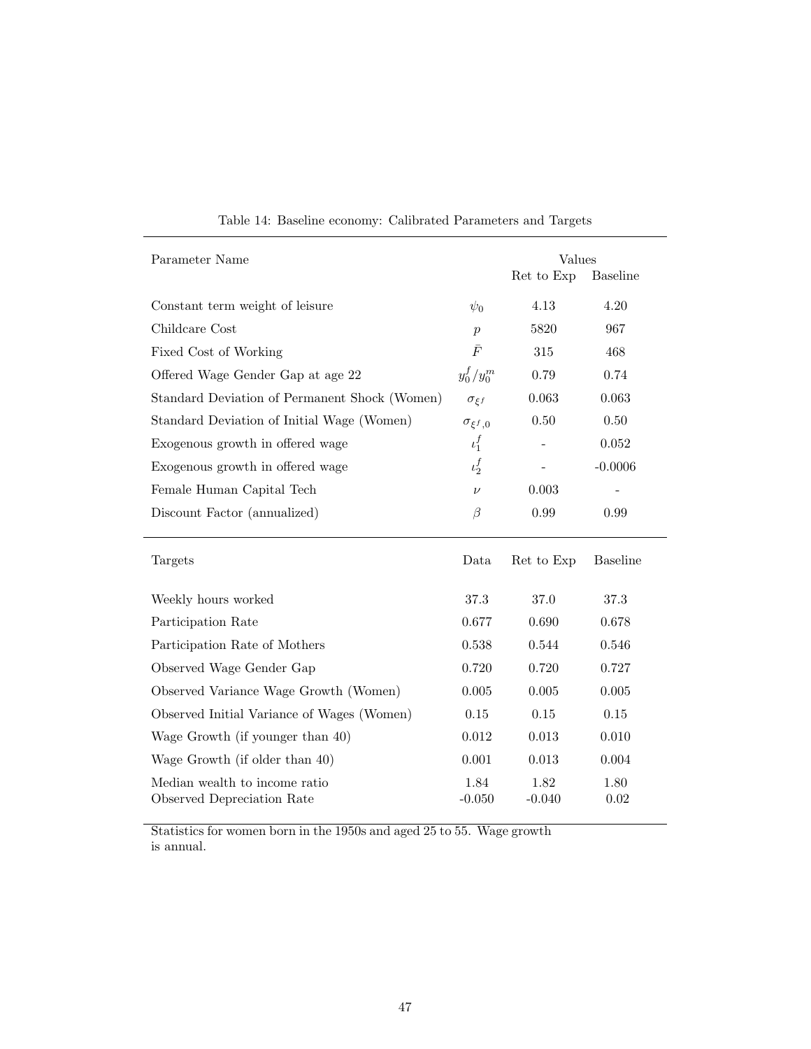Table 14: Baseline economy: Calibrated Parameters and Targets

| Parameter Name | | Values | |
|---|---|---|---|
| | | Ret to Exp | Baseline |
| Constant term weight of leisure | $\psi_0$ | 4.13 | 4.20 |
| Childcare Cost | $p$ | 5820 | 967 |
| Fixed Cost of Working | $\bar{F}$ | 315 | 468 |
| Offered Wage Gender Gap at age 22 | $y_0^f/y_0^m$ | 0.79 | 0.74 |
| Standard Deviation of Permanent Shock (Women) | $\sigma_{\xi^f}$ | 0.063 | 0.063 |
| Standard Deviation of Initial Wage (Women) | $\sigma_{\xi^f,0}$ | 0.50 | 0.50 |
| Exogenous growth in offered wage | $\iota_1^f$ | - | 0.052 |
| Exogenous growth in offered wage | $\iota_2^f$ | - | -0.0006 |
| Female Human Capital Tech | $\nu$ | 0.003 | - |
| Discount Factor (annualized) | $\beta$ | 0.99 | 0.99 |

| Targets | Data | Ret to Exp | Baseline |
|---|---|---|---|
| Weekly hours worked | 37.3 | 37.0 | 37.3 |
| Participation Rate | 0.677 | 0.690 | 0.678 |
| Participation Rate of Mothers | 0.538 | 0.544 | 0.546 |
| Observed Wage Gender Gap | 0.720 | 0.720 | 0.727 |
| Observed Variance Wage Growth (Women) | 0.005 | 0.005 | 0.005 |
| Observed Initial Variance of Wages (Women) | 0.15 | 0.15 | 0.15 |
| Wage Growth (if younger than 40) | 0.012 | 0.013 | 0.010 |
| Wage Growth (if older than 40) | 0.001 | 0.013 | 0.004 |
| Median wealth to income ratio | 1.84 | 1.82 | 1.80 |
| Observed Depreciation Rate | -0.050 | -0.040 | 0.02 |

Statistics for women born in the 1950s and aged 25 to 55. Wage growth is annual.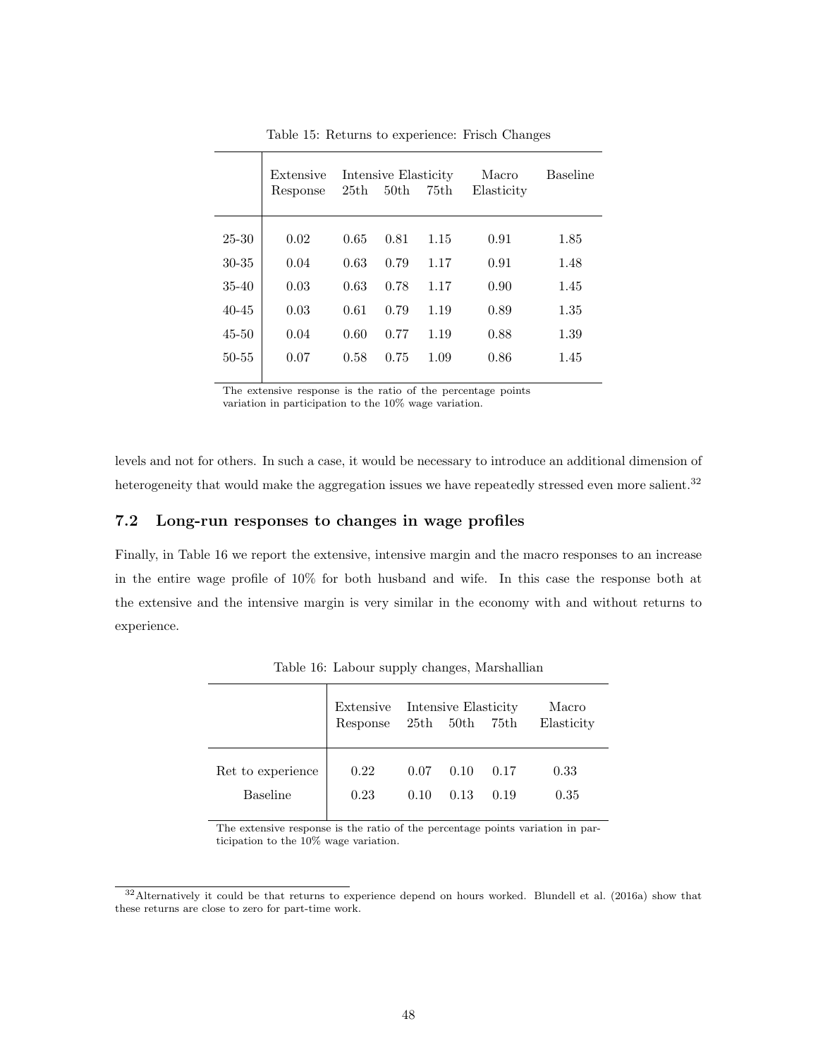Table 15: Returns to experience: Frisch Changes

| | Extensive Response | Intensive Elasticity 25th | 50th | 75th | Macro Elasticity | Baseline |
|---|---|---|---|---|---|---|
| 25-30 | 0.02 | 0.65 | 0.81 | 1.15 | 0.91 | 1.85 |
| 30-35 | 0.04 | 0.63 | 0.79 | 1.17 | 0.91 | 1.48 |
| 35-40 | 0.03 | 0.63 | 0.78 | 1.17 | 0.90 | 1.45 |
| 40-45 | 0.03 | 0.61 | 0.79 | 1.19 | 0.89 | 1.35 |
| 45-50 | 0.04 | 0.60 | 0.77 | 1.19 | 0.88 | 1.39 |
| 50-55 | 0.07 | 0.58 | 0.75 | 1.09 | 0.86 | 1.45 |

The extensive response is the ratio of the percentage points variation in participation to the 10% wage variation.

levels and not for others. In such a case, it would be necessary to introduce an additional dimension of heterogeneity that would make the aggregation issues we have repeatedly stressed even more salient.[32]

## 7.2 Long-run responses to changes in wage profiles

Finally, in Table 16 we report the extensive, intensive margin and the macro responses to an increase in the entire wage profile of 10% for both husband and wife. In this case the response both at the extensive and the intensive margin is very similar in the economy with and without returns to experience.

Table 16: Labour supply changes, Marshallian

| | Extensive Response | Intensive Elasticity 25th | 50th | 75th | Macro Elasticity |
|---|---|---|---|---|---|
| Ret to experience | 0.22 | 0.07 | 0.10 | 0.17 | 0.33 |
| Baseline | 0.23 | 0.10 | 0.13 | 0.19 | 0.35 |

The extensive response is the ratio of the percentage points variation in participation to the 10% wage variation.

[32] Alternatively it could be that returns to experience depend on hours worked. Blundell et al. (2016a) show that these returns are close to zero for part-time work.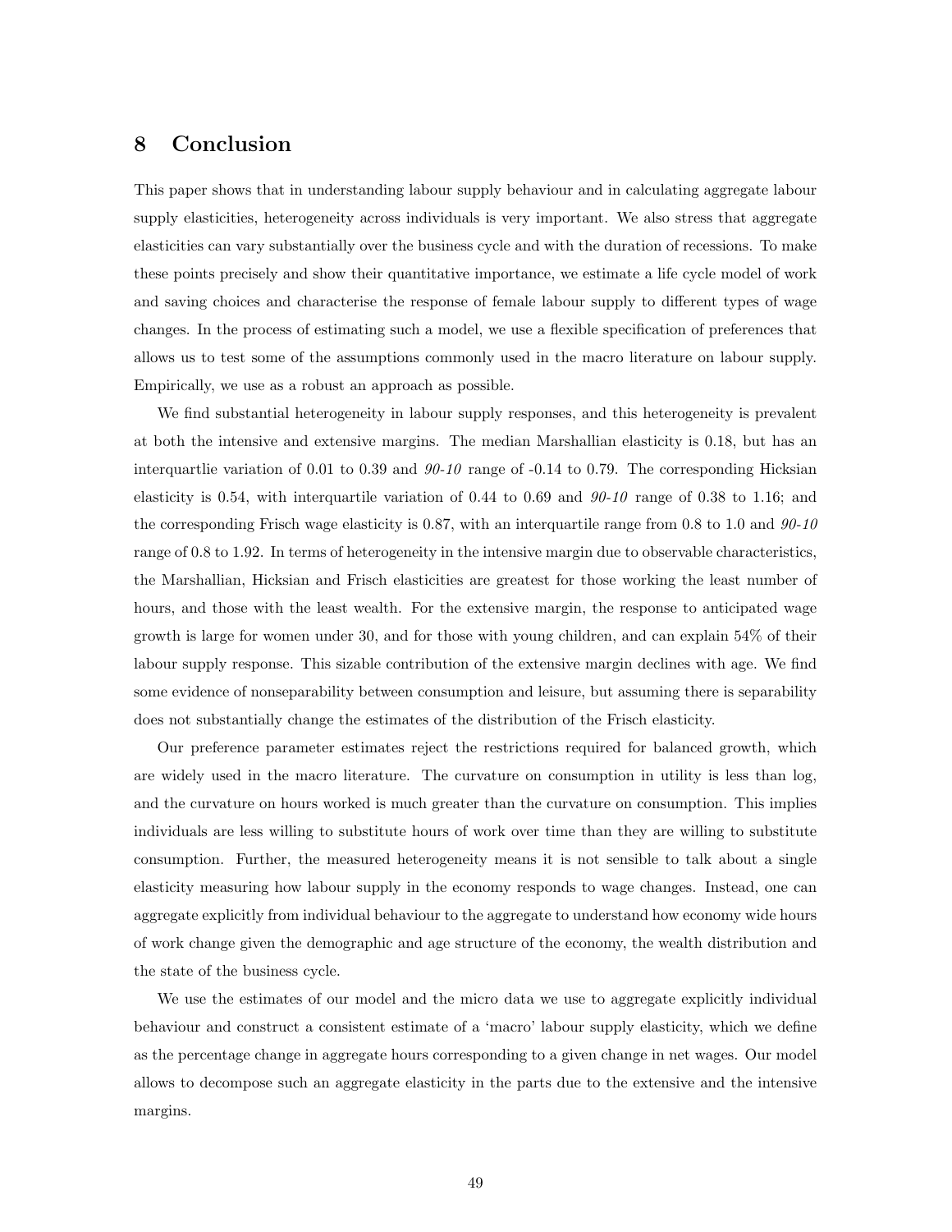# 8 Conclusion

This paper shows that in understanding labour supply behaviour and in calculating aggregate labour supply elasticities, heterogeneity across individuals is very important. We also stress that aggregate elasticities can vary substantially over the business cycle and with the duration of recessions. To make these points precisely and show their quantitative importance, we estimate a life cycle model of work and saving choices and characterise the response of female labour supply to different types of wage changes. In the process of estimating such a model, we use a flexible specification of preferences that allows us to test some of the assumptions commonly used in the macro literature on labour supply. Empirically, we use as a robust an approach as possible.

We find substantial heterogeneity in labour supply responses, and this heterogeneity is prevalent at both the intensive and extensive margins. The median Marshallian elasticity is 0.18, but has an interquartlie variation of 0.01 to 0.39 and *90-10* range of -0.14 to 0.79. The corresponding Hicksian elasticity is 0.54, with interquartile variation of 0.44 to 0.69 and *90-10* range of 0.38 to 1.16; and the corresponding Frisch wage elasticity is 0.87, with an interquartile range from 0.8 to 1.0 and *90-10* range of 0.8 to 1.92. In terms of heterogeneity in the intensive margin due to observable characteristics, the Marshallian, Hicksian and Frisch elasticities are greatest for those working the least number of hours, and those with the least wealth. For the extensive margin, the response to anticipated wage growth is large for women under 30, and for those with young children, and can explain 54% of their labour supply response. This sizable contribution of the extensive margin declines with age. We find some evidence of nonseparability between consumption and leisure, but assuming there is separability does not substantially change the estimates of the distribution of the Frisch elasticity.

Our preference parameter estimates reject the restrictions required for balanced growth, which are widely used in the macro literature. The curvature on consumption in utility is less than log, and the curvature on hours worked is much greater than the curvature on consumption. This implies individuals are less willing to substitute hours of work over time than they are willing to substitute consumption. Further, the measured heterogeneity means it is not sensible to talk about a single elasticity measuring how labour supply in the economy responds to wage changes. Instead, one can aggregate explicitly from individual behaviour to the aggregate to understand how economy wide hours of work change given the demographic and age structure of the economy, the wealth distribution and the state of the business cycle.

We use the estimates of our model and the micro data we use to aggregate explicitly individual behaviour and construct a consistent estimate of a 'macro' labour supply elasticity, which we define as the percentage change in aggregate hours corresponding to a given change in net wages. Our model allows to decompose such an aggregate elasticity in the parts due to the extensive and the intensive margins.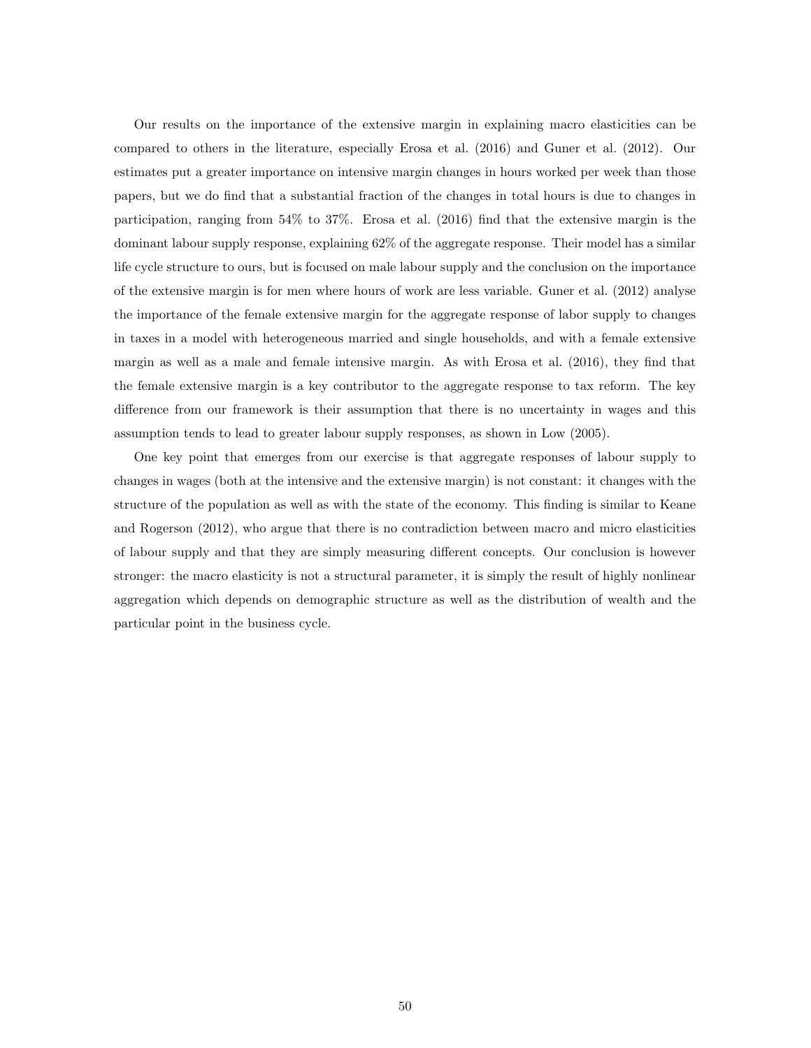Our results on the importance of the extensive margin in explaining macro elasticities can be compared to others in the literature, especially Erosa et al. (2016) and Guner et al. (2012). Our estimates put a greater importance on intensive margin changes in hours worked per week than those papers, but we do find that a substantial fraction of the changes in total hours is due to changes in participation, ranging from 54% to 37%. Erosa et al. (2016) find that the extensive margin is the dominant labour supply response, explaining 62% of the aggregate response. Their model has a similar life cycle structure to ours, but is focused on male labour supply and the conclusion on the importance of the extensive margin is for men where hours of work are less variable. Guner et al. (2012) analyse the importance of the female extensive margin for the aggregate response of labor supply to changes in taxes in a model with heterogeneous married and single households, and with a female extensive margin as well as a male and female intensive margin. As with Erosa et al. (2016), they find that the female extensive margin is a key contributor to the aggregate response to tax reform. The key difference from our framework is their assumption that there is no uncertainty in wages and this assumption tends to lead to greater labour supply responses, as shown in Low (2005).

One key point that emerges from our exercise is that aggregate responses of labour supply to changes in wages (both at the intensive and the extensive margin) is not constant: it changes with the structure of the population as well as with the state of the economy. This finding is similar to Keane and Rogerson (2012), who argue that there is no contradiction between macro and micro elasticities of labour supply and that they are simply measuring different concepts. Our conclusion is however stronger: the macro elasticity is not a structural parameter, it is simply the result of highly nonlinear aggregation which depends on demographic structure as well as the distribution of wealth and the particular point in the business cycle.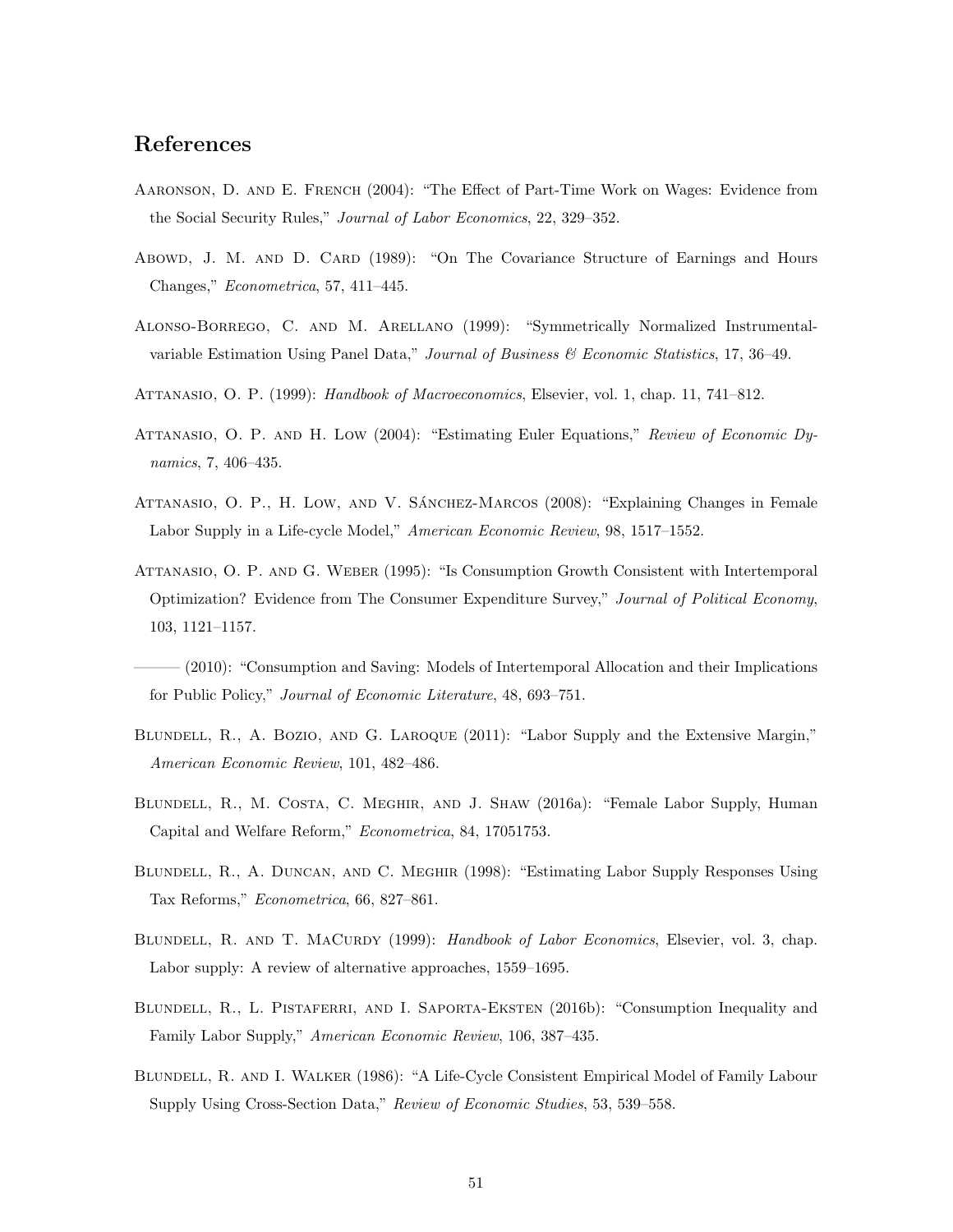## References

Aaronson, D. and E. French (2004): "The Effect of Part-Time Work on Wages: Evidence from the Social Security Rules," *Journal of Labor Economics*, 22, 329–352.

Abowd, J. M. and D. Card (1989): "On The Covariance Structure of Earnings and Hours Changes," *Econometrica*, 57, 411–445.

Alonso-Borrego, C. and M. Arellano (1999): "Symmetrically Normalized Instrumental-variable Estimation Using Panel Data," *Journal of Business & Economic Statistics*, 17, 36–49.

Attanasio, O. P. (1999): *Handbook of Macroeconomics*, Elsevier, vol. 1, chap. 11, 741–812.

Attanasio, O. P. and H. Low (2004): "Estimating Euler Equations," *Review of Economic Dynamics*, 7, 406–435.

Attanasio, O. P., H. Low, and V. Sánchez-Marcos (2008): "Explaining Changes in Female Labor Supply in a Life-cycle Model," *American Economic Review*, 98, 1517–1552.

Attanasio, O. P. and G. Weber (1995): "Is Consumption Growth Consistent with Intertemporal Optimization? Evidence from The Consumer Expenditure Survey," *Journal of Political Economy*, 103, 1121–1157.

——— (2010): "Consumption and Saving: Models of Intertemporal Allocation and their Implications for Public Policy," *Journal of Economic Literature*, 48, 693–751.

Blundell, R., A. Bozio, and G. Laroque (2011): "Labor Supply and the Extensive Margin," *American Economic Review*, 101, 482–486.

Blundell, R., M. Costa, C. Meghir, and J. Shaw (2016a): "Female Labor Supply, Human Capital and Welfare Reform," *Econometrica*, 84, 17051753.

Blundell, R., A. Duncan, and C. Meghir (1998): "Estimating Labor Supply Responses Using Tax Reforms," *Econometrica*, 66, 827–861.

Blundell, R. and T. MaCurdy (1999): *Handbook of Labor Economics*, Elsevier, vol. 3, chap. Labor supply: A review of alternative approaches, 1559–1695.

Blundell, R., L. Pistaferri, and I. Saporta-Eksten (2016b): "Consumption Inequality and Family Labor Supply," *American Economic Review*, 106, 387–435.

Blundell, R. and I. Walker (1986): "A Life-Cycle Consistent Empirical Model of Family Labour Supply Using Cross-Section Data," *Review of Economic Studies*, 53, 539–558.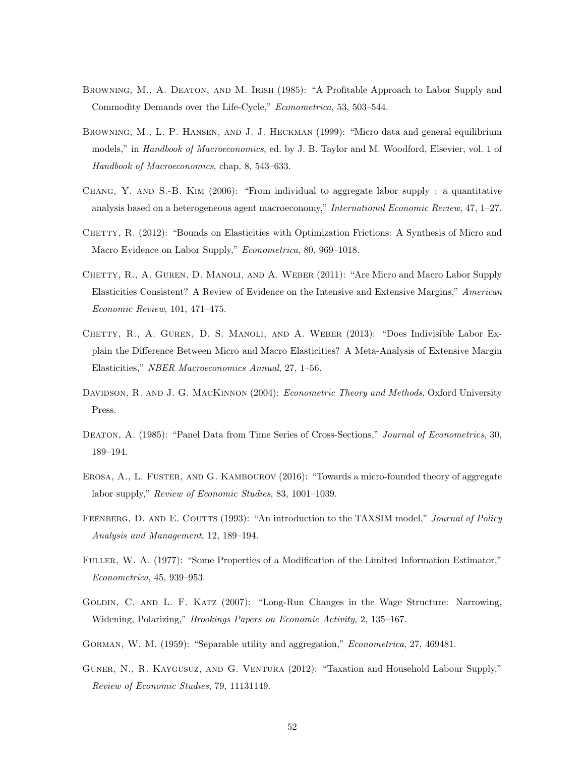Browning, M., A. Deaton, and M. Irish (1985): "A Profitable Approach to Labor Supply and Commodity Demands over the Life-Cycle," *Econometrica*, 53, 503–544.

Browning, M., L. P. Hansen, and J. J. Heckman (1999): "Micro data and general equilibrium models," in *Handbook of Macroeconomics*, ed. by J. B. Taylor and M. Woodford, Elsevier, vol. 1 of *Handbook of Macroeconomics*, chap. 8, 543–633.

Chang, Y. and S.-B. Kim (2006): "From individual to aggregate labor supply : a quantitative analysis based on a heterogeneous agent macroeconomy," *International Economic Review*, 47, 1–27.

Chetty, R. (2012): "Bounds on Elasticities with Optimization Frictions: A Synthesis of Micro and Macro Evidence on Labor Supply," *Econometrica*, 80, 969–1018.

Chetty, R., A. Guren, D. Manoli, and A. Weber (2011): "Are Micro and Macro Labor Supply Elasticities Consistent? A Review of Evidence on the Intensive and Extensive Margins," *American Economic Review*, 101, 471–475.

Chetty, R., A. Guren, D. S. Manoli, and A. Weber (2013): "Does Indivisible Labor Explain the Difference Between Micro and Macro Elasticities? A Meta-Analysis of Extensive Margin Elasticities," *NBER Macroeconomics Annual*, 27, 1–56.

Davidson, R. and J. G. MacKinnon (2004): *Econometric Theory and Methods*, Oxford University Press.

Deaton, A. (1985): "Panel Data from Time Series of Cross-Sections," *Journal of Econometrics*, 30, 189–194.

Erosa, A., L. Fuster, and G. Kambourov (2016): "Towards a micro-founded theory of aggregate labor supply," *Review of Economic Studies*, 83, 1001–1039.

Feenberg, D. and E. Coutts (1993): "An introduction to the TAXSIM model," *Journal of Policy Analysis and Management*, 12, 189–194.

Fuller, W. A. (1977): "Some Properties of a Modification of the Limited Information Estimator," *Econometrica*, 45, 939–953.

Goldin, C. and L. F. Katz (2007): "Long-Run Changes in the Wage Structure: Narrowing, Widening, Polarizing," *Brookings Papers on Economic Activity*, 2, 135–167.

Gorman, W. M. (1959): "Separable utility and aggregation," *Econometrica*, 27, 469481.

Guner, N., R. Kaygusuz, and G. Ventura (2012): "Taxation and Household Labour Supply," *Review of Economic Studies*, 79, 11131149.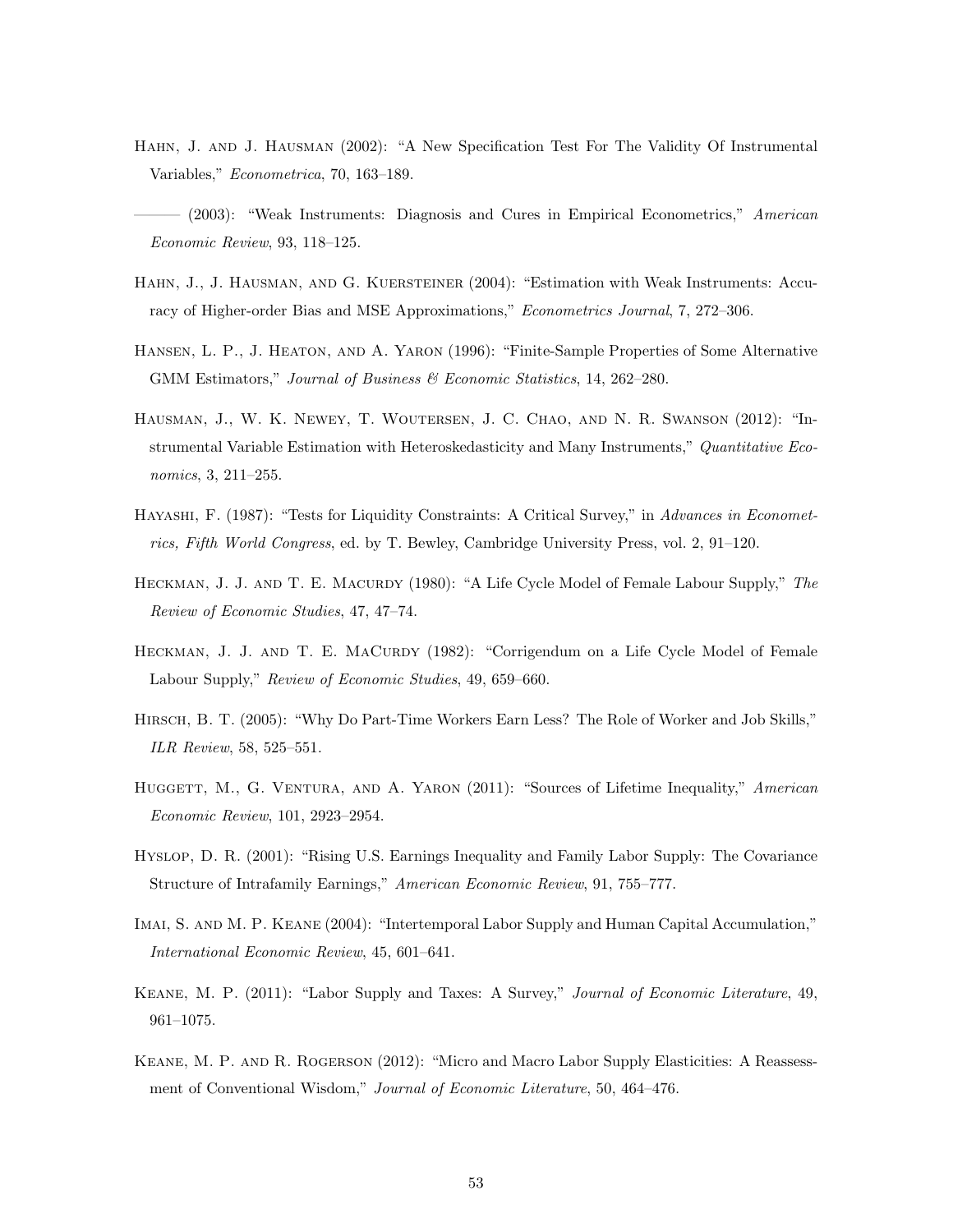Hahn, J. and J. Hausman (2002): "A New Specification Test For The Validity Of Instrumental Variables," *Econometrica*, 70, 163–189.

——— (2003): "Weak Instruments: Diagnosis and Cures in Empirical Econometrics," *American Economic Review*, 93, 118–125.

Hahn, J., J. Hausman, and G. Kuersteiner (2004): "Estimation with Weak Instruments: Accuracy of Higher-order Bias and MSE Approximations," *Econometrics Journal*, 7, 272–306.

Hansen, L. P., J. Heaton, and A. Yaron (1996): "Finite-Sample Properties of Some Alternative GMM Estimators," *Journal of Business & Economic Statistics*, 14, 262–280.

Hausman, J., W. K. Newey, T. Woutersen, J. C. Chao, and N. R. Swanson (2012): "Instrumental Variable Estimation with Heteroskedasticity and Many Instruments," *Quantitative Economics*, 3, 211–255.

Hayashi, F. (1987): "Tests for Liquidity Constraints: A Critical Survey," in *Advances in Econometrics, Fifth World Congress*, ed. by T. Bewley, Cambridge University Press, vol. 2, 91–120.

Heckman, J. J. and T. E. Macurdy (1980): "A Life Cycle Model of Female Labour Supply," *The Review of Economic Studies*, 47, 47–74.

Heckman, J. J. and T. E. MaCurdy (1982): "Corrigendum on a Life Cycle Model of Female Labour Supply," *Review of Economic Studies*, 49, 659–660.

Hirsch, B. T. (2005): "Why Do Part-Time Workers Earn Less? The Role of Worker and Job Skills," *ILR Review*, 58, 525–551.

Huggett, M., G. Ventura, and A. Yaron (2011): "Sources of Lifetime Inequality," *American Economic Review*, 101, 2923–2954.

Hyslop, D. R. (2001): "Rising U.S. Earnings Inequality and Family Labor Supply: The Covariance Structure of Intrafamily Earnings," *American Economic Review*, 91, 755–777.

Imai, S. and M. P. Keane (2004): "Intertemporal Labor Supply and Human Capital Accumulation," *International Economic Review*, 45, 601–641.

Keane, M. P. (2011): "Labor Supply and Taxes: A Survey," *Journal of Economic Literature*, 49, 961–1075.

Keane, M. P. and R. Rogerson (2012): "Micro and Macro Labor Supply Elasticities: A Reassessment of Conventional Wisdom," *Journal of Economic Literature*, 50, 464–476.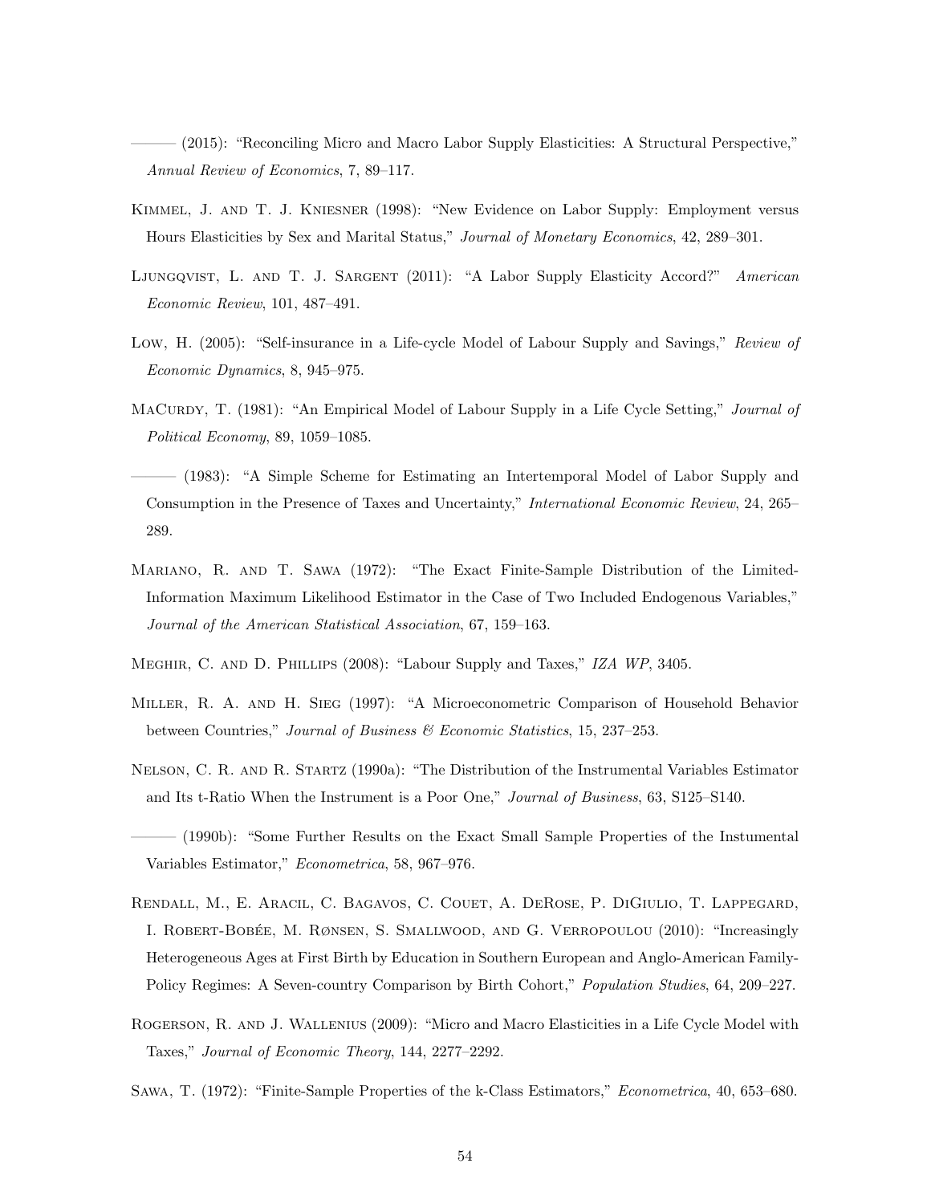——— (2015): "Reconciling Micro and Macro Labor Supply Elasticities: A Structural Perspective," *Annual Review of Economics*, 7, 89–117.

Kimmel, J. and T. J. Kniesner (1998): "New Evidence on Labor Supply: Employment versus Hours Elasticities by Sex and Marital Status," *Journal of Monetary Economics*, 42, 289–301.

Ljungqvist, L. and T. J. Sargent (2011): "A Labor Supply Elasticity Accord?" *American Economic Review*, 101, 487–491.

Low, H. (2005): "Self-insurance in a Life-cycle Model of Labour Supply and Savings," *Review of Economic Dynamics*, 8, 945–975.

MaCurdy, T. (1981): "An Empirical Model of Labour Supply in a Life Cycle Setting," *Journal of Political Economy*, 89, 1059–1085.

——— (1983): "A Simple Scheme for Estimating an Intertemporal Model of Labor Supply and Consumption in the Presence of Taxes and Uncertainty," *International Economic Review*, 24, 265–289.

Mariano, R. and T. Sawa (1972): "The Exact Finite-Sample Distribution of the Limited-Information Maximum Likelihood Estimator in the Case of Two Included Endogenous Variables," *Journal of the American Statistical Association*, 67, 159–163.

Meghir, C. and D. Phillips (2008): "Labour Supply and Taxes," *IZA WP*, 3405.

Miller, R. A. and H. Sieg (1997): "A Microeconometric Comparison of Household Behavior between Countries," *Journal of Business & Economic Statistics*, 15, 237–253.

Nelson, C. R. and R. Startz (1990a): "The Distribution of the Instrumental Variables Estimator and Its t-Ratio When the Instrument is a Poor One," *Journal of Business*, 63, S125–S140.

——— (1990b): "Some Further Results on the Exact Small Sample Properties of the Instumental Variables Estimator," *Econometrica*, 58, 967–976.

Rendall, M., E. Aracil, C. Bagavos, C. Couet, A. DeRose, P. DiGiulio, T. Lappegard, I. Robert-Bobée, M. Rønsen, S. Smallwood, and G. Verropoulou (2010): "Increasingly Heterogeneous Ages at First Birth by Education in Southern European and Anglo-American Family-Policy Regimes: A Seven-country Comparison by Birth Cohort," *Population Studies*, 64, 209–227.

Rogerson, R. and J. Wallenius (2009): "Micro and Macro Elasticities in a Life Cycle Model with Taxes," *Journal of Economic Theory*, 144, 2277–2292.

Sawa, T. (1972): "Finite-Sample Properties of the k-Class Estimators," *Econometrica*, 40, 653–680.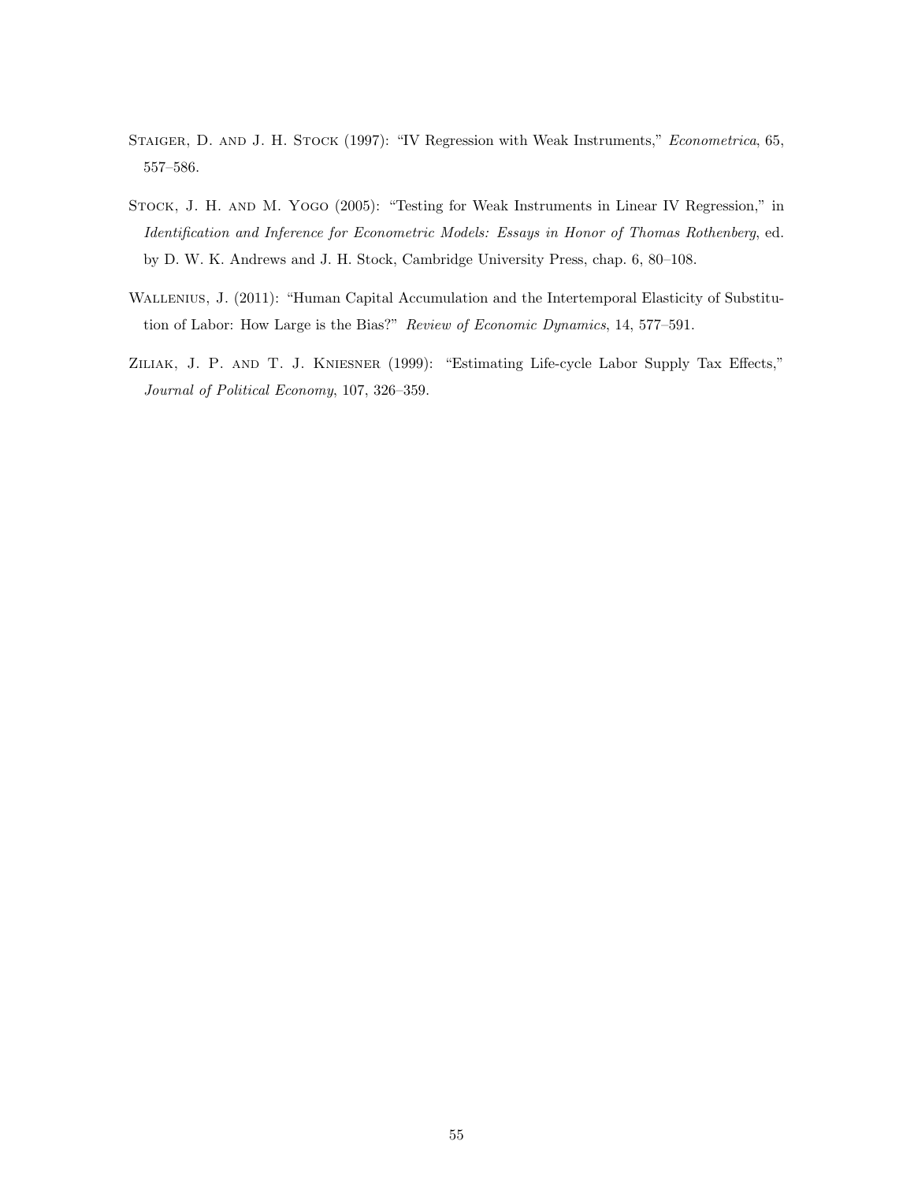Staiger, D. and J. H. Stock (1997): "IV Regression with Weak Instruments," *Econometrica*, 65, 557–586.

Stock, J. H. and M. Yogo (2005): "Testing for Weak Instruments in Linear IV Regression," in *Identification and Inference for Econometric Models: Essays in Honor of Thomas Rothenberg*, ed. by D. W. K. Andrews and J. H. Stock, Cambridge University Press, chap. 6, 80–108.

Wallenius, J. (2011): "Human Capital Accumulation and the Intertemporal Elasticity of Substitution of Labor: How Large is the Bias?" *Review of Economic Dynamics*, 14, 577–591.

Ziliak, J. P. and T. J. Kniesner (1999): "Estimating Life-cycle Labor Supply Tax Effects," *Journal of Political Economy*, 107, 326–359.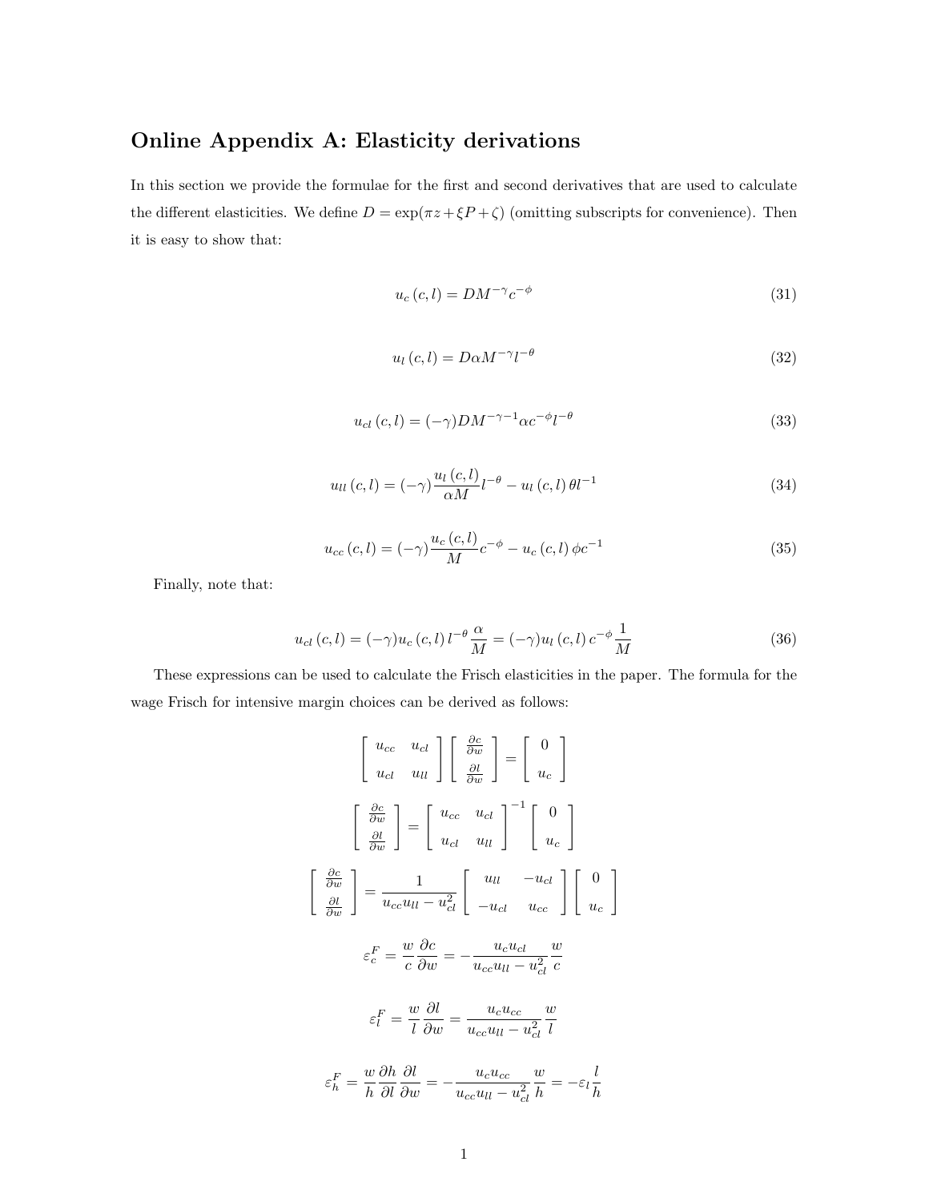# Online Appendix A: Elasticity derivations

In this section we provide the formulae for the first and second derivatives that are used to calculate the different elasticities. We define $D = \exp(\pi z + \xi P + \zeta)$ (omitting subscripts for convenience). Then it is easy to show that:

$$u_c(c,l) = DM^{-\gamma}c^{-\phi} \tag{31}$$

$$u_l(c,l) = D\alpha M^{-\gamma}l^{-\theta} \tag{32}$$

$$u_{cl}(c,l) = (-\gamma)DM^{-\gamma-1}\alpha c^{-\phi}l^{-\theta} \tag{33}$$

$$u_{ll}(c,l) = (-\gamma)\frac{u_l(c,l)}{\alpha M}l^{-\theta} - u_l(c,l)\,\theta l^{-1} \tag{34}$$

$$u_{cc}(c,l) = (-\gamma)\frac{u_c(c,l)}{M}c^{-\phi} - u_c(c,l)\,\phi c^{-1} \tag{35}$$

Finally, note that:

$$u_{cl}(c,l) = (-\gamma)u_c(c,l)\,l^{-\theta}\frac{\alpha}{M} = (-\gamma)u_l(c,l)\,c^{-\phi}\frac{1}{M} \tag{36}$$

These expressions can be used to calculate the Frisch elasticities in the paper. The formula for the wage Frisch for intensive margin choices can be derived as follows:

$$\begin{bmatrix} u_{cc} & u_{cl} \\ u_{cl} & u_{ll} \end{bmatrix} \begin{bmatrix} \frac{\partial c}{\partial w} \\ \frac{\partial l}{\partial w} \end{bmatrix} = \begin{bmatrix} 0 \\ u_c \end{bmatrix}$$

$$\begin{bmatrix} \frac{\partial c}{\partial w} \\ \frac{\partial l}{\partial w} \end{bmatrix} = \begin{bmatrix} u_{cc} & u_{cl} \\ u_{cl} & u_{ll} \end{bmatrix}^{-1} \begin{bmatrix} 0 \\ u_c \end{bmatrix}$$

$$\begin{bmatrix} \frac{\partial c}{\partial w} \\ \frac{\partial l}{\partial w} \end{bmatrix} = \frac{1}{u_{cc}u_{ll} - u_{cl}^2} \begin{bmatrix} u_{ll} & -u_{cl} \\ -u_{cl} & u_{cc} \end{bmatrix} \begin{bmatrix} 0 \\ u_c \end{bmatrix}$$

$$\varepsilon_c^F = \frac{w}{c}\frac{\partial c}{\partial w} = -\frac{u_c u_{cl}}{u_{cc}u_{ll} - u_{cl}^2}\frac{w}{c}$$

$$\varepsilon_l^F = \frac{w}{l}\frac{\partial l}{\partial w} = \frac{u_c u_{cc}}{u_{cc}u_{ll} - u_{cl}^2}\frac{w}{l}$$

$$\varepsilon_h^F = \frac{w}{h}\frac{\partial h}{\partial l}\frac{\partial l}{\partial w} = -\frac{u_c u_{cc}}{u_{cc}u_{ll} - u_{cl}^2}\frac{w}{h} = -\varepsilon_l\frac{l}{h}$$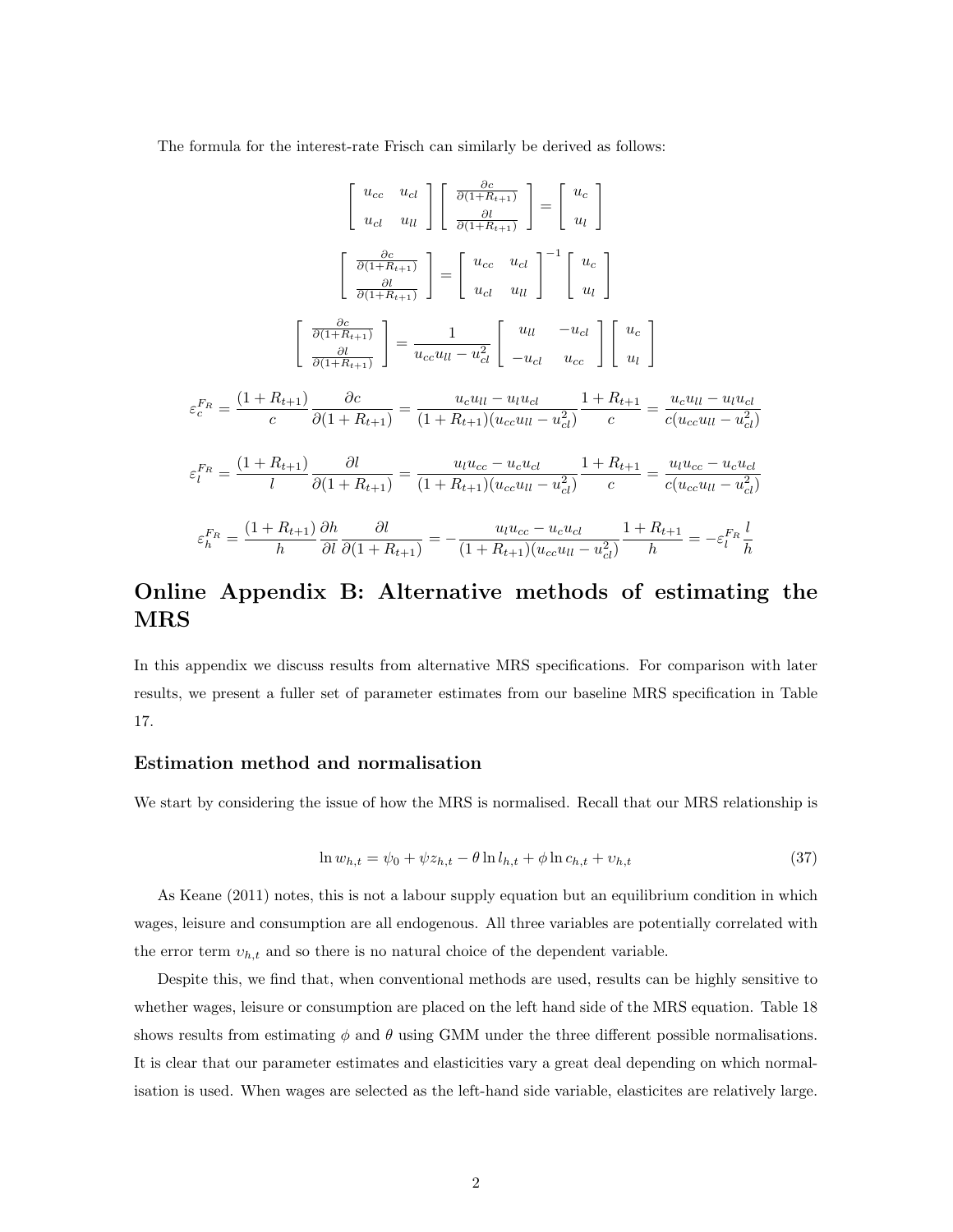The formula for the interest-rate Frisch can similarly be derived as follows:

$$\begin{bmatrix} u_{cc} & u_{cl} \\ u_{cl} & u_{ll} \end{bmatrix} \begin{bmatrix} \frac{\partial c}{\partial(1+R_{t+1})} \\ \frac{\partial l}{\partial(1+R_{t+1})} \end{bmatrix} = \begin{bmatrix} u_c \\ u_l \end{bmatrix}$$

$$\begin{bmatrix} \frac{\partial c}{\partial(1+R_{t+1})} \\ \frac{\partial l}{\partial(1+R_{t+1})} \end{bmatrix} = \begin{bmatrix} u_{cc} & u_{cl} \\ u_{cl} & u_{ll} \end{bmatrix}^{-1} \begin{bmatrix} u_c \\ u_l \end{bmatrix}$$

$$\begin{bmatrix} \frac{\partial c}{\partial(1+R_{t+1})} \\ \frac{\partial l}{\partial(1+R_{t+1})} \end{bmatrix} = \frac{1}{u_{cc}u_{ll} - u_{cl}^2} \begin{bmatrix} u_{ll} & -u_{cl} \\ -u_{cl} & u_{cc} \end{bmatrix} \begin{bmatrix} u_c \\ u_l \end{bmatrix}$$

$$\varepsilon_c^{F_R} = \frac{(1+R_{t+1})}{c} \frac{\partial c}{\partial(1+R_{t+1})} = \frac{u_c u_{ll} - u_l u_{cl}}{(1+R_{t+1})(u_{cc}u_{ll} - u_{cl}^2)} \frac{1+R_{t+1}}{c} = \frac{u_c u_{ll} - u_l u_{cl}}{c(u_{cc}u_{ll} - u_{cl}^2)}$$

$$\varepsilon_l^{F_R} = \frac{(1+R_{t+1})}{l} \frac{\partial l}{\partial(1+R_{t+1})} = \frac{u_l u_{cc} - u_c u_{cl}}{(1+R_{t+1})(u_{cc}u_{ll} - u_{cl}^2)} \frac{1+R_{t+1}}{c} = \frac{u_l u_{cc} - u_c u_{cl}}{c(u_{cc}u_{ll} - u_{cl}^2)}$$

$$\varepsilon_h^{F_R} = \frac{(1+R_{t+1})}{h} \frac{\partial h}{\partial l} \frac{\partial l}{\partial(1+R_{t+1})} = -\frac{u_l u_{cc} - u_c u_{cl}}{(1+R_{t+1})(u_{cc}u_{ll} - u_{cl}^2)} \frac{1+R_{t+1}}{h} = -\varepsilon_l^{F_R} \frac{l}{h}$$

# Online Appendix B: Alternative methods of estimating the MRS

In this appendix we discuss results from alternative MRS specifications. For comparison with later results, we present a fuller set of parameter estimates from our baseline MRS specification in Table 17.

### Estimation method and normalisation

We start by considering the issue of how the MRS is normalised. Recall that our MRS relationship is

$$\ln w_{h,t} = \psi_0 + \psi z_{h,t} - \theta \ln l_{h,t} + \phi \ln c_{h,t} + \upsilon_{h,t} \tag{37}$$

As Keane (2011) notes, this is not a labour supply equation but an equilibrium condition in which wages, leisure and consumption are all endogenous. All three variables are potentially correlated with the error term $\upsilon_{h,t}$ and so there is no natural choice of the dependent variable.

Despite this, we find that, when conventional methods are used, results can be highly sensitive to whether wages, leisure or consumption are placed on the left hand side of the MRS equation. Table 18 shows results from estimating $\phi$ and $\theta$ using GMM under the three different possible normalisations. It is clear that our parameter estimates and elasticities vary a great deal depending on which normalisation is used. When wages are selected as the left-hand side variable, elasticites are relatively large.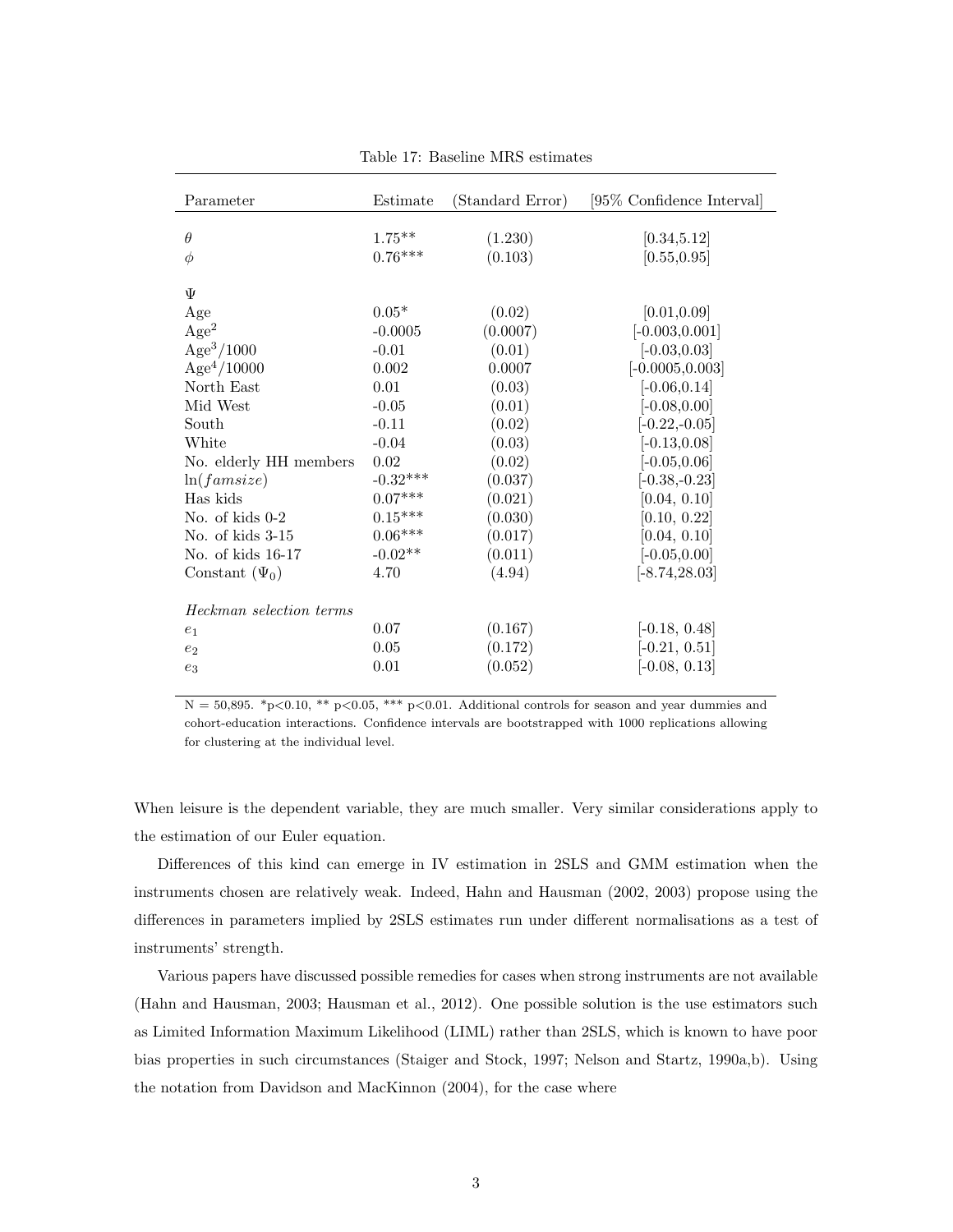Table 17: Baseline MRS estimates

| Parameter | Estimate | (Standard Error) | [95% Confidence Interval] |
|---|---|---|---|
| $\theta$ | 1.75** | (1.230) | [0.34,5.12] |
| $\phi$ | 0.76*** | (0.103) | [0.55,0.95] |
| | | | |
| $\Psi$ | | | |
| Age | 0.05* | (0.02) | [0.01,0.09] |
| Age$^2$ | -0.0005 | (0.0007) | [-0.003,0.001] |
| Age$^3$/1000 | -0.01 | (0.01) | [-0.03,0.03] |
| Age$^4$/10000 | 0.002 | 0.0007 | [-0.0005,0.003] |
| North East | 0.01 | (0.03) | [-0.06,0.14] |
| Mid West | -0.05 | (0.01) | [-0.08,0.00] |
| South | -0.11 | (0.02) | [-0.22,-0.05] |
| White | -0.04 | (0.03) | [-0.13,0.08] |
| No. elderly HH members | 0.02 | (0.02) | [-0.05,0.06] |
| $\ln(famsize)$ | -0.32*** | (0.037) | [-0.38,-0.23] |
| Has kids | 0.07*** | (0.021) | [0.04, 0.10] |
| No. of kids 0-2 | 0.15*** | (0.030) | [0.10, 0.22] |
| No. of kids 3-15 | 0.06*** | (0.017) | [0.04, 0.10] |
| No. of kids 16-17 | -0.02** | (0.011) | [-0.05,0.00] |
| Constant ($\Psi_0$) | 4.70 | (4.94) | [-8.74,28.03] |
| | | | |
| *Heckman selection terms* | | | |
| $e_1$ | 0.07 | (0.167) | [-0.18, 0.48] |
| $e_2$ | 0.05 | (0.172) | [-0.21, 0.51] |
| $e_3$ | 0.01 | (0.052) | [-0.08, 0.13] |

N = 50,895. *p<0.10, ** p<0.05, *** p<0.01. Additional controls for season and year dummies and cohort-education interactions. Confidence intervals are bootstrapped with 1000 replications allowing for clustering at the individual level.

When leisure is the dependent variable, they are much smaller. Very similar considerations apply to the estimation of our Euler equation.

Differences of this kind can emerge in IV estimation in 2SLS and GMM estimation when the instruments chosen are relatively weak. Indeed, Hahn and Hausman (2002, 2003) propose using the differences in parameters implied by 2SLS estimates run under different normalisations as a test of instruments' strength.

Various papers have discussed possible remedies for cases when strong instruments are not available (Hahn and Hausman, 2003; Hausman et al., 2012). One possible solution is the use estimators such as Limited Information Maximum Likelihood (LIML) rather than 2SLS, which is known to have poor bias properties in such circumstances (Staiger and Stock, 1997; Nelson and Startz, 1990a,b). Using the notation from Davidson and MacKinnon (2004), for the case where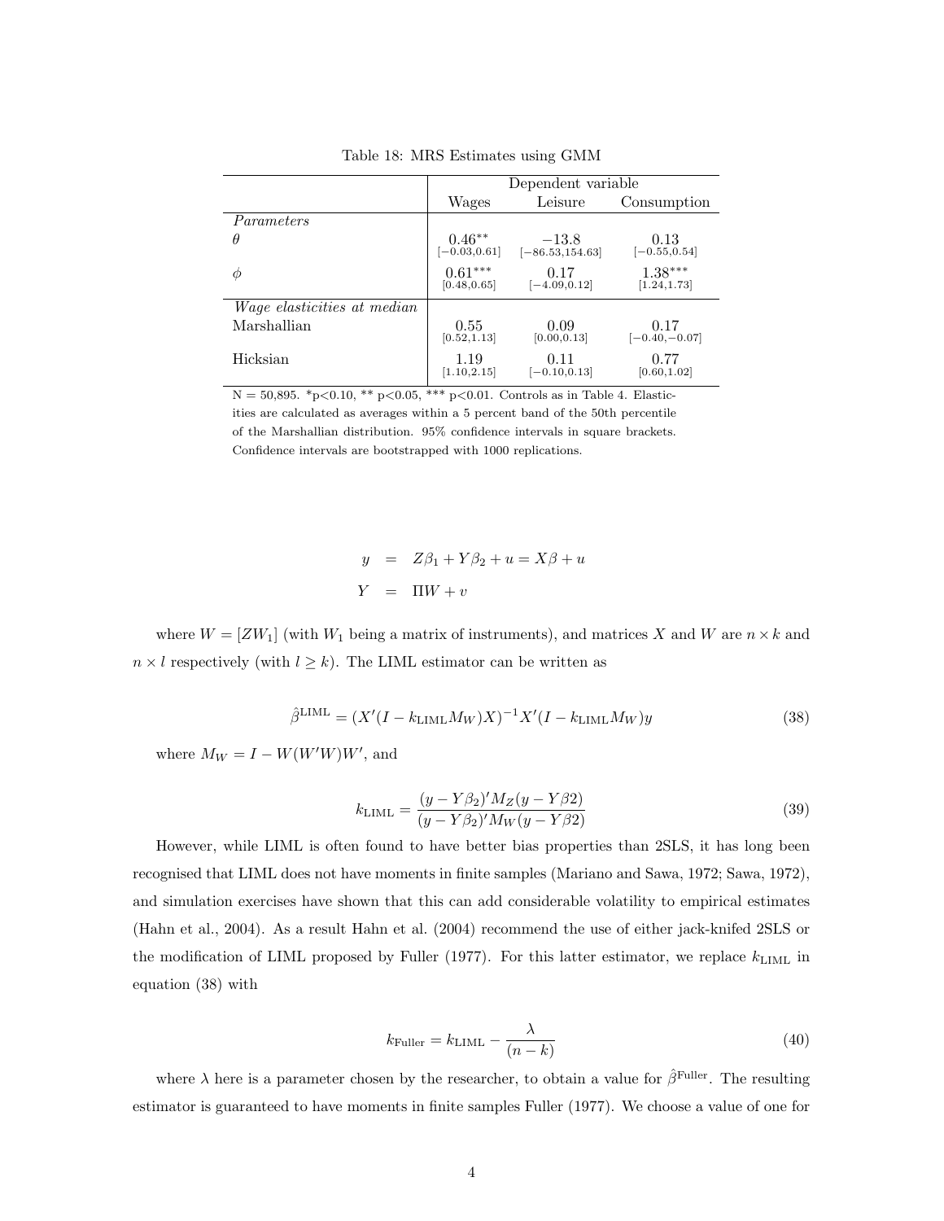Table 18: MRS Estimates using GMM

| | Dependent variable | | |
|---|---|---|---|
| | Wages | Leisure | Consumption |
| *Parameters* | | | |
| $\theta$ | $0.46^{**}$ | $-13.8$ | $0.13$ |
| | $[-0.03,0.61]$ | $[-86.53,154.63]$ | $[-0.55,0.54]$ |
| $\phi$ | $0.61^{***}$ | $0.17$ | $1.38^{***}$ |
| | $[0.48,0.65]$ | $[-4.09,0.12]$ | $[1.24,1.73]$ |
| *Wage elasticities at median* | | | |
| Marshallian | $0.55$ | $0.09$ | $0.17$ |
| | $[0.52,1.13]$ | $[0.00,0.13]$ | $[-0.40,-0.07]$ |
| Hicksian | $1.19$ | $0.11$ | $0.77$ |
| | $[1.10,2.15]$ | $[-0.10,0.13]$ | $[0.60,1.02]$ |

N = 50,895. *p<0.10, ** p<0.05, *** p<0.01. Controls as in Table 4. Elasticities are calculated as averages within a 5 percent band of the 50th percentile of the Marshallian distribution. 95% confidence intervals in square brackets. Confidence intervals are bootstrapped with 1000 replications.

$$
\begin{aligned}
y &= Z\beta_1 + Y\beta_2 + u = X\beta + u \\
Y &= \Pi W + v
\end{aligned}
$$

where $W = [ZW_1]$ (with $W_1$ being a matrix of instruments), and matrices $X$ and $W$ are $n \times k$ and $n \times l$ respectively (with $l \geq k$). The LIML estimator can be written as

$$
\hat{\beta}^{\text{LIML}} = (X'(I - k_{\text{LIML}} M_W)X)^{-1} X'(I - k_{\text{LIML}} M_W)y \tag{38}
$$

where $M_W = I - W(W'W)W'$, and

$$
k_{\text{LIML}} = \frac{(y - Y\beta_2)' M_Z (y - Y\beta 2)}{(y - Y\beta_2)' M_W (y - Y\beta 2)} \tag{39}
$$

However, while LIML is often found to have better bias properties than 2SLS, it has long been recognised that LIML does not have moments in finite samples (Mariano and Sawa, 1972; Sawa, 1972), and simulation exercises have shown that this can add considerable volatility to empirical estimates (Hahn et al., 2004). As a result Hahn et al. (2004) recommend the use of either jack-knifed 2SLS or the modification of LIML proposed by Fuller (1977). For this latter estimator, we replace $k_{\text{LIML}}$ in equation (38) with

$$
k_{\text{Fuller}} = k_{\text{LIML}} - \frac{\lambda}{(n-k)} \tag{40}
$$

where $\lambda$ here is a parameter chosen by the researcher, to obtain a value for $\hat{\beta}^{\text{Fuller}}$. The resulting estimator is guaranteed to have moments in finite samples Fuller (1977). We choose a value of one for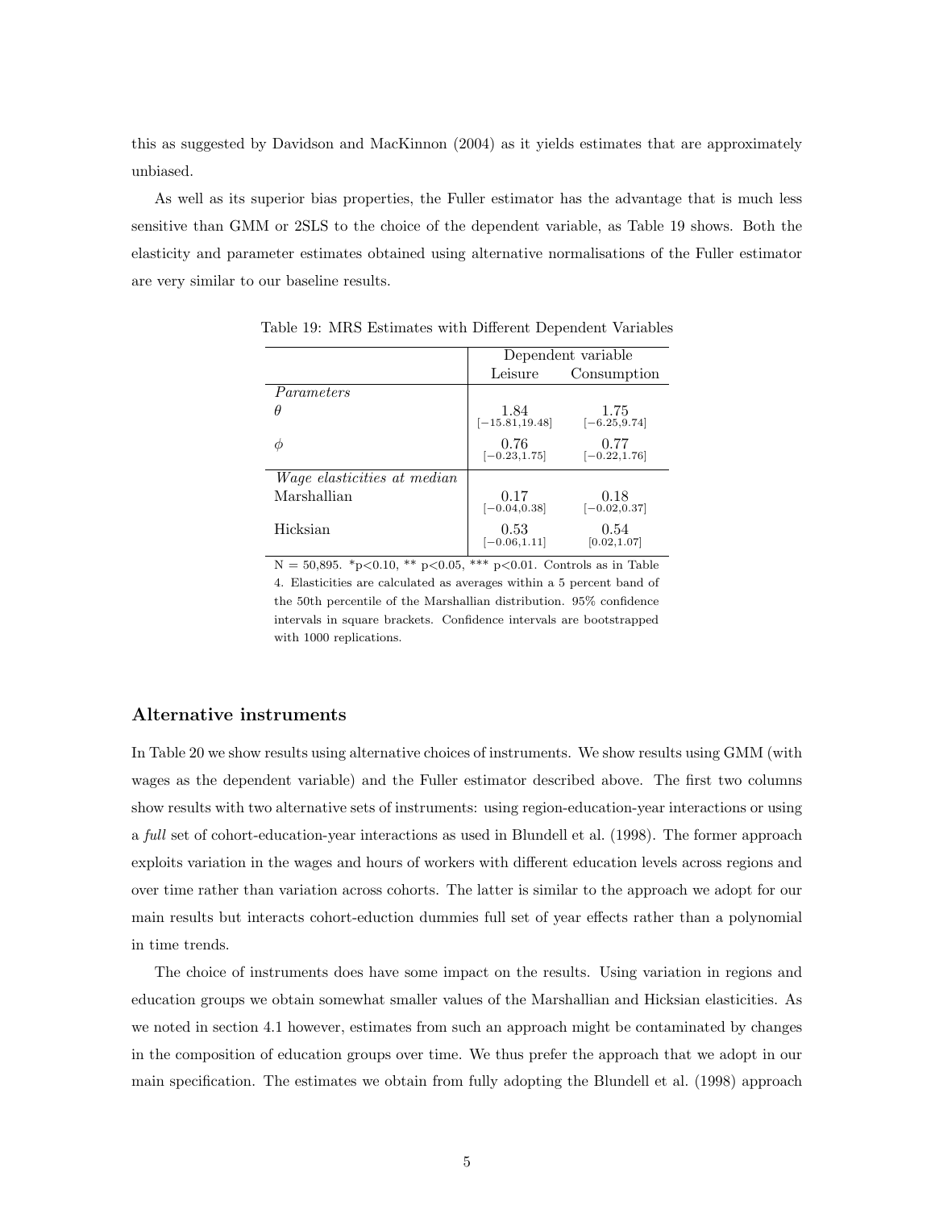this as suggested by Davidson and MacKinnon (2004) as it yields estimates that are approximately unbiased.

As well as its superior bias properties, the Fuller estimator has the advantage that is much less sensitive than GMM or 2SLS to the choice of the dependent variable, as Table 19 shows. Both the elasticity and parameter estimates obtained using alternative normalisations of the Fuller estimator are very similar to our baseline results.

Table 19: MRS Estimates with Different Dependent Variables

| | Dependent variable | |
|---|---|---|
| | Leisure | Consumption |
| *Parameters* | | |
| $\theta$ | 1.84 [−15.81,19.48] | 1.75 [−6.25,9.74] |
| $\phi$ | 0.76 [−0.23,1.75] | 0.77 [−0.22,1.76] |
| *Wage elasticities at median* | | |
| Marshallian | 0.17 [−0.04,0.38] | 0.18 [−0.02,0.37] |
| Hicksian | 0.53 [−0.06,1.11] | 0.54 [0.02,1.07] |

N = 50,895. *p<0.10, ** p<0.05, *** p<0.01. Controls as in Table 4. Elasticities are calculated as averages within a 5 percent band of the 50th percentile of the Marshallian distribution. 95% confidence intervals in square brackets. Confidence intervals are bootstrapped with 1000 replications.

### Alternative instruments

In Table 20 we show results using alternative choices of instruments. We show results using GMM (with wages as the dependent variable) and the Fuller estimator described above. The first two columns show results with two alternative sets of instruments: using region-education-year interactions or using a *full* set of cohort-education-year interactions as used in Blundell et al. (1998). The former approach exploits variation in the wages and hours of workers with different education levels across regions and over time rather than variation across cohorts. The latter is similar to the approach we adopt for our main results but interacts cohort-eduction dummies full set of year effects rather than a polynomial in time trends.

The choice of instruments does have some impact on the results. Using variation in regions and education groups we obtain somewhat smaller values of the Marshallian and Hicksian elasticities. As we noted in section 4.1 however, estimates from such an approach might be contaminated by changes in the composition of education groups over time. We thus prefer the approach that we adopt in our main specification. The estimates we obtain from fully adopting the Blundell et al. (1998) approach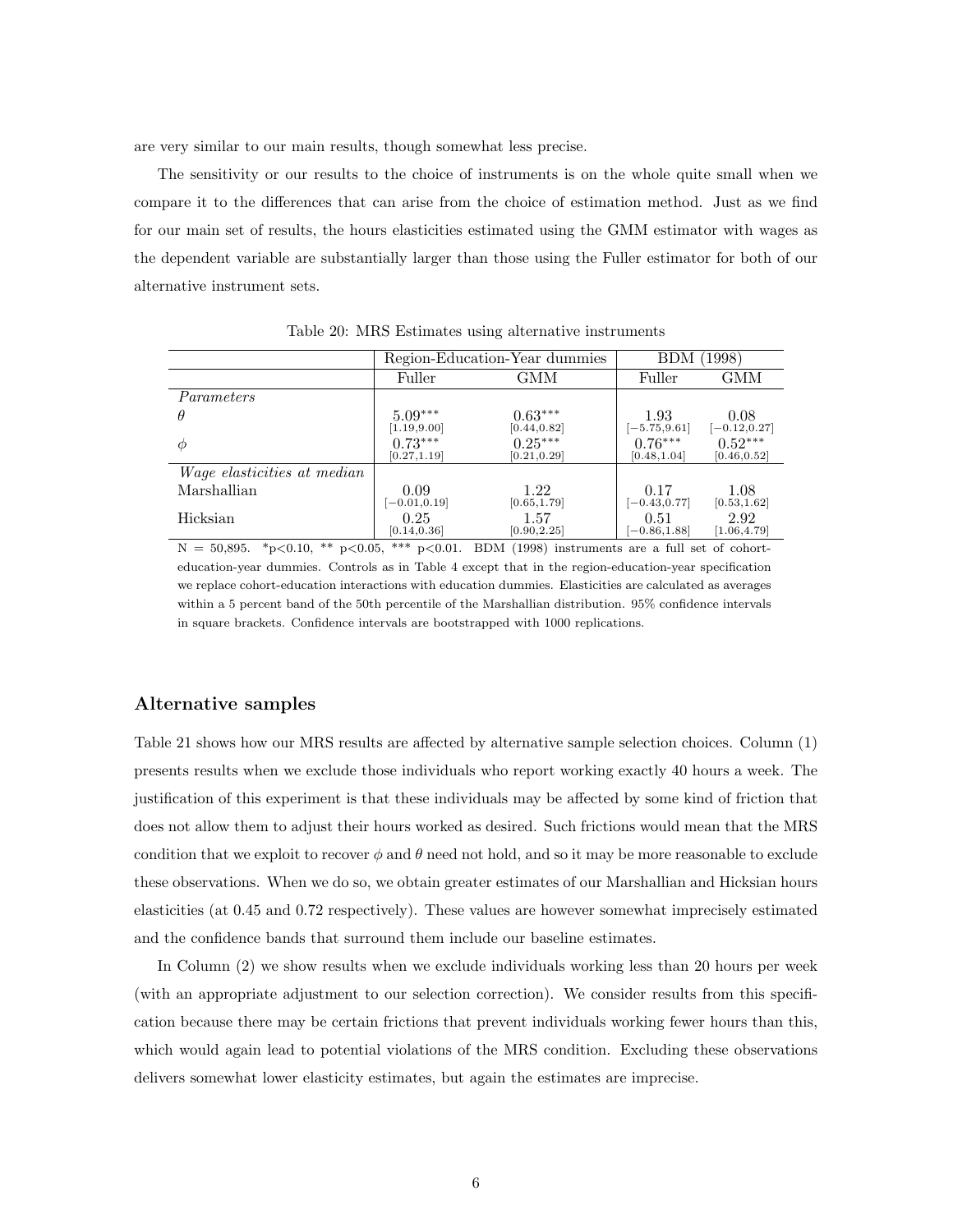are very similar to our main results, though somewhat less precise.

The sensitivity or our results to the choice of instruments is on the whole quite small when we compare it to the differences that can arise from the choice of estimation method. Just as we find for our main set of results, the hours elasticities estimated using the GMM estimator with wages as the dependent variable are substantially larger than those using the Fuller estimator for both of our alternative instrument sets.

Table 20: MRS Estimates using alternative instruments

| | Region-Education-Year dummies | | BDM (1998) | |
|---|---|---|---|---|
| | Fuller | GMM | Fuller | GMM |
| *Parameters* | | | | |
| $\theta$ | $5.09^{***}$ [1.19,9.00] | $0.63^{***}$ [0.44,0.82] | 1.93 [−5.75,9.61] | 0.08 [−0.12,0.27] |
| $\phi$ | $0.73^{***}$ [0.27,1.19] | $0.25^{***}$ [0.21,0.29] | $0.76^{***}$ [0.48,1.04] | $0.52^{***}$ [0.46,0.52] |
| *Wage elasticities at median* | | | | |
| Marshallian | 0.09 [−0.01,0.19] | 1.22 [0.65,1.79] | 0.17 [−0.43,0.77] | 1.08 [0.53,1.62] |
| Hicksian | 0.25 [0.14,0.36] | 1.57 [0.90,2.25] | 0.51 [−0.86,1.88] | 2.92 [1.06,4.79] |

N = 50,895. *p<0.10, ** p<0.05, *** p<0.01. BDM (1998) instruments are a full set of cohort-education-year dummies. Controls as in Table 4 except that in the region-education-year specification we replace cohort-education interactions with education dummies. Elasticities are calculated as averages within a 5 percent band of the 50th percentile of the Marshallian distribution. 95% confidence intervals in square brackets. Confidence intervals are bootstrapped with 1000 replications.

### Alternative samples

Table 21 shows how our MRS results are affected by alternative sample selection choices. Column (1) presents results when we exclude those individuals who report working exactly 40 hours a week. The justification of this experiment is that these individuals may be affected by some kind of friction that does not allow them to adjust their hours worked as desired. Such frictions would mean that the MRS condition that we exploit to recover $\phi$ and $\theta$ need not hold, and so it may be more reasonable to exclude these observations. When we do so, we obtain greater estimates of our Marshallian and Hicksian hours elasticities (at 0.45 and 0.72 respectively). These values are however somewhat imprecisely estimated and the confidence bands that surround them include our baseline estimates.

In Column (2) we show results when we exclude individuals working less than 20 hours per week (with an appropriate adjustment to our selection correction). We consider results from this specification because there may be certain frictions that prevent individuals working fewer hours than this, which would again lead to potential violations of the MRS condition. Excluding these observations delivers somewhat lower elasticity estimates, but again the estimates are imprecise.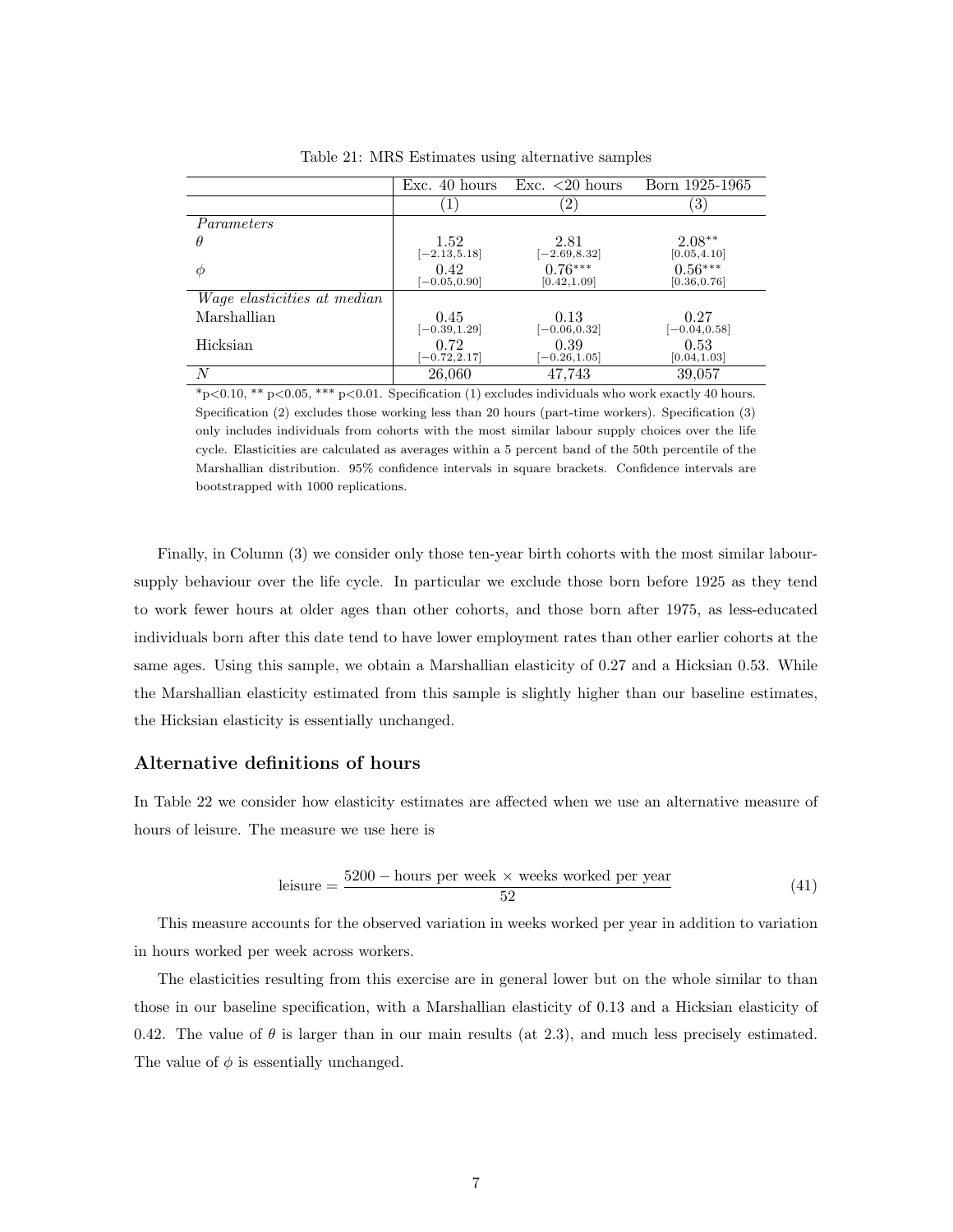Table 21: MRS Estimates using alternative samples

| | Exc. 40 hours | Exc. <20 hours | Born 1925-1965 |
|---|---|---|---|
| | (1) | (2) | (3) |
| *Parameters* | | | |
| $\theta$ | 1.52 | 2.81 | 2.08** |
| | [−2.13,5.18] | [−2.69,8.32] | [0.05,4.10] |
| $\phi$ | 0.42 | 0.76*** | 0.56*** |
| | [−0.05,0.90] | [0.42,1.09] | [0.36,0.76] |
| *Wage elasticities at median* | | | |
| Marshallian | 0.45 | 0.13 | 0.27 |
| | [−0.39,1.29] | [−0.06,0.32] | [−0.04,0.58] |
| Hicksian | 0.72 | 0.39 | 0.53 |
| | [−0.72,2.17] | [−0.26,1.05] | [0.04,1.03] |
| $N$ | 26,060 | 47,743 | 39,057 |

*p<0.10, ** p<0.05, *** p<0.01. Specification (1) excludes individuals who work exactly 40 hours. Specification (2) excludes those working less than 20 hours (part-time workers). Specification (3) only includes individuals from cohorts with the most similar labour supply choices over the life cycle. Elasticities are calculated as averages within a 5 percent band of the 50th percentile of the Marshallian distribution. 95% confidence intervals in square brackets. Confidence intervals are bootstrapped with 1000 replications.

Finally, in Column (3) we consider only those ten-year birth cohorts with the most similar labour-supply behaviour over the life cycle. In particular we exclude those born before 1925 as they tend to work fewer hours at older ages than other cohorts, and those born after 1975, as less-educated individuals born after this date tend to have lower employment rates than other earlier cohorts at the same ages. Using this sample, we obtain a Marshallian elasticity of 0.27 and a Hicksian 0.53. While the Marshallian elasticity estimated from this sample is slightly higher than our baseline estimates, the Hicksian elasticity is essentially unchanged.

### Alternative definitions of hours

In Table 22 we consider how elasticity estimates are affected when we use an alternative measure of hours of leisure. The measure we use here is

$$\text{leisure} = \frac{5200 - \text{hours per week} \times \text{weeks worked per year}}{52} \tag{41}$$

This measure accounts for the observed variation in weeks worked per year in addition to variation in hours worked per week across workers.

The elasticities resulting from this exercise are in general lower but on the whole similar to than those in our baseline specification, with a Marshallian elasticity of 0.13 and a Hicksian elasticity of 0.42. The value of $\theta$ is larger than in our main results (at 2.3), and much less precisely estimated. The value of $\phi$ is essentially unchanged.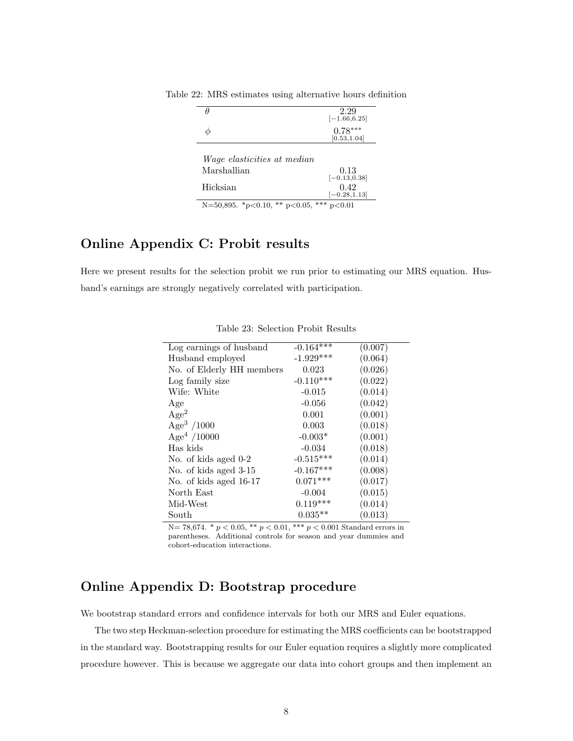Table 22: MRS estimates using alternative hours definition

| | |
|---|---|
| $\theta$ | 2.29 [−1.66,6.25] |
| $\phi$ | 0.78*** [0.53,1.04] |
| *Wage elasticities at median* | |
| Marshallian | 0.13 [−0.13,0.38] |
| Hicksian | 0.42 [−0.28,1.13] |

N=50,895. *p<0.10, ** p<0.05, *** p<0.01

## Online Appendix C: Probit results

Here we present results for the selection probit we run prior to estimating our MRS equation. Husband's earnings are strongly negatively correlated with participation.

Table 23: Selection Probit Results

| | | |
|---|---|---|
| Log earnings of husband | -0.164*** | (0.007) |
| Husband employed | -1.929*** | (0.064) |
| No. of Elderly HH members | 0.023 | (0.026) |
| Log family size | -0.110*** | (0.022) |
| Wife: White | -0.015 | (0.014) |
| Age | -0.056 | (0.042) |
| $\text{Age}^2$ | 0.001 | (0.001) |
| $\text{Age}^3$ /1000 | 0.003 | (0.018) |
| $\text{Age}^4$ /10000 | -0.003* | (0.001) |
| Has kids | -0.034 | (0.018) |
| No. of kids aged 0-2 | -0.515*** | (0.014) |
| No. of kids aged 3-15 | -0.167*** | (0.008) |
| No. of kids aged 16-17 | 0.071*** | (0.017) |
| North East | -0.004 | (0.015) |
| Mid-West | 0.119*** | (0.014) |
| South | 0.035** | (0.013) |

N= 78,674. * $p < 0.05$, ** $p < 0.01$, *** $p < 0.001$ Standard errors in parentheses. Additional controls for season and year dummies and cohort-education interactions.

## Online Appendix D: Bootstrap procedure

We bootstrap standard errors and confidence intervals for both our MRS and Euler equations.

The two step Heckman-selection procedure for estimating the MRS coefficients can be bootstrapped in the standard way. Bootstrapping results for our Euler equation requires a slightly more complicated procedure however. This is because we aggregate our data into cohort groups and then implement an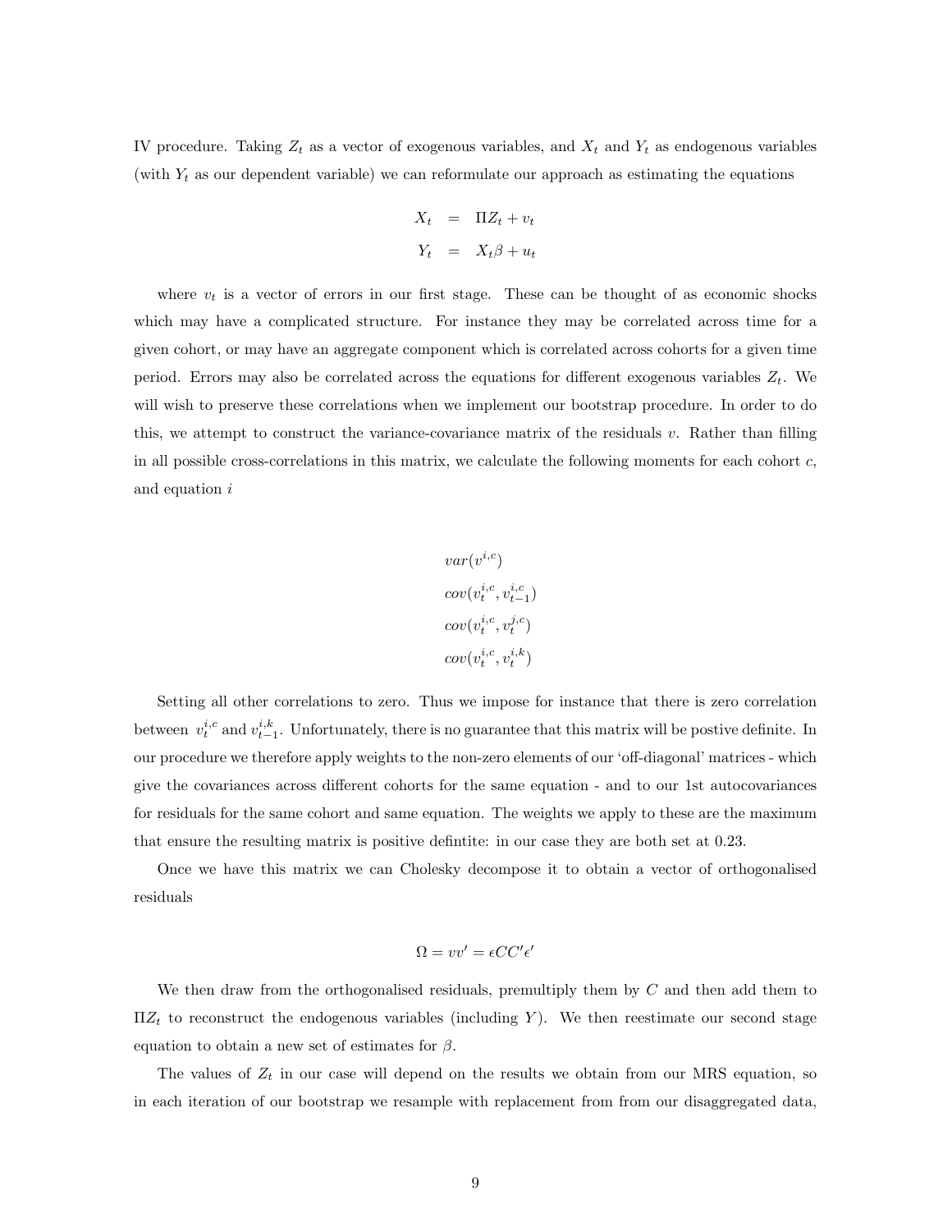IV procedure. Taking $Z_t$ as a vector of exogenous variables, and $X_t$ and $Y_t$ as endogenous variables (with $Y_t$ as our dependent variable) we can reformulate our approach as estimating the equations

$$
\begin{aligned}
X_t &= \Pi Z_t + v_t \\
Y_t &= X_t \beta + u_t
\end{aligned}
$$

where $v_t$ is a vector of errors in our first stage. These can be thought of as economic shocks which may have a complicated structure. For instance they may be correlated across time for a given cohort, or may have an aggregate component which is correlated across cohorts for a given time period. Errors may also be correlated across the equations for different exogenous variables $Z_t$. We will wish to preserve these correlations when we implement our bootstrap procedure. In order to do this, we attempt to construct the variance-covariance matrix of the residuals $v$. Rather than filling in all possible cross-correlations in this matrix, we calculate the following moments for each cohort $c$, and equation $i$

$$
\begin{aligned}
&var(v^{i,c}) \\
&cov(v_t^{i,c}, v_{t-1}^{i,c}) \\
&cov(v_t^{i,c}, v_t^{j,c}) \\
&cov(v_t^{i,c}, v_t^{i,k})
\end{aligned}
$$

Setting all other correlations to zero. Thus we impose for instance that there is zero correlation between $v_t^{i,c}$ and $v_{t-1}^{i,k}$. Unfortunately, there is no guarantee that this matrix will be postive definite. In our procedure we therefore apply weights to the non-zero elements of our 'off-diagonal' matrices - which give the covariances across different cohorts for the same equation - and to our 1st autocovariances for residuals for the same cohort and same equation. The weights we apply to these are the maximum that ensure the resulting matrix is positive defintite: in our case they are both set at 0.23.

Once we have this matrix we can Cholesky decompose it to obtain a vector of orthogonalised residuals

$$
\Omega = vv' = \epsilon C C' \epsilon'
$$

We then draw from the orthogonalised residuals, premultiply them by $C$ and then add them to $\Pi Z_t$ to reconstruct the endogenous variables (including $Y$). We then reestimate our second stage equation to obtain a new set of estimates for $\beta$.

The values of $Z_t$ in our case will depend on the results we obtain from our MRS equation, so in each iteration of our bootstrap we resample with replacement from from our disaggregated data,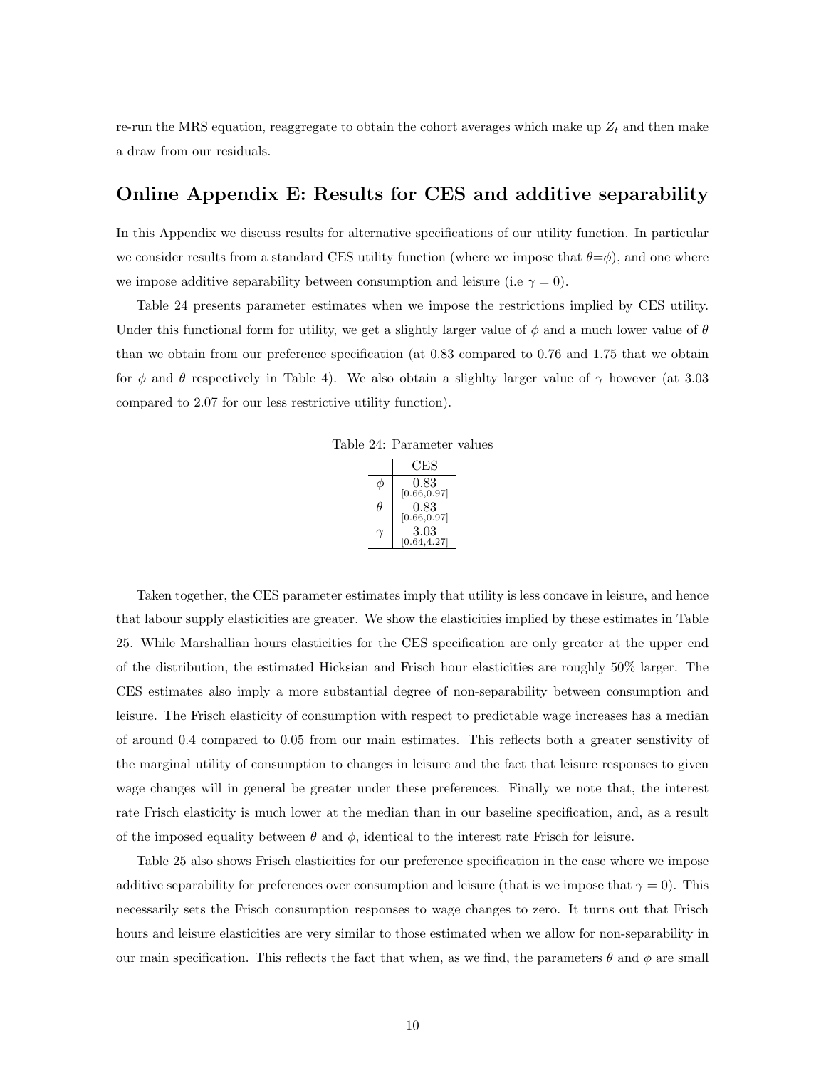re-run the MRS equation, reaggregate to obtain the cohort averages which make up $Z_t$ and then make a draw from our residuals.

## Online Appendix E: Results for CES and additive separability

In this Appendix we discuss results for alternative specifications of our utility function. In particular we consider results from a standard CES utility function (where we impose that $\theta$=$\phi$), and one where we impose additive separability between consumption and leisure (i.e $\gamma = 0$).

Table 24 presents parameter estimates when we impose the restrictions implied by CES utility. Under this functional form for utility, we get a slightly larger value of $\phi$ and a much lower value of $\theta$ than we obtain from our preference specification (at 0.83 compared to 0.76 and 1.75 that we obtain for $\phi$ and $\theta$ respectively in Table 4). We also obtain a slighlty larger value of $\gamma$ however (at 3.03 compared to 2.07 for our less restrictive utility function).

Table 24: Parameter values

| | CES |
|---|---|
| $\phi$ | 0.83 [0.66,0.97] |
| $\theta$ | 0.83 [0.66,0.97] |
| $\gamma$ | 3.03 [0.64,4.27] |

Taken together, the CES parameter estimates imply that utility is less concave in leisure, and hence that labour supply elasticities are greater. We show the elasticities implied by these estimates in Table 25. While Marshallian hours elasticities for the CES specification are only greater at the upper end of the distribution, the estimated Hicksian and Frisch hour elasticities are roughly 50% larger. The CES estimates also imply a more substantial degree of non-separability between consumption and leisure. The Frisch elasticity of consumption with respect to predictable wage increases has a median of around 0.4 compared to 0.05 from our main estimates. This reflects both a greater senstivity of the marginal utility of consumption to changes in leisure and the fact that leisure responses to given wage changes will in general be greater under these preferences. Finally we note that, the interest rate Frisch elasticity is much lower at the median than in our baseline specification, and, as a result of the imposed equality between $\theta$ and $\phi$, identical to the interest rate Frisch for leisure.

Table 25 also shows Frisch elasticities for our preference specification in the case where we impose additive separability for preferences over consumption and leisure (that is we impose that $\gamma = 0$). This necessarily sets the Frisch consumption responses to wage changes to zero. It turns out that Frisch hours and leisure elasticities are very similar to those estimated when we allow for non-separability in our main specification. This reflects the fact that when, as we find, the parameters $\theta$ and $\phi$ are small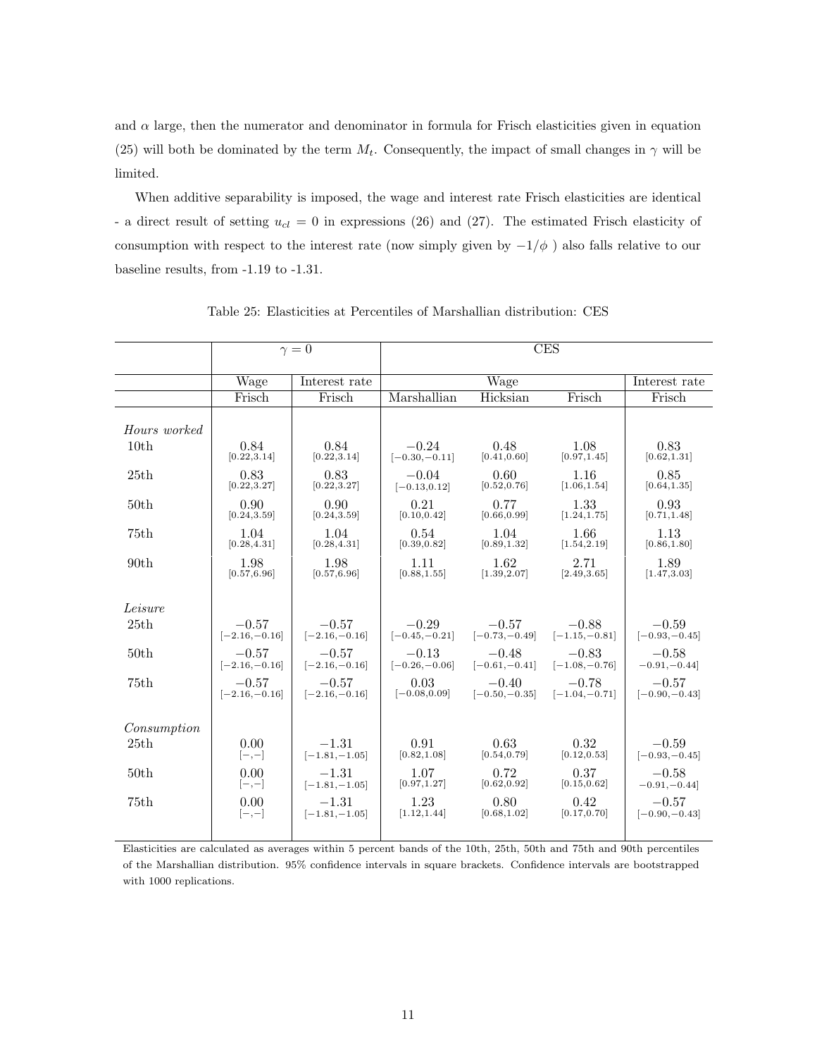and $\alpha$ large, then the numerator and denominator in formula for Frisch elasticities given in equation (25) will both be dominated by the term $M_t$. Consequently, the impact of small changes in $\gamma$ will be limited.

When additive separability is imposed, the wage and interest rate Frisch elasticities are identical - a direct result of setting $u_{cl} = 0$ in expressions (26) and (27). The estimated Frisch elasticity of consumption with respect to the interest rate (now simply given by $-1/\phi$ ) also falls relative to our baseline results, from -1.19 to -1.31.

Table 25: Elasticities at Percentiles of Marshallian distribution: CES

| | $\gamma = 0$ | | CES | | | |
|---|---|---|---|---|---|---|
| | Wage | Interest rate | Wage | | | Interest rate |
| | Frisch | Frisch | Marshallian | Hicksian | Frisch | Frisch |
| *Hours worked* | | | | | | |
| 10th | 0.84 [0.22,3.14] | 0.84 [0.22,3.14] | −0.24 [−0.30,−0.11] | 0.48 [0.41,0.60] | 1.08 [0.97,1.45] | 0.83 [0.62,1.31] |
| 25th | 0.83 [0.22,3.27] | 0.83 [0.22,3.27] | −0.04 [−0.13,0.12] | 0.60 [0.52,0.76] | 1.16 [1.06,1.54] | 0.85 [0.64,1.35] |
| 50th | 0.90 [0.24,3.59] | 0.90 [0.24,3.59] | 0.21 [0.10,0.42] | 0.77 [0.66,0.99] | 1.33 [1.24,1.75] | 0.93 [0.71,1.48] |
| 75th | 1.04 [0.28,4.31] | 1.04 [0.28,4.31] | 0.54 [0.39,0.82] | 1.04 [0.89,1.32] | 1.66 [1.54,2.19] | 1.13 [0.86,1.80] |
| 90th | 1.98 [0.57,6.96] | 1.98 [0.57,6.96] | 1.11 [0.88,1.55] | 1.62 [1.39,2.07] | 2.71 [2.49,3.65] | 1.89 [1.47,3.03] |
| *Leisure* | | | | | | |
| 25th | −0.57 [−2.16,−0.16] | −0.57 [−2.16,−0.16] | −0.29 [−0.45,−0.21] | −0.57 [−0.73,−0.49] | −0.88 [−1.15,−0.81] | −0.59 [−0.93,−0.45] |
| 50th | −0.57 [−2.16,−0.16] | −0.57 [−2.16,−0.16] | −0.13 [−0.26,−0.06] | −0.48 [−0.61,−0.41] | −0.83 [−1.08,−0.76] | −0.58 −0.91,−0.44] |
| 75th | −0.57 [−2.16,−0.16] | −0.57 [−2.16,−0.16] | 0.03 [−0.08,0.09] | −0.40 [−0.50,−0.35] | −0.78 [−1.04,−0.71] | −0.57 [−0.90,−0.43] |
| *Consumption* | | | | | | |
| 25th | 0.00 [−,−] | −1.31 [−1.81,−1.05] | 0.91 [0.82,1.08] | 0.63 [0.54,0.79] | 0.32 [0.12,0.53] | −0.59 [−0.93,−0.45] |
| 50th | 0.00 [−,−] | −1.31 [−1.81,−1.05] | 1.07 [0.97,1.27] | 0.72 [0.62,0.92] | 0.37 [0.15,0.62] | −0.58 −0.91,−0.44] |
| 75th | 0.00 [−,−] | −1.31 [−1.81,−1.05] | 1.23 [1.12,1.44] | 0.80 [0.68,1.02] | 0.42 [0.17,0.70] | −0.57 [−0.90,−0.43] |

Elasticities are calculated as averages within 5 percent bands of the 10th, 25th, 50th and 75th and 90th percentiles of the Marshallian distribution. 95% confidence intervals in square brackets. Confidence intervals are bootstrapped with 1000 replications.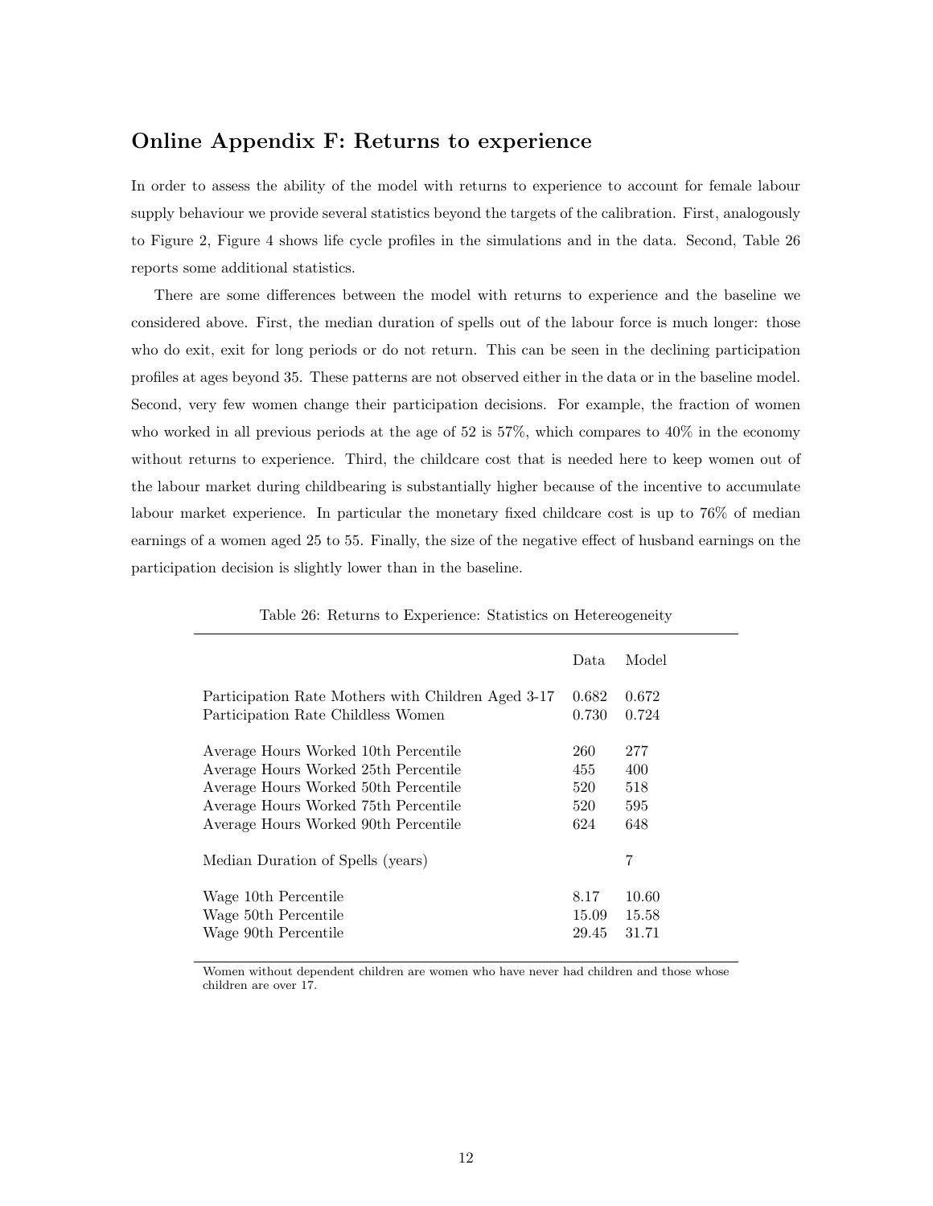## Online Appendix F: Returns to experience

In order to assess the ability of the model with returns to experience to account for female labour supply behaviour we provide several statistics beyond the targets of the calibration. First, analogously to Figure 2, Figure 4 shows life cycle profiles in the simulations and in the data. Second, Table 26 reports some additional statistics.

There are some differences between the model with returns to experience and the baseline we considered above. First, the median duration of spells out of the labour force is much longer: those who do exit, exit for long periods or do not return. This can be seen in the declining participation profiles at ages beyond 35. These patterns are not observed either in the data or in the baseline model. Second, very few women change their participation decisions. For example, the fraction of women who worked in all previous periods at the age of 52 is 57%, which compares to 40% in the economy without returns to experience. Third, the childcare cost that is needed here to keep women out of the labour market during childbearing is substantially higher because of the incentive to accumulate labour market experience. In particular the monetary fixed childcare cost is up to 76% of median earnings of a women aged 25 to 55. Finally, the size of the negative effect of husband earnings on the participation decision is slightly lower than in the baseline.

Table 26: Returns to Experience: Statistics on Hetereogeneity

| | Data | Model |
|---|---|---|
| Participation Rate Mothers with Children Aged 3-17 | 0.682 | 0.672 |
| Participation Rate Childless Women | 0.730 | 0.724 |
| Average Hours Worked 10th Percentile | 260 | 277 |
| Average Hours Worked 25th Percentile | 455 | 400 |
| Average Hours Worked 50th Percentile | 520 | 518 |
| Average Hours Worked 75th Percentile | 520 | 595 |
| Average Hours Worked 90th Percentile | 624 | 648 |
| Median Duration of Spells (years) | | 7 |
| Wage 10th Percentile | 8.17 | 10.60 |
| Wage 50th Percentile | 15.09 | 15.58 |
| Wage 90th Percentile | 29.45 | 31.71 |

Women without dependent children are women who have never had children and those whose children are over 17.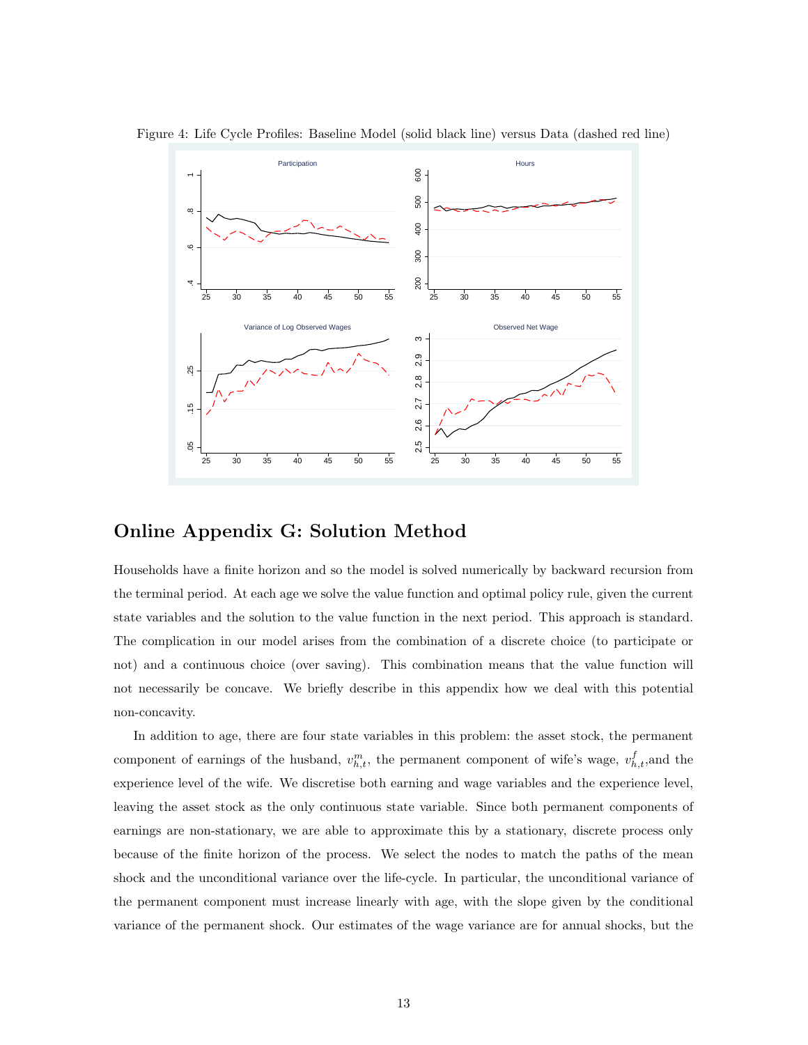Figure 4: Life Cycle Profiles: Baseline Model (solid black line) versus Data (dashed red line)

# Online Appendix G: Solution Method

Households have a finite horizon and so the model is solved numerically by backward recursion from the terminal period. At each age we solve the value function and optimal policy rule, given the current state variables and the solution to the value function in the next period. This approach is standard. The complication in our model arises from the combination of a discrete choice (to participate or not) and a continuous choice (over saving). This combination means that the value function will not necessarily be concave. We briefly describe in this appendix how we deal with this potential non-concavity.

In addition to age, there are four state variables in this problem: the asset stock, the permanent component of earnings of the husband, $v^m_{h,t}$, the permanent component of wife's wage, $v^f_{h,t}$,and the experience level of the wife. We discretise both earning and wage variables and the experience level, leaving the asset stock as the only continuous state variable. Since both permanent components of earnings are non-stationary, we are able to approximate this by a stationary, discrete process only because of the finite horizon of the process. We select the nodes to match the paths of the mean shock and the unconditional variance over the life-cycle. In particular, the unconditional variance of the permanent component must increase linearly with age, with the slope given by the conditional variance of the permanent shock. Our estimates of the wage variance are for annual shocks, but the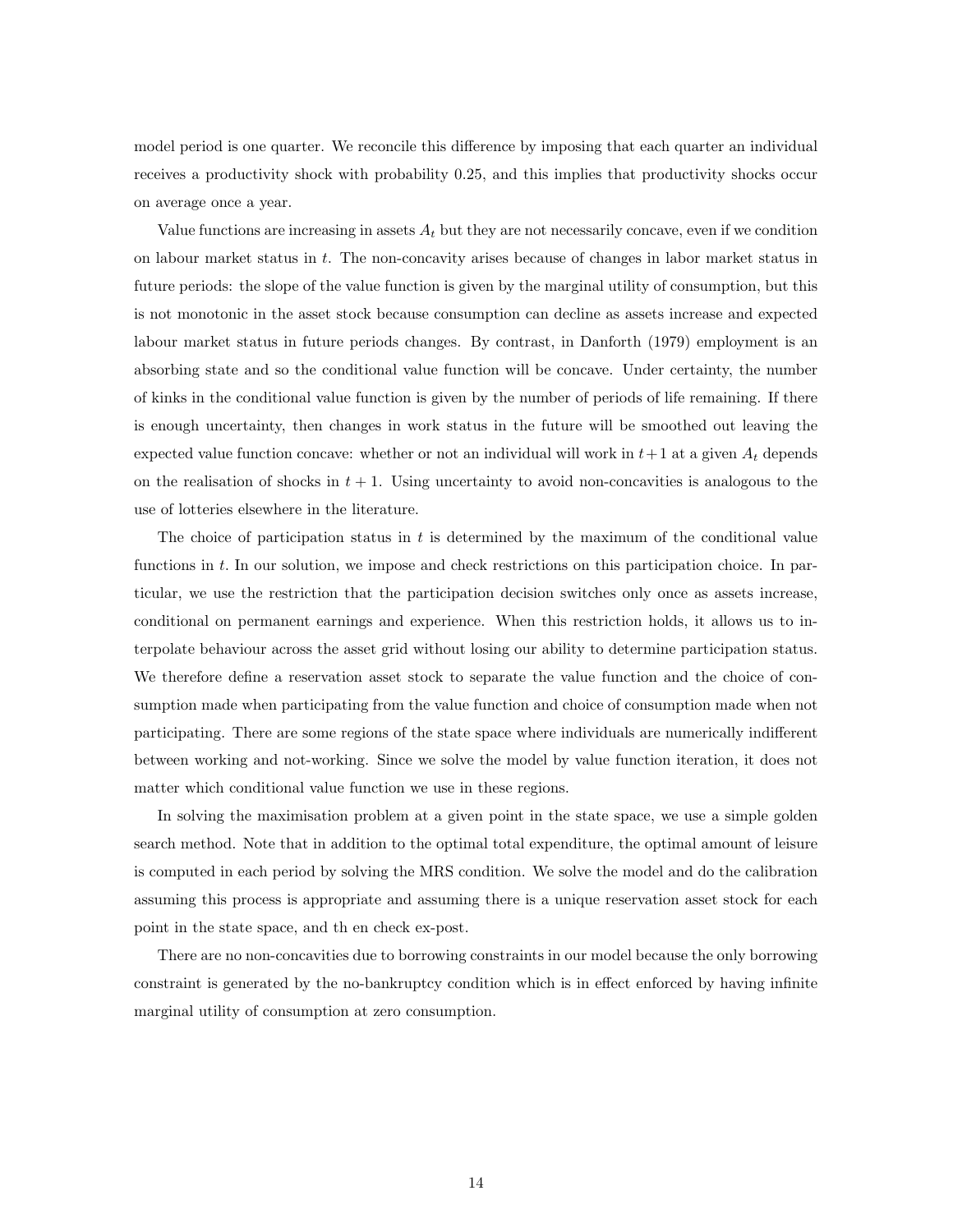model period is one quarter. We reconcile this difference by imposing that each quarter an individual receives a productivity shock with probability 0.25, and this implies that productivity shocks occur on average once a year.

Value functions are increasing in assets $A_t$ but they are not necessarily concave, even if we condition on labour market status in $t$. The non-concavity arises because of changes in labor market status in future periods: the slope of the value function is given by the marginal utility of consumption, but this is not monotonic in the asset stock because consumption can decline as assets increase and expected labour market status in future periods changes. By contrast, in Danforth (1979) employment is an absorbing state and so the conditional value function will be concave. Under certainty, the number of kinks in the conditional value function is given by the number of periods of life remaining. If there is enough uncertainty, then changes in work status in the future will be smoothed out leaving the expected value function concave: whether or not an individual will work in $t+1$ at a given $A_t$ depends on the realisation of shocks in $t+1$. Using uncertainty to avoid non-concavities is analogous to the use of lotteries elsewhere in the literature.

The choice of participation status in $t$ is determined by the maximum of the conditional value functions in $t$. In our solution, we impose and check restrictions on this participation choice. In particular, we use the restriction that the participation decision switches only once as assets increase, conditional on permanent earnings and experience. When this restriction holds, it allows us to interpolate behaviour across the asset grid without losing our ability to determine participation status. We therefore define a reservation asset stock to separate the value function and the choice of consumption made when participating from the value function and choice of consumption made when not participating. There are some regions of the state space where individuals are numerically indifferent between working and not-working. Since we solve the model by value function iteration, it does not matter which conditional value function we use in these regions.

In solving the maximisation problem at a given point in the state space, we use a simple golden search method. Note that in addition to the optimal total expenditure, the optimal amount of leisure is computed in each period by solving the MRS condition. We solve the model and do the calibration assuming this process is appropriate and assuming there is a unique reservation asset stock for each point in the state space, and th en check ex-post.

There are no non-concavities due to borrowing constraints in our model because the only borrowing constraint is generated by the no-bankruptcy condition which is in effect enforced by having infinite marginal utility of consumption at zero consumption.